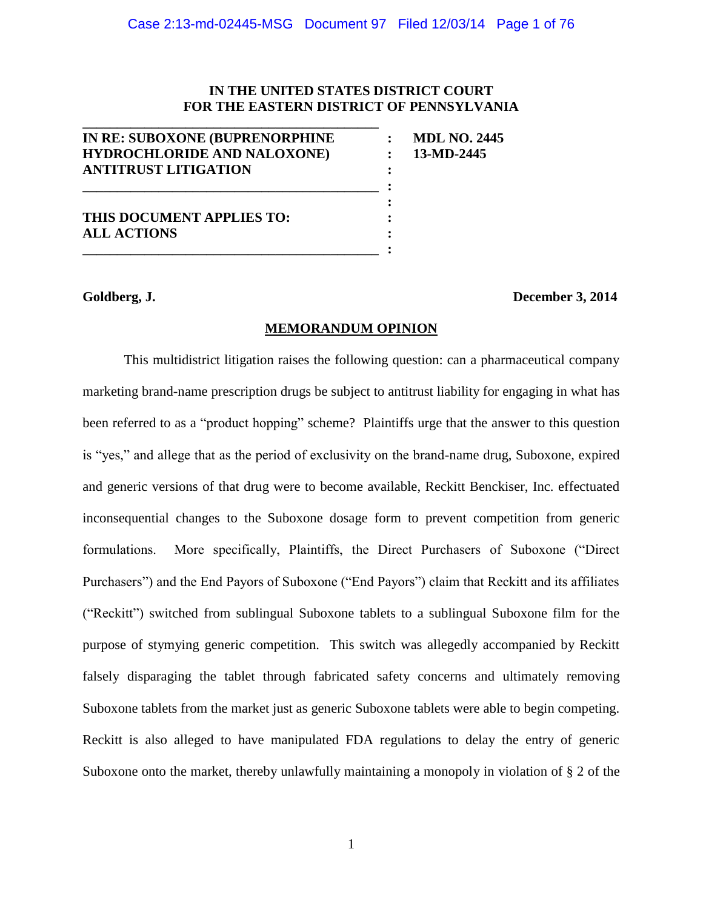**IN THE UNITED STATES DISTRICT COURT**
**FOR THE EASTERN DISTRICT OF PENNSYLVANIA**

| | | |
|---|---|---|
| **IN RE: SUBOXONE (BUPRENORPHINE HYDROCHLORIDE AND NALOXONE) ANTITRUST LITIGATION** | : | **MDL NO. 2445** **13-MD-2445** |
| **THIS DOCUMENT APPLIES TO: ALL ACTIONS** | : | |

**Goldberg, J.** **December 3, 2014**

**MEMORANDUM OPINION**

This multidistrict litigation raises the following question: can a pharmaceutical company marketing brand-name prescription drugs be subject to antitrust liability for engaging in what has been referred to as a "product hopping" scheme? Plaintiffs urge that the answer to this question is "yes," and allege that as the period of exclusivity on the brand-name drug, Suboxone, expired and generic versions of that drug were to become available, Reckitt Benckiser, Inc. effectuated inconsequential changes to the Suboxone dosage form to prevent competition from generic formulations. More specifically, Plaintiffs, the Direct Purchasers of Suboxone ("Direct Purchasers") and the End Payors of Suboxone ("End Payors") claim that Reckitt and its affiliates ("Reckitt") switched from sublingual Suboxone tablets to a sublingual Suboxone film for the purpose of stymying generic competition. This switch was allegedly accompanied by Reckitt falsely disparaging the tablet through fabricated safety concerns and ultimately removing Suboxone tablets from the market just as generic Suboxone tablets were able to begin competing. Reckitt is also alleged to have manipulated FDA regulations to delay the entry of generic Suboxone onto the market, thereby unlawfully maintaining a monopoly in violation of § 2 of the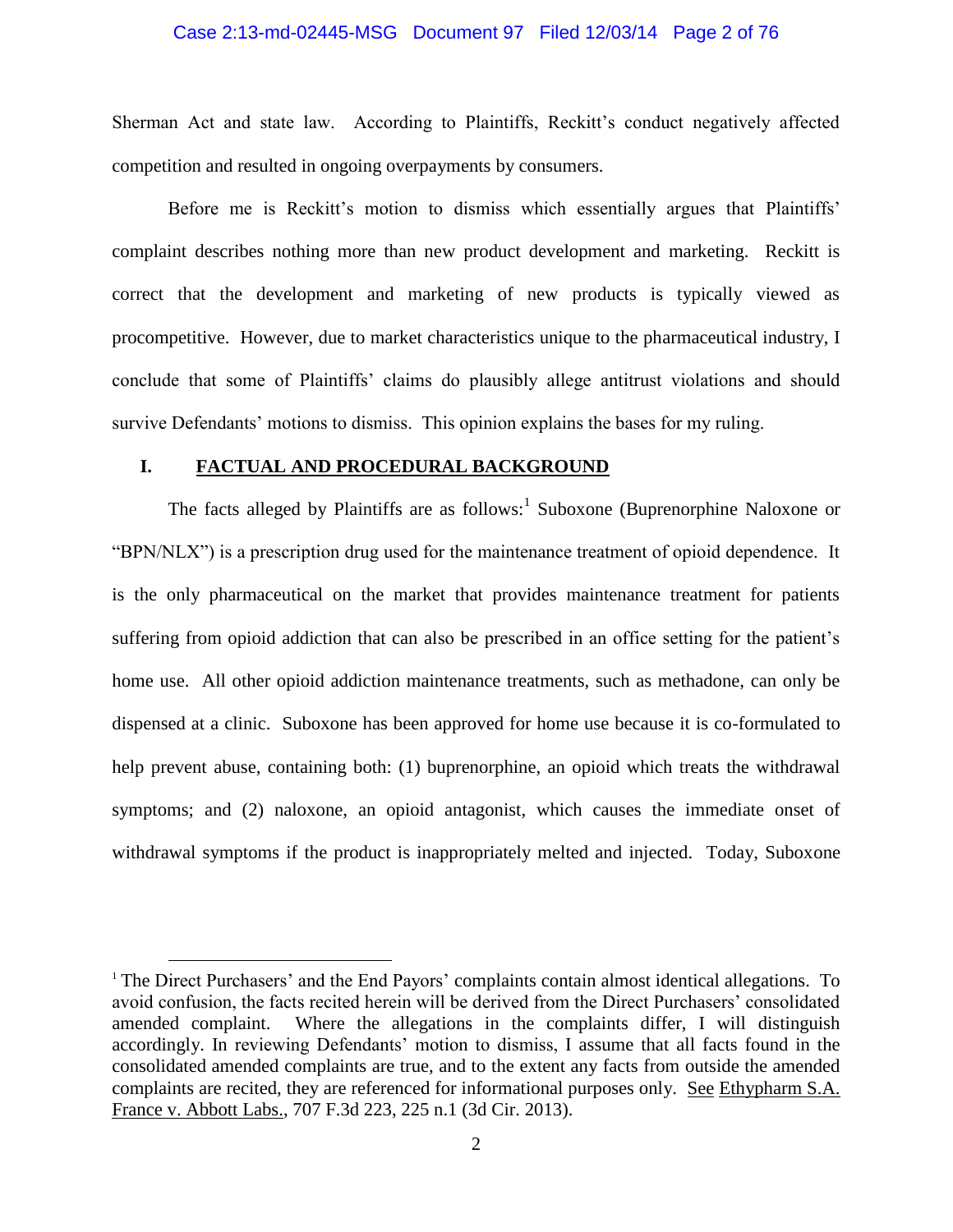Sherman Act and state law. According to Plaintiffs, Reckitt's conduct negatively affected competition and resulted in ongoing overpayments by consumers.

Before me is Reckitt's motion to dismiss which essentially argues that Plaintiffs' complaint describes nothing more than new product development and marketing. Reckitt is correct that the development and marketing of new products is typically viewed as procompetitive. However, due to market characteristics unique to the pharmaceutical industry, I conclude that some of Plaintiffs' claims do plausibly allege antitrust violations and should survive Defendants' motions to dismiss. This opinion explains the bases for my ruling.

## I. FACTUAL AND PROCEDURAL BACKGROUND

The facts alleged by Plaintiffs are as follows:[1] Suboxone (Buprenorphine Naloxone or "BPN/NLX") is a prescription drug used for the maintenance treatment of opioid dependence. It is the only pharmaceutical on the market that provides maintenance treatment for patients suffering from opioid addiction that can also be prescribed in an office setting for the patient's home use. All other opioid addiction maintenance treatments, such as methadone, can only be dispensed at a clinic. Suboxone has been approved for home use because it is co-formulated to help prevent abuse, containing both: (1) buprenorphine, an opioid which treats the withdrawal symptoms; and (2) naloxone, an opioid antagonist, which causes the immediate onset of withdrawal symptoms if the product is inappropriately melted and injected. Today, Suboxone

[1] The Direct Purchasers' and the End Payors' complaints contain almost identical allegations. To avoid confusion, the facts recited herein will be derived from the Direct Purchasers' consolidated amended complaint. Where the allegations in the complaints differ, I will distinguish accordingly. In reviewing Defendants' motion to dismiss, I assume that all facts found in the consolidated amended complaints are true, and to the extent any facts from outside the amended complaints are recited, they are referenced for informational purposes only. See Ethypharm S.A. France v. Abbott Labs., 707 F.3d 223, 225 n.1 (3d Cir. 2013).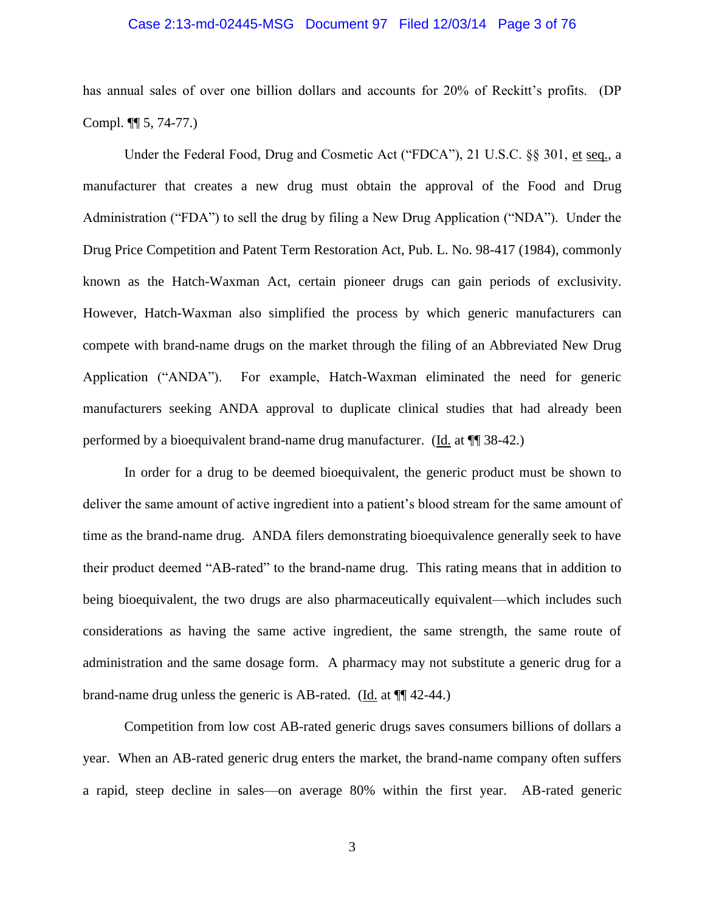has annual sales of over one billion dollars and accounts for 20% of Reckitt's profits. (DP Compl. ¶¶ 5, 74-77.)

Under the Federal Food, Drug and Cosmetic Act ("FDCA"), 21 U.S.C. §§ 301, et seq., a manufacturer that creates a new drug must obtain the approval of the Food and Drug Administration ("FDA") to sell the drug by filing a New Drug Application ("NDA"). Under the Drug Price Competition and Patent Term Restoration Act, Pub. L. No. 98-417 (1984), commonly known as the Hatch-Waxman Act, certain pioneer drugs can gain periods of exclusivity. However, Hatch-Waxman also simplified the process by which generic manufacturers can compete with brand-name drugs on the market through the filing of an Abbreviated New Drug Application ("ANDA"). For example, Hatch-Waxman eliminated the need for generic manufacturers seeking ANDA approval to duplicate clinical studies that had already been performed by a bioequivalent brand-name drug manufacturer. (Id. at ¶¶ 38-42.)

In order for a drug to be deemed bioequivalent, the generic product must be shown to deliver the same amount of active ingredient into a patient's blood stream for the same amount of time as the brand-name drug. ANDA filers demonstrating bioequivalence generally seek to have their product deemed "AB-rated" to the brand-name drug. This rating means that in addition to being bioequivalent, the two drugs are also pharmaceutically equivalent—which includes such considerations as having the same active ingredient, the same strength, the same route of administration and the same dosage form. A pharmacy may not substitute a generic drug for a brand-name drug unless the generic is AB-rated. (Id. at ¶¶ 42-44.)

Competition from low cost AB-rated generic drugs saves consumers billions of dollars a year. When an AB-rated generic drug enters the market, the brand-name company often suffers a rapid, steep decline in sales—on average 80% within the first year. AB-rated generic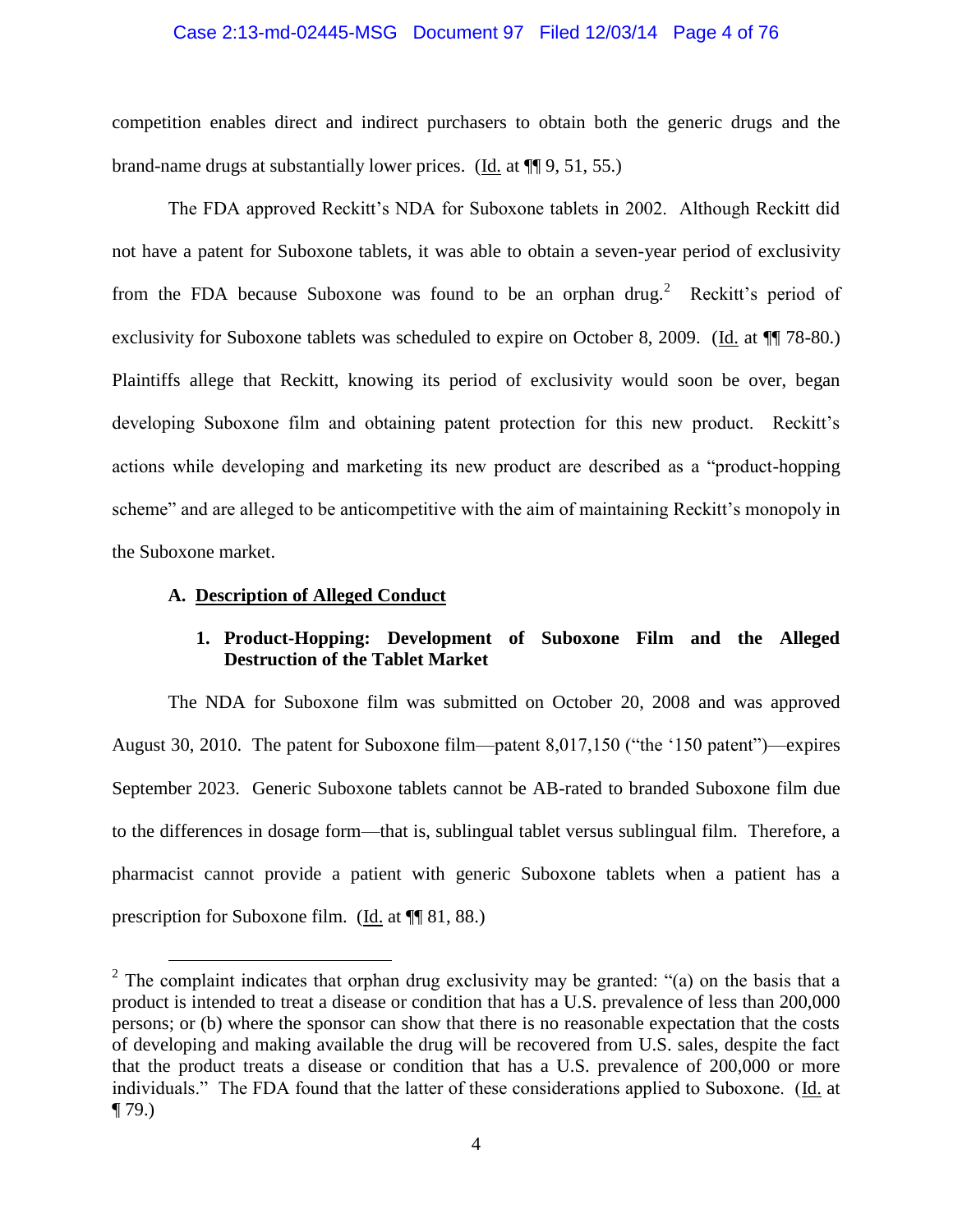competition enables direct and indirect purchasers to obtain both the generic drugs and the brand-name drugs at substantially lower prices. (Id. at ¶¶ 9, 51, 55.)

The FDA approved Reckitt's NDA for Suboxone tablets in 2002. Although Reckitt did not have a patent for Suboxone tablets, it was able to obtain a seven-year period of exclusivity from the FDA because Suboxone was found to be an orphan drug.[2] Reckitt's period of exclusivity for Suboxone tablets was scheduled to expire on October 8, 2009. (Id. at ¶¶ 78-80.) Plaintiffs allege that Reckitt, knowing its period of exclusivity would soon be over, began developing Suboxone film and obtaining patent protection for this new product. Reckitt's actions while developing and marketing its new product are described as a "product-hopping scheme" and are alleged to be anticompetitive with the aim of maintaining Reckitt's monopoly in the Suboxone market.

### A. Description of Alleged Conduct

#### 1. Product-Hopping: Development of Suboxone Film and the Alleged Destruction of the Tablet Market

The NDA for Suboxone film was submitted on October 20, 2008 and was approved August 30, 2010. The patent for Suboxone film—patent 8,017,150 ("the '150 patent")—expires September 2023. Generic Suboxone tablets cannot be AB-rated to branded Suboxone film due to the differences in dosage form—that is, sublingual tablet versus sublingual film. Therefore, a pharmacist cannot provide a patient with generic Suboxone tablets when a patient has a prescription for Suboxone film. (Id. at ¶¶ 81, 88.)

---

[2] The complaint indicates that orphan drug exclusivity may be granted: "(a) on the basis that a product is intended to treat a disease or condition that has a U.S. prevalence of less than 200,000 persons; or (b) where the sponsor can show that there is no reasonable expectation that the costs of developing and making available the drug will be recovered from U.S. sales, despite the fact that the product treats a disease or condition that has a U.S. prevalence of 200,000 or more individuals." The FDA found that the latter of these considerations applied to Suboxone. (Id. at ¶ 79.)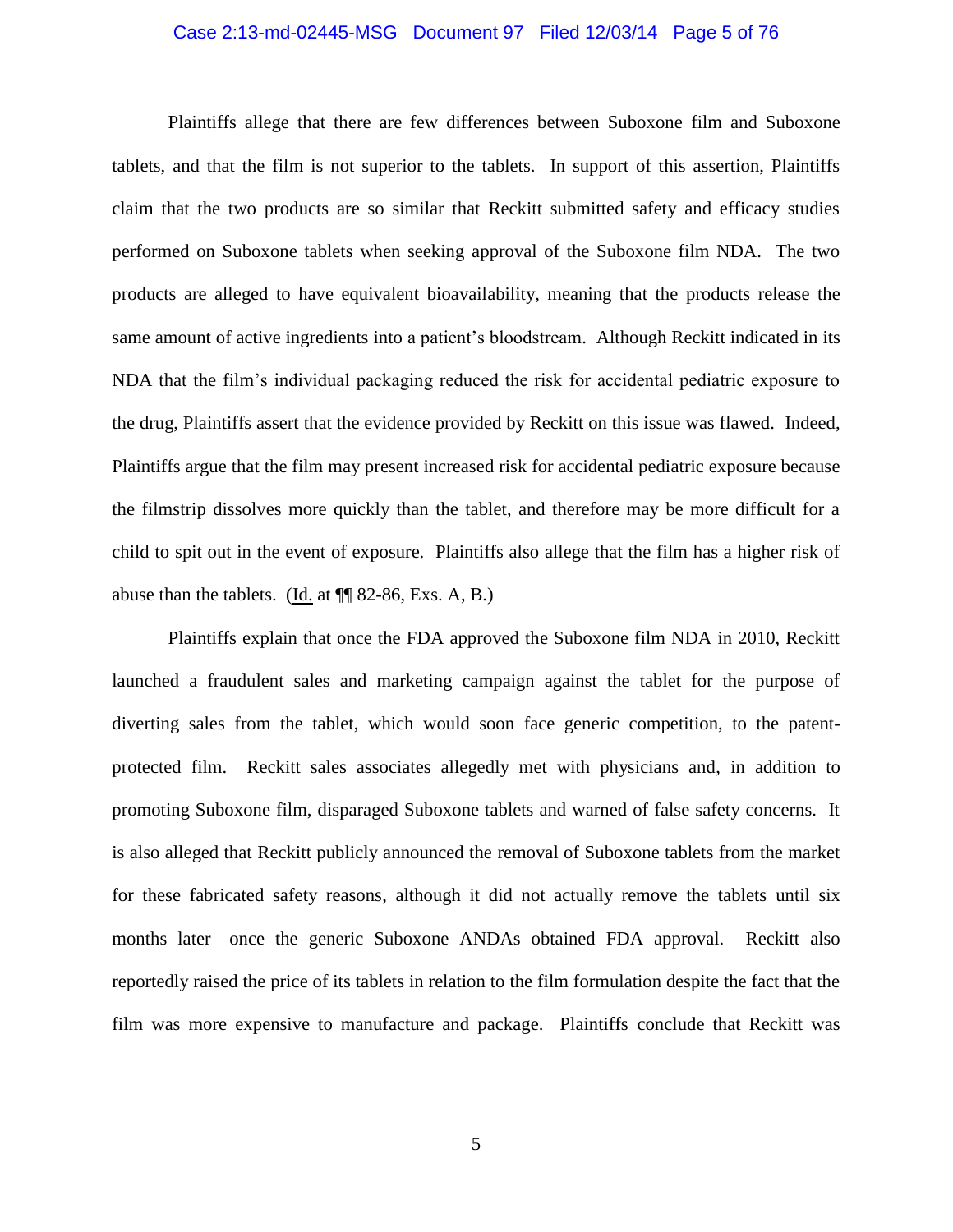Plaintiffs allege that there are few differences between Suboxone film and Suboxone tablets, and that the film is not superior to the tablets. In support of this assertion, Plaintiffs claim that the two products are so similar that Reckitt submitted safety and efficacy studies performed on Suboxone tablets when seeking approval of the Suboxone film NDA. The two products are alleged to have equivalent bioavailability, meaning that the products release the same amount of active ingredients into a patient's bloodstream. Although Reckitt indicated in its NDA that the film's individual packaging reduced the risk for accidental pediatric exposure to the drug, Plaintiffs assert that the evidence provided by Reckitt on this issue was flawed. Indeed, Plaintiffs argue that the film may present increased risk for accidental pediatric exposure because the filmstrip dissolves more quickly than the tablet, and therefore may be more difficult for a child to spit out in the event of exposure. Plaintiffs also allege that the film has a higher risk of abuse than the tablets. (Id. at ¶¶ 82-86, Exs. A, B.)

Plaintiffs explain that once the FDA approved the Suboxone film NDA in 2010, Reckitt launched a fraudulent sales and marketing campaign against the tablet for the purpose of diverting sales from the tablet, which would soon face generic competition, to the patent-protected film. Reckitt sales associates allegedly met with physicians and, in addition to promoting Suboxone film, disparaged Suboxone tablets and warned of false safety concerns. It is also alleged that Reckitt publicly announced the removal of Suboxone tablets from the market for these fabricated safety reasons, although it did not actually remove the tablets until six months later—once the generic Suboxone ANDAs obtained FDA approval. Reckitt also reportedly raised the price of its tablets in relation to the film formulation despite the fact that the film was more expensive to manufacture and package. Plaintiffs conclude that Reckitt was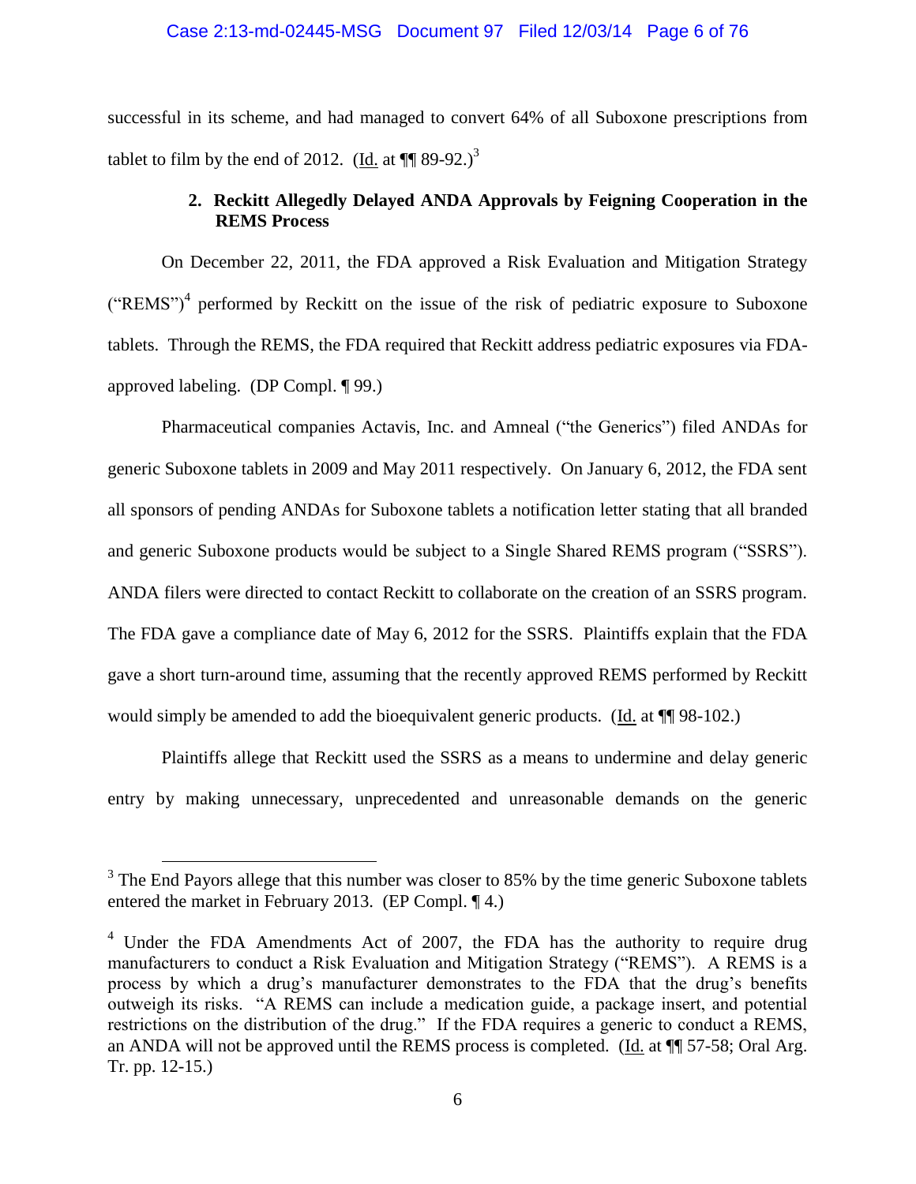successful in its scheme, and had managed to convert 64% of all Suboxone prescriptions from tablet to film by the end of 2012. (Id. at ¶¶ 89-92.)[3]

### 2. Reckitt Allegedly Delayed ANDA Approvals by Feigning Cooperation in the REMS Process

On December 22, 2011, the FDA approved a Risk Evaluation and Mitigation Strategy ("REMS")[4] performed by Reckitt on the issue of the risk of pediatric exposure to Suboxone tablets. Through the REMS, the FDA required that Reckitt address pediatric exposures via FDA-approved labeling. (DP Compl. ¶ 99.)

Pharmaceutical companies Actavis, Inc. and Amneal ("the Generics") filed ANDAs for generic Suboxone tablets in 2009 and May 2011 respectively. On January 6, 2012, the FDA sent all sponsors of pending ANDAs for Suboxone tablets a notification letter stating that all branded and generic Suboxone products would be subject to a Single Shared REMS program ("SSRS"). ANDA filers were directed to contact Reckitt to collaborate on the creation of an SSRS program. The FDA gave a compliance date of May 6, 2012 for the SSRS. Plaintiffs explain that the FDA gave a short turn-around time, assuming that the recently approved REMS performed by Reckitt would simply be amended to add the bioequivalent generic products. (Id. at ¶¶ 98-102.)

Plaintiffs allege that Reckitt used the SSRS as a means to undermine and delay generic entry by making unnecessary, unprecedented and unreasonable demands on the generic

---

[3] The End Payors allege that this number was closer to 85% by the time generic Suboxone tablets entered the market in February 2013. (EP Compl. ¶ 4.)

[4] Under the FDA Amendments Act of 2007, the FDA has the authority to require drug manufacturers to conduct a Risk Evaluation and Mitigation Strategy ("REMS"). A REMS is a process by which a drug's manufacturer demonstrates to the FDA that the drug's benefits outweigh its risks. "A REMS can include a medication guide, a package insert, and potential restrictions on the distribution of the drug." If the FDA requires a generic to conduct a REMS, an ANDA will not be approved until the REMS process is completed. (Id. at ¶¶ 57-58; Oral Arg. Tr. pp. 12-15.)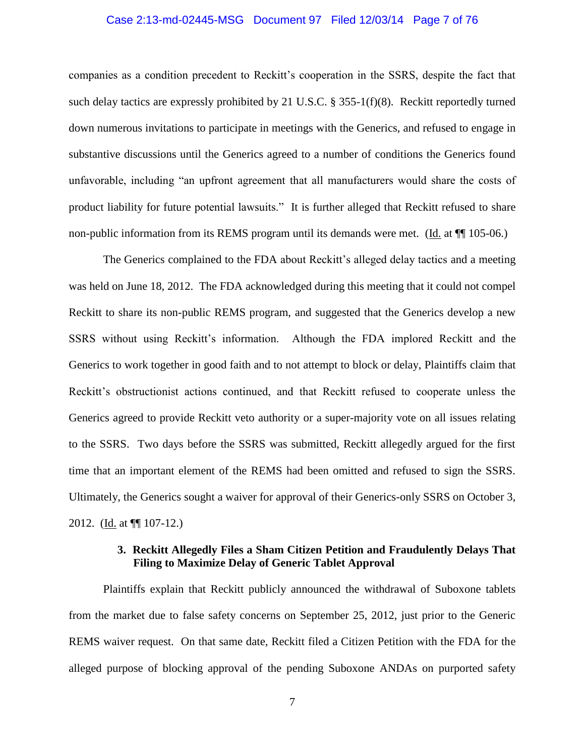companies as a condition precedent to Reckitt's cooperation in the SSRS, despite the fact that such delay tactics are expressly prohibited by 21 U.S.C. § 355-1(f)(8). Reckitt reportedly turned down numerous invitations to participate in meetings with the Generics, and refused to engage in substantive discussions until the Generics agreed to a number of conditions the Generics found unfavorable, including "an upfront agreement that all manufacturers would share the costs of product liability for future potential lawsuits." It is further alleged that Reckitt refused to share non-public information from its REMS program until its demands were met. (Id. at ¶¶ 105-06.)

The Generics complained to the FDA about Reckitt's alleged delay tactics and a meeting was held on June 18, 2012. The FDA acknowledged during this meeting that it could not compel Reckitt to share its non-public REMS program, and suggested that the Generics develop a new SSRS without using Reckitt's information. Although the FDA implored Reckitt and the Generics to work together in good faith and to not attempt to block or delay, Plaintiffs claim that Reckitt's obstructionist actions continued, and that Reckitt refused to cooperate unless the Generics agreed to provide Reckitt veto authority or a super-majority vote on all issues relating to the SSRS. Two days before the SSRS was submitted, Reckitt allegedly argued for the first time that an important element of the REMS had been omitted and refused to sign the SSRS. Ultimately, the Generics sought a waiver for approval of their Generics-only SSRS on October 3, 2012. (Id. at ¶¶ 107-12.)

### 3. Reckitt Allegedly Files a Sham Citizen Petition and Fraudulently Delays That Filing to Maximize Delay of Generic Tablet Approval

Plaintiffs explain that Reckitt publicly announced the withdrawal of Suboxone tablets from the market due to false safety concerns on September 25, 2012, just prior to the Generic REMS waiver request. On that same date, Reckitt filed a Citizen Petition with the FDA for the alleged purpose of blocking approval of the pending Suboxone ANDAs on purported safety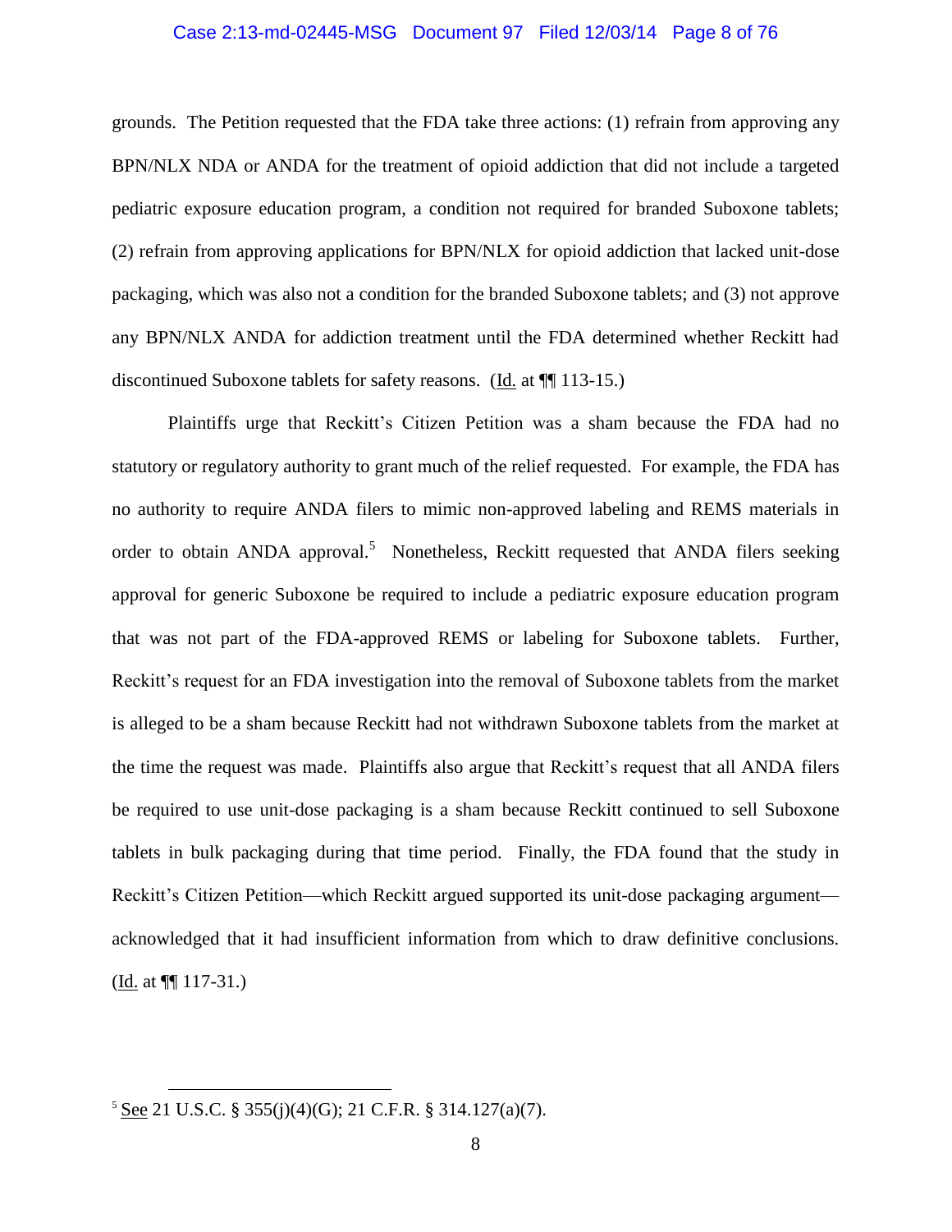grounds. The Petition requested that the FDA take three actions: (1) refrain from approving any BPN/NLX NDA or ANDA for the treatment of opioid addiction that did not include a targeted pediatric exposure education program, a condition not required for branded Suboxone tablets; (2) refrain from approving applications for BPN/NLX for opioid addiction that lacked unit-dose packaging, which was also not a condition for the branded Suboxone tablets; and (3) not approve any BPN/NLX ANDA for addiction treatment until the FDA determined whether Reckitt had discontinued Suboxone tablets for safety reasons. (Id. at ¶¶ 113-15.)

Plaintiffs urge that Reckitt's Citizen Petition was a sham because the FDA had no statutory or regulatory authority to grant much of the relief requested. For example, the FDA has no authority to require ANDA filers to mimic non-approved labeling and REMS materials in order to obtain ANDA approval.[5] Nonetheless, Reckitt requested that ANDA filers seeking approval for generic Suboxone be required to include a pediatric exposure education program that was not part of the FDA-approved REMS or labeling for Suboxone tablets. Further, Reckitt's request for an FDA investigation into the removal of Suboxone tablets from the market is alleged to be a sham because Reckitt had not withdrawn Suboxone tablets from the market at the time the request was made. Plaintiffs also argue that Reckitt's request that all ANDA filers be required to use unit-dose packaging is a sham because Reckitt continued to sell Suboxone tablets in bulk packaging during that time period. Finally, the FDA found that the study in Reckitt's Citizen Petition—which Reckitt argued supported its unit-dose packaging argument—acknowledged that it had insufficient information from which to draw definitive conclusions. (Id. at ¶¶ 117-31.)

---

[5] See 21 U.S.C. § 355(j)(4)(G); 21 C.F.R. § 314.127(a)(7).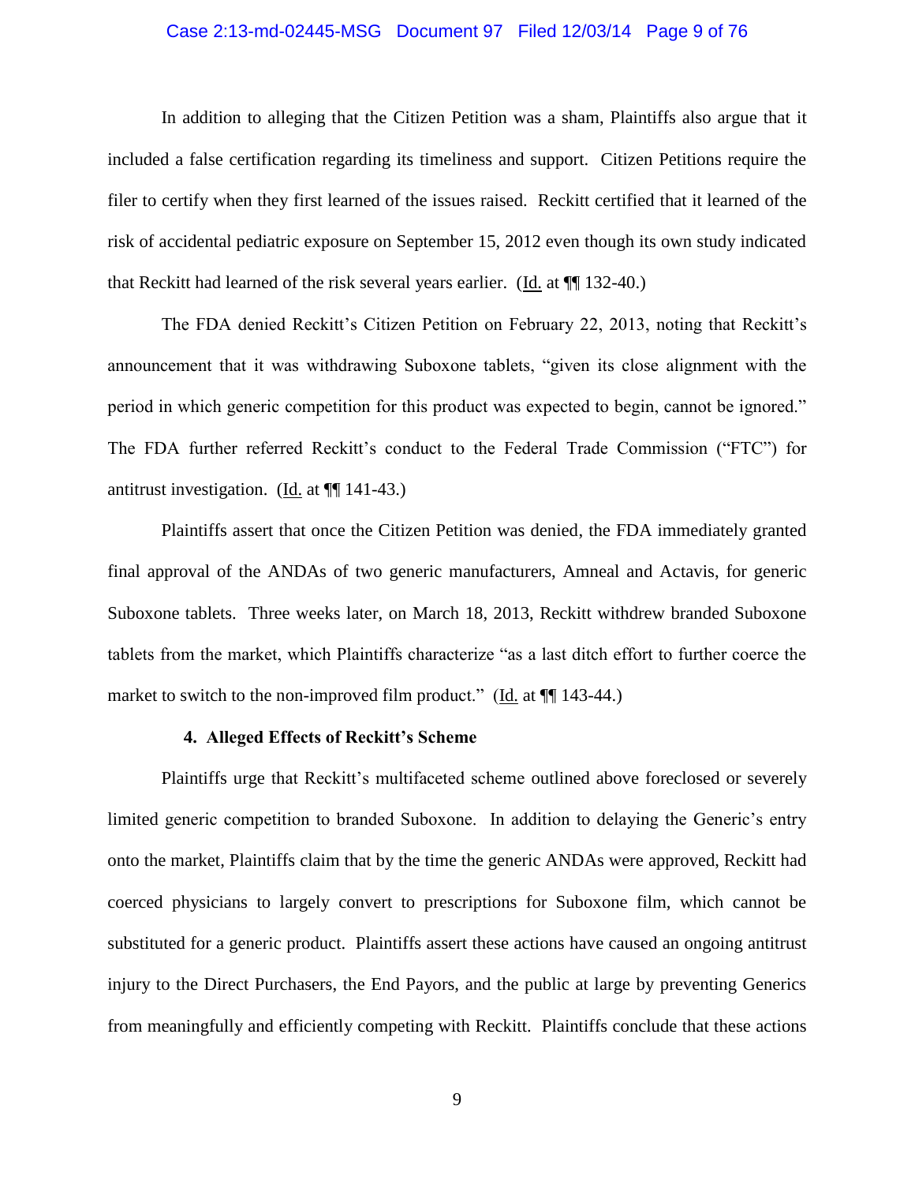In addition to alleging that the Citizen Petition was a sham, Plaintiffs also argue that it included a false certification regarding its timeliness and support. Citizen Petitions require the filer to certify when they first learned of the issues raised. Reckitt certified that it learned of the risk of accidental pediatric exposure on September 15, 2012 even though its own study indicated that Reckitt had learned of the risk several years earlier. (Id. at ¶¶ 132-40.)

The FDA denied Reckitt's Citizen Petition on February 22, 2013, noting that Reckitt's announcement that it was withdrawing Suboxone tablets, "given its close alignment with the period in which generic competition for this product was expected to begin, cannot be ignored." The FDA further referred Reckitt's conduct to the Federal Trade Commission ("FTC") for antitrust investigation. (Id. at ¶¶ 141-43.)

Plaintiffs assert that once the Citizen Petition was denied, the FDA immediately granted final approval of the ANDAs of two generic manufacturers, Amneal and Actavis, for generic Suboxone tablets. Three weeks later, on March 18, 2013, Reckitt withdrew branded Suboxone tablets from the market, which Plaintiffs characterize "as a last ditch effort to further coerce the market to switch to the non-improved film product." (Id. at ¶¶ 143-44.)

#### 4. Alleged Effects of Reckitt's Scheme

Plaintiffs urge that Reckitt's multifaceted scheme outlined above foreclosed or severely limited generic competition to branded Suboxone. In addition to delaying the Generic's entry onto the market, Plaintiffs claim that by the time the generic ANDAs were approved, Reckitt had coerced physicians to largely convert to prescriptions for Suboxone film, which cannot be substituted for a generic product. Plaintiffs assert these actions have caused an ongoing antitrust injury to the Direct Purchasers, the End Payors, and the public at large by preventing Generics from meaningfully and efficiently competing with Reckitt. Plaintiffs conclude that these actions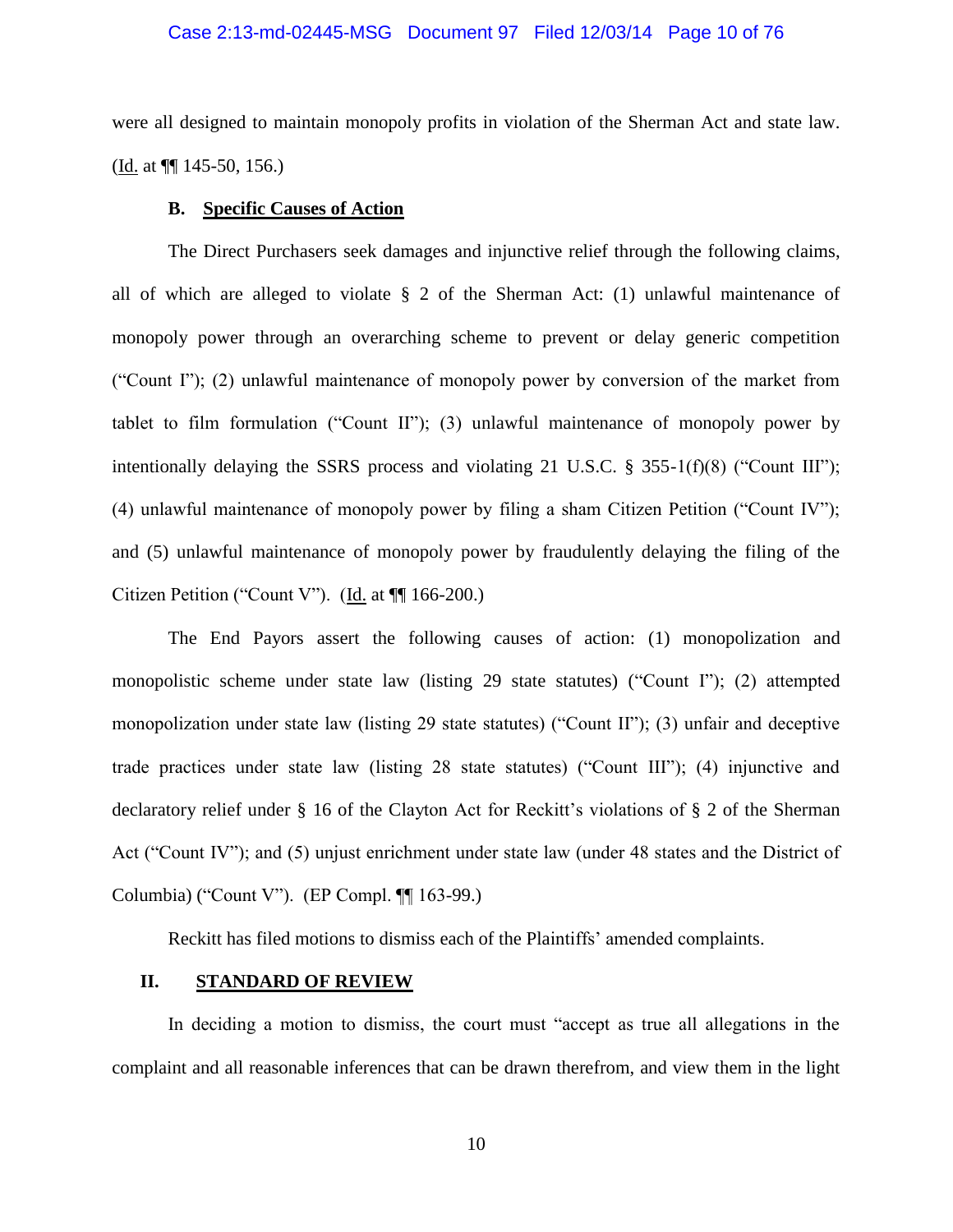were all designed to maintain monopoly profits in violation of the Sherman Act and state law. (Id. at ¶¶ 145-50, 156.)

### B. Specific Causes of Action

The Direct Purchasers seek damages and injunctive relief through the following claims, all of which are alleged to violate § 2 of the Sherman Act: (1) unlawful maintenance of monopoly power through an overarching scheme to prevent or delay generic competition ("Count I"); (2) unlawful maintenance of monopoly power by conversion of the market from tablet to film formulation ("Count II"); (3) unlawful maintenance of monopoly power by intentionally delaying the SSRS process and violating 21 U.S.C. § 355-1(f)(8) ("Count III"); (4) unlawful maintenance of monopoly power by filing a sham Citizen Petition ("Count IV"); and (5) unlawful maintenance of monopoly power by fraudulently delaying the filing of the Citizen Petition ("Count V"). (Id. at ¶¶ 166-200.)

The End Payors assert the following causes of action: (1) monopolization and monopolistic scheme under state law (listing 29 state statutes) ("Count I"); (2) attempted monopolization under state law (listing 29 state statutes) ("Count II"); (3) unfair and deceptive trade practices under state law (listing 28 state statutes) ("Count III"); (4) injunctive and declaratory relief under § 16 of the Clayton Act for Reckitt's violations of § 2 of the Sherman Act ("Count IV"); and (5) unjust enrichment under state law (under 48 states and the District of Columbia) ("Count V"). (EP Compl. ¶¶ 163-99.)

Reckitt has filed motions to dismiss each of the Plaintiffs' amended complaints.

## II. STANDARD OF REVIEW

In deciding a motion to dismiss, the court must "accept as true all allegations in the complaint and all reasonable inferences that can be drawn therefrom, and view them in the light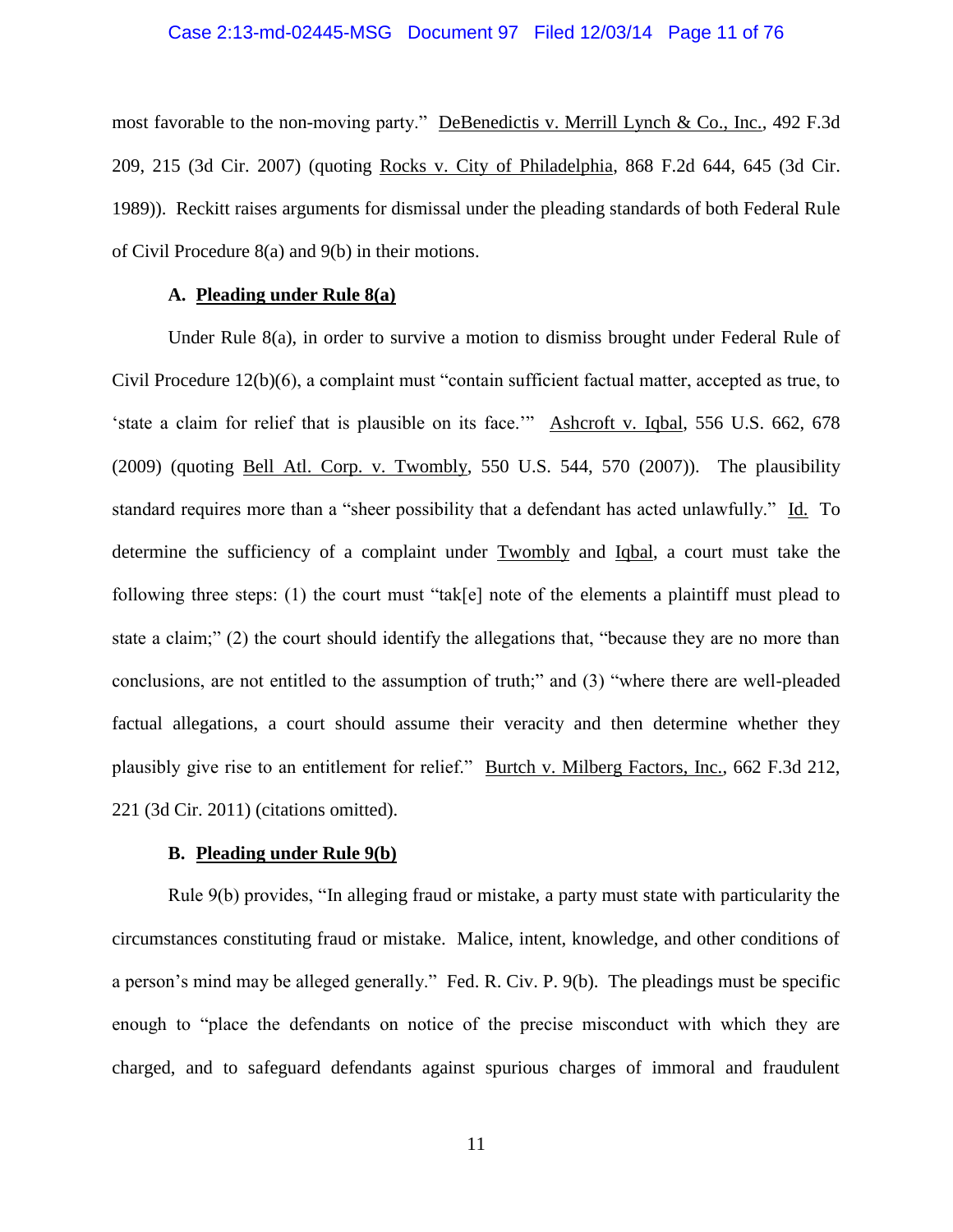most favorable to the non-moving party." DeBenedictis v. Merrill Lynch & Co., Inc., 492 F.3d 209, 215 (3d Cir. 2007) (quoting Rocks v. City of Philadelphia, 868 F.2d 644, 645 (3d Cir. 1989)). Reckitt raises arguments for dismissal under the pleading standards of both Federal Rule of Civil Procedure 8(a) and 9(b) in their motions.

### A. Pleading under Rule 8(a)

Under Rule 8(a), in order to survive a motion to dismiss brought under Federal Rule of Civil Procedure 12(b)(6), a complaint must "contain sufficient factual matter, accepted as true, to 'state a claim for relief that is plausible on its face.'" Ashcroft v. Iqbal, 556 U.S. 662, 678 (2009) (quoting Bell Atl. Corp. v. Twombly, 550 U.S. 544, 570 (2007)). The plausibility standard requires more than a "sheer possibility that a defendant has acted unlawfully." Id. To determine the sufficiency of a complaint under Twombly and Iqbal, a court must take the following three steps: (1) the court must "tak[e] note of the elements a plaintiff must plead to state a claim;" (2) the court should identify the allegations that, "because they are no more than conclusions, are not entitled to the assumption of truth;" and (3) "where there are well-pleaded factual allegations, a court should assume their veracity and then determine whether they plausibly give rise to an entitlement for relief." Burtch v. Milberg Factors, Inc., 662 F.3d 212, 221 (3d Cir. 2011) (citations omitted).

### B. Pleading under Rule 9(b)

Rule 9(b) provides, "In alleging fraud or mistake, a party must state with particularity the circumstances constituting fraud or mistake. Malice, intent, knowledge, and other conditions of a person's mind may be alleged generally." Fed. R. Civ. P. 9(b). The pleadings must be specific enough to "place the defendants on notice of the precise misconduct with which they are charged, and to safeguard defendants against spurious charges of immoral and fraudulent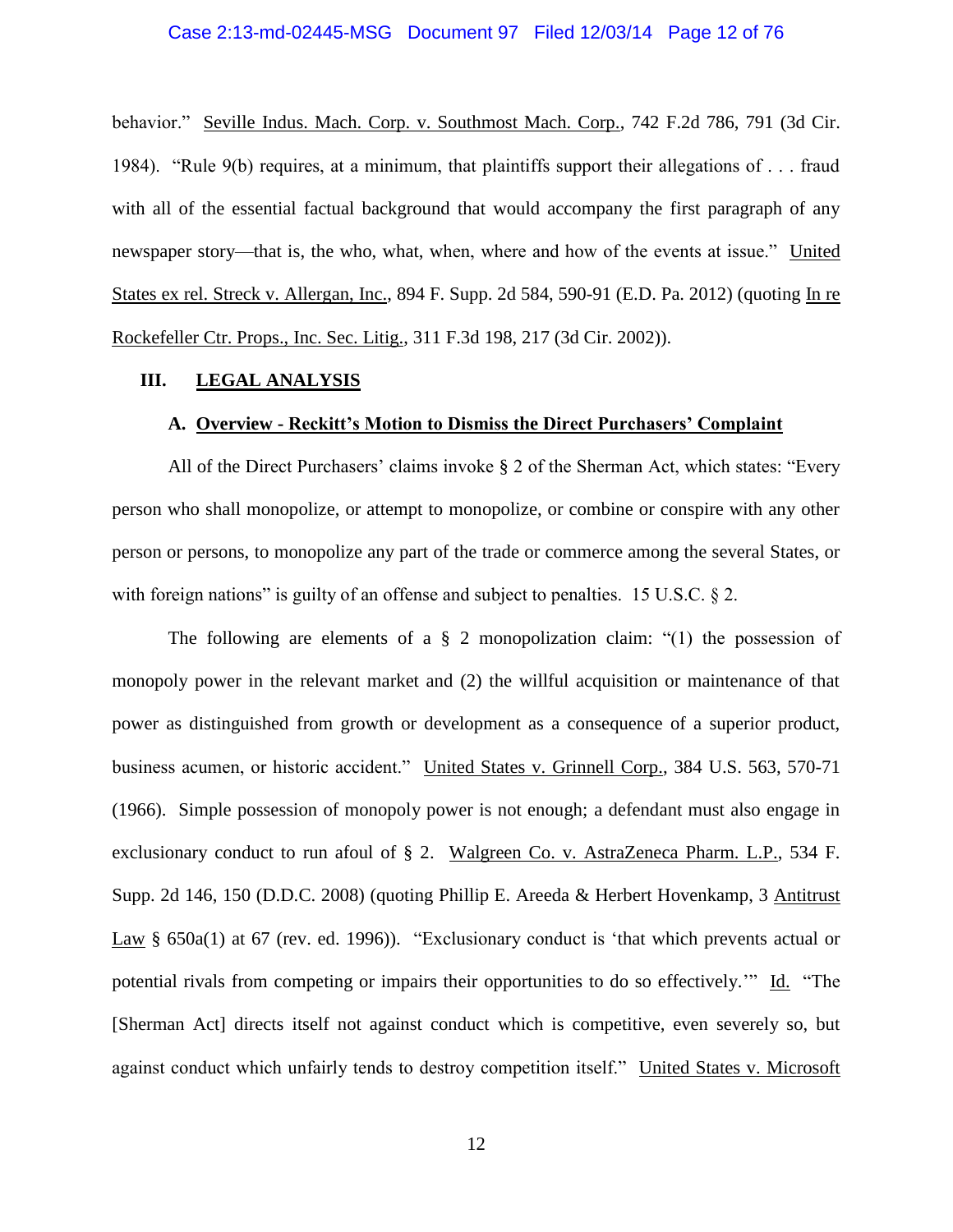behavior." Seville Indus. Mach. Corp. v. Southmost Mach. Corp., 742 F.2d 786, 791 (3d Cir. 1984). "Rule 9(b) requires, at a minimum, that plaintiffs support their allegations of . . . fraud with all of the essential factual background that would accompany the first paragraph of any newspaper story—that is, the who, what, when, where and how of the events at issue." United States ex rel. Streck v. Allergan, Inc., 894 F. Supp. 2d 584, 590-91 (E.D. Pa. 2012) (quoting In re Rockefeller Ctr. Props., Inc. Sec. Litig., 311 F.3d 198, 217 (3d Cir. 2002)).

## III. LEGAL ANALYSIS

### A. Overview - Reckitt's Motion to Dismiss the Direct Purchasers' Complaint

All of the Direct Purchasers' claims invoke § 2 of the Sherman Act, which states: "Every person who shall monopolize, or attempt to monopolize, or combine or conspire with any other person or persons, to monopolize any part of the trade or commerce among the several States, or with foreign nations" is guilty of an offense and subject to penalties. 15 U.S.C. § 2.

The following are elements of a § 2 monopolization claim: "(1) the possession of monopoly power in the relevant market and (2) the willful acquisition or maintenance of that power as distinguished from growth or development as a consequence of a superior product, business acumen, or historic accident." United States v. Grinnell Corp., 384 U.S. 563, 570-71 (1966). Simple possession of monopoly power is not enough; a defendant must also engage in exclusionary conduct to run afoul of § 2. Walgreen Co. v. AstraZeneca Pharm. L.P., 534 F. Supp. 2d 146, 150 (D.D.C. 2008) (quoting Phillip E. Areeda & Herbert Hovenkamp, 3 Antitrust Law § 650a(1) at 67 (rev. ed. 1996)). "Exclusionary conduct is 'that which prevents actual or potential rivals from competing or impairs their opportunities to do so effectively.'" Id. "The [Sherman Act] directs itself not against conduct which is competitive, even severely so, but against conduct which unfairly tends to destroy competition itself." United States v. Microsoft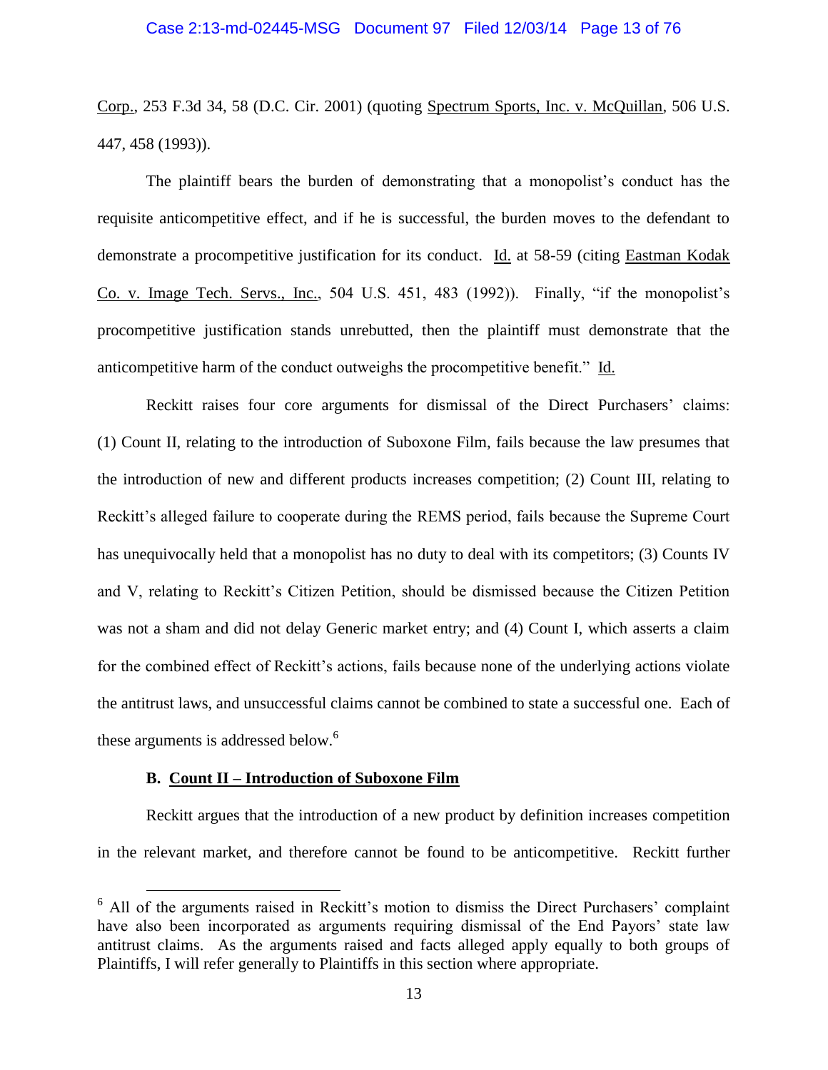Corp., 253 F.3d 34, 58 (D.C. Cir. 2001) (quoting Spectrum Sports, Inc. v. McQuillan, 506 U.S. 447, 458 (1993)).

The plaintiff bears the burden of demonstrating that a monopolist's conduct has the requisite anticompetitive effect, and if he is successful, the burden moves to the defendant to demonstrate a procompetitive justification for its conduct. Id. at 58-59 (citing Eastman Kodak Co. v. Image Tech. Servs., Inc., 504 U.S. 451, 483 (1992)). Finally, "if the monopolist's procompetitive justification stands unrebutted, then the plaintiff must demonstrate that the anticompetitive harm of the conduct outweighs the procompetitive benefit." Id.

Reckitt raises four core arguments for dismissal of the Direct Purchasers' claims: (1) Count II, relating to the introduction of Suboxone Film, fails because the law presumes that the introduction of new and different products increases competition; (2) Count III, relating to Reckitt's alleged failure to cooperate during the REMS period, fails because the Supreme Court has unequivocally held that a monopolist has no duty to deal with its competitors; (3) Counts IV and V, relating to Reckitt's Citizen Petition, should be dismissed because the Citizen Petition was not a sham and did not delay Generic market entry; and (4) Count I, which asserts a claim for the combined effect of Reckitt's actions, fails because none of the underlying actions violate the antitrust laws, and unsuccessful claims cannot be combined to state a successful one. Each of these arguments is addressed below.[6]

### B. Count II – Introduction of Suboxone Film

Reckitt argues that the introduction of a new product by definition increases competition in the relevant market, and therefore cannot be found to be anticompetitive. Reckitt further

[6] All of the arguments raised in Reckitt's motion to dismiss the Direct Purchasers' complaint have also been incorporated as arguments requiring dismissal of the End Payors' state law antitrust claims. As the arguments raised and facts alleged apply equally to both groups of Plaintiffs, I will refer generally to Plaintiffs in this section where appropriate.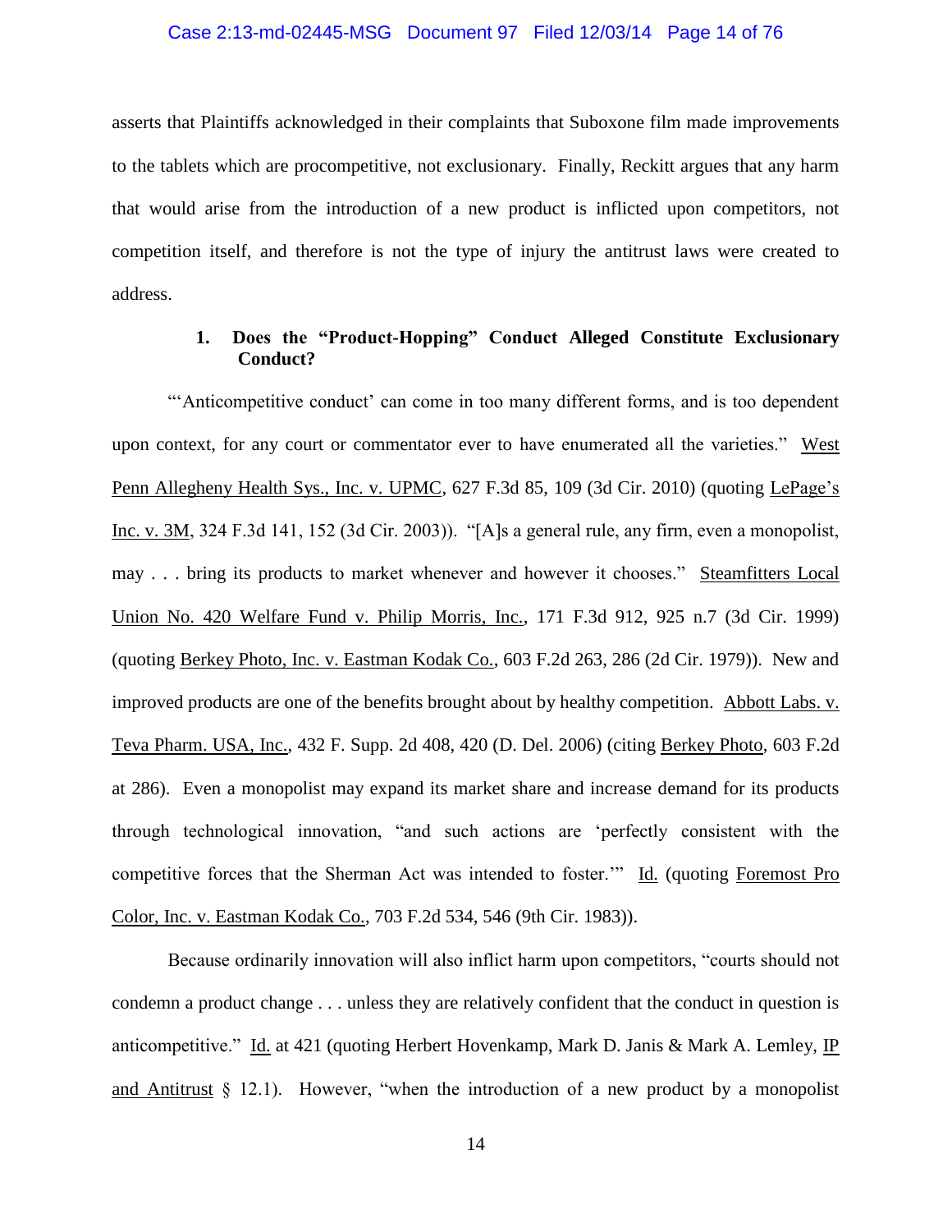asserts that Plaintiffs acknowledged in their complaints that Suboxone film made improvements to the tablets which are procompetitive, not exclusionary. Finally, Reckitt argues that any harm that would arise from the introduction of a new product is inflicted upon competitors, not competition itself, and therefore is not the type of injury the antitrust laws were created to address.

### 1. Does the "Product-Hopping" Conduct Alleged Constitute Exclusionary Conduct?

"'Anticompetitive conduct' can come in too many different forms, and is too dependent upon context, for any court or commentator ever to have enumerated all the varieties." West Penn Allegheny Health Sys., Inc. v. UPMC, 627 F.3d 85, 109 (3d Cir. 2010) (quoting LePage's Inc. v. 3M, 324 F.3d 141, 152 (3d Cir. 2003)). "[A]s a general rule, any firm, even a monopolist, may . . . bring its products to market whenever and however it chooses." Steamfitters Local Union No. 420 Welfare Fund v. Philip Morris, Inc., 171 F.3d 912, 925 n.7 (3d Cir. 1999) (quoting Berkey Photo, Inc. v. Eastman Kodak Co., 603 F.2d 263, 286 (2d Cir. 1979)). New and improved products are one of the benefits brought about by healthy competition. Abbott Labs. v. Teva Pharm. USA, Inc., 432 F. Supp. 2d 408, 420 (D. Del. 2006) (citing Berkey Photo, 603 F.2d at 286). Even a monopolist may expand its market share and increase demand for its products through technological innovation, "and such actions are 'perfectly consistent with the competitive forces that the Sherman Act was intended to foster.'" Id. (quoting Foremost Pro Color, Inc. v. Eastman Kodak Co., 703 F.2d 534, 546 (9th Cir. 1983)).

Because ordinarily innovation will also inflict harm upon competitors, "courts should not condemn a product change . . . unless they are relatively confident that the conduct in question is anticompetitive." Id. at 421 (quoting Herbert Hovenkamp, Mark D. Janis & Mark A. Lemley, IP and Antitrust § 12.1). However, "when the introduction of a new product by a monopolist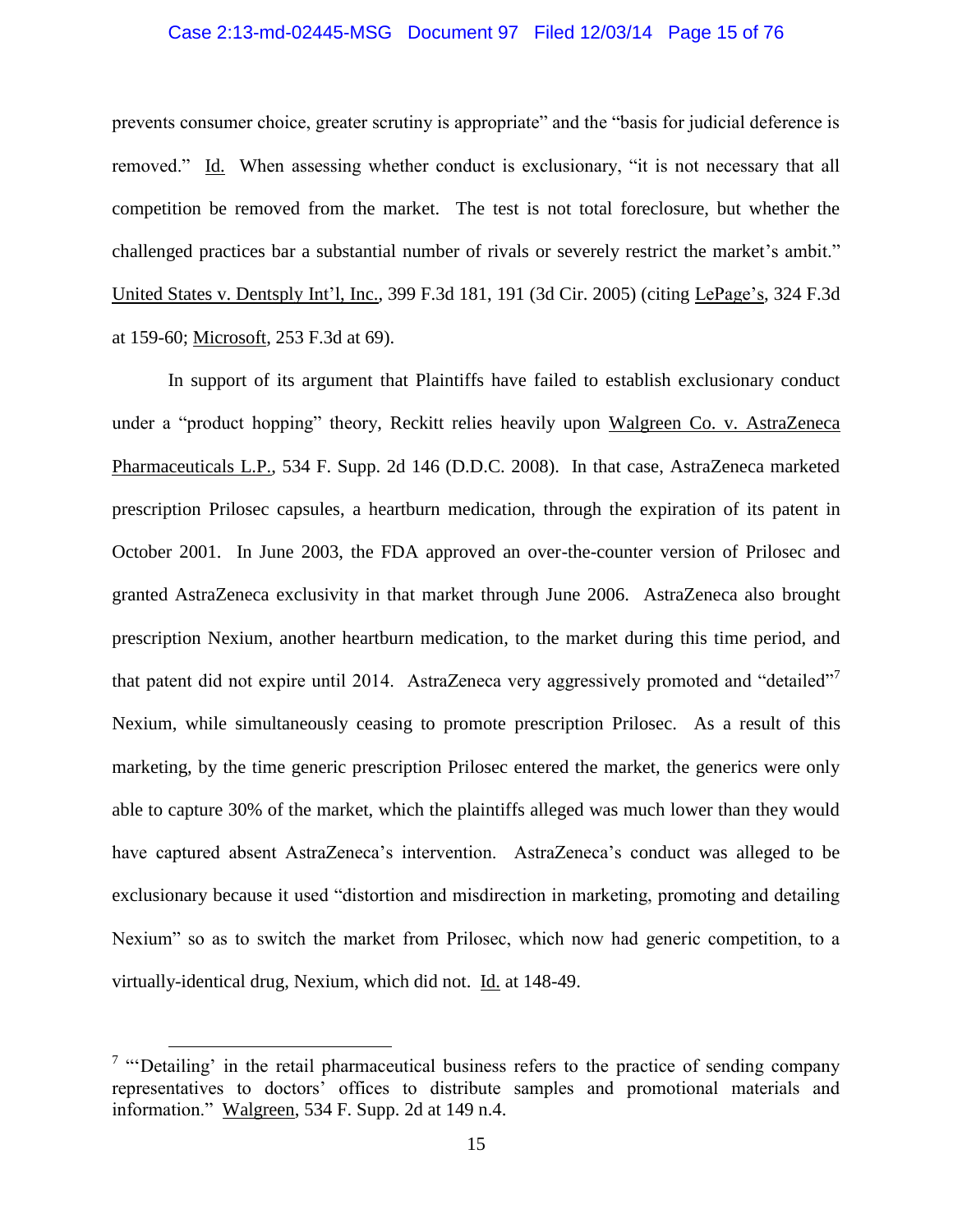prevents consumer choice, greater scrutiny is appropriate" and the "basis for judicial deference is removed." Id. When assessing whether conduct is exclusionary, "it is not necessary that all competition be removed from the market. The test is not total foreclosure, but whether the challenged practices bar a substantial number of rivals or severely restrict the market's ambit." United States v. Dentsply Int'l, Inc., 399 F.3d 181, 191 (3d Cir. 2005) (citing LePage's, 324 F.3d at 159-60; Microsoft, 253 F.3d at 69).

In support of its argument that Plaintiffs have failed to establish exclusionary conduct under a "product hopping" theory, Reckitt relies heavily upon Walgreen Co. v. AstraZeneca Pharmaceuticals L.P., 534 F. Supp. 2d 146 (D.D.C. 2008). In that case, AstraZeneca marketed prescription Prilosec capsules, a heartburn medication, through the expiration of its patent in October 2001. In June 2003, the FDA approved an over-the-counter version of Prilosec and granted AstraZeneca exclusivity in that market through June 2006. AstraZeneca also brought prescription Nexium, another heartburn medication, to the market during this time period, and that patent did not expire until 2014. AstraZeneca very aggressively promoted and "detailed"[7] Nexium, while simultaneously ceasing to promote prescription Prilosec. As a result of this marketing, by the time generic prescription Prilosec entered the market, the generics were only able to capture 30% of the market, which the plaintiffs alleged was much lower than they would have captured absent AstraZeneca's intervention. AstraZeneca's conduct was alleged to be exclusionary because it used "distortion and misdirection in marketing, promoting and detailing Nexium" so as to switch the market from Prilosec, which now had generic competition, to a virtually-identical drug, Nexium, which did not. Id. at 148-49.

[7] "'Detailing' in the retail pharmaceutical business refers to the practice of sending company representatives to doctors' offices to distribute samples and promotional materials and information." Walgreen, 534 F. Supp. 2d at 149 n.4.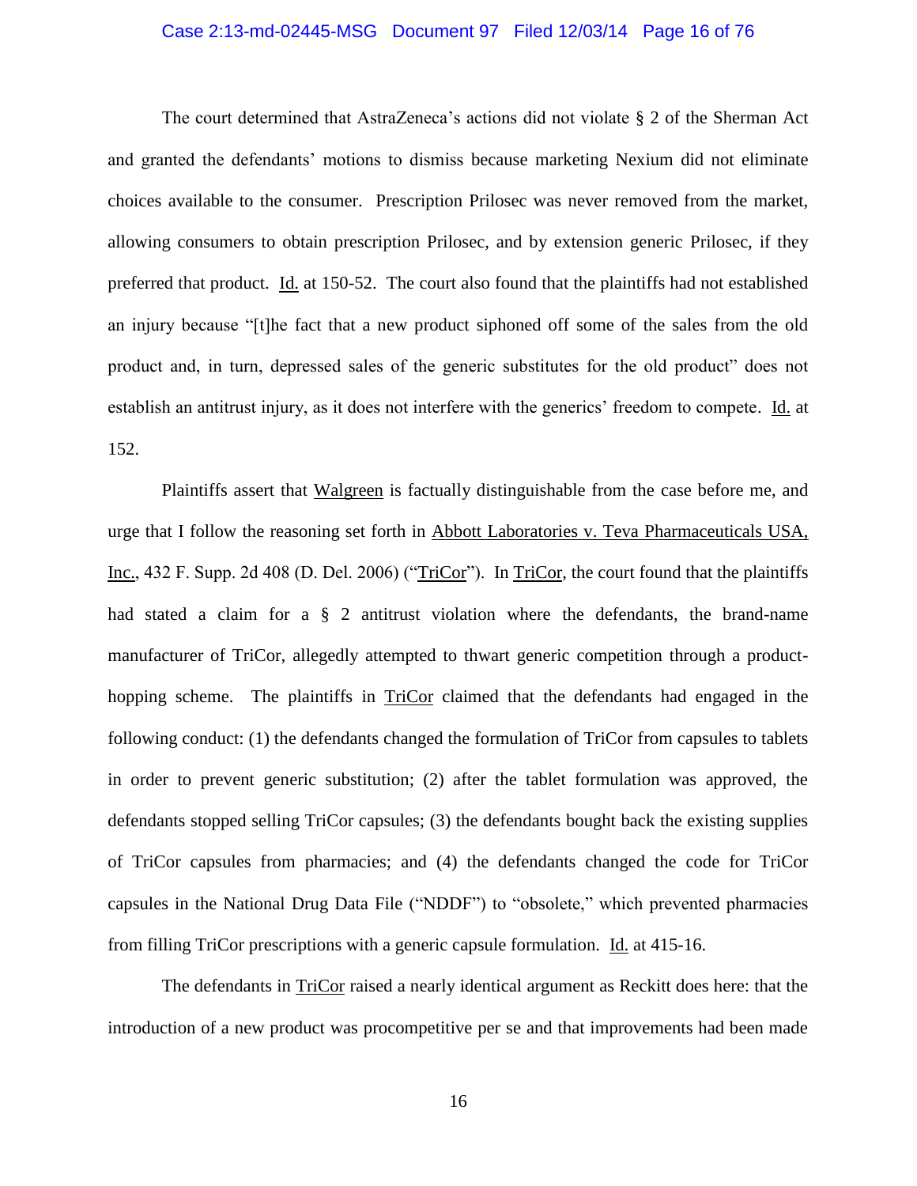The court determined that AstraZeneca's actions did not violate § 2 of the Sherman Act and granted the defendants' motions to dismiss because marketing Nexium did not eliminate choices available to the consumer. Prescription Prilosec was never removed from the market, allowing consumers to obtain prescription Prilosec, and by extension generic Prilosec, if they preferred that product. Id. at 150-52. The court also found that the plaintiffs had not established an injury because "[t]he fact that a new product siphoned off some of the sales from the old product and, in turn, depressed sales of the generic substitutes for the old product" does not establish an antitrust injury, as it does not interfere with the generics' freedom to compete. Id. at 152.

Plaintiffs assert that Walgreen is factually distinguishable from the case before me, and urge that I follow the reasoning set forth in Abbott Laboratories v. Teva Pharmaceuticals USA, Inc., 432 F. Supp. 2d 408 (D. Del. 2006) ("TriCor"). In TriCor, the court found that the plaintiffs had stated a claim for a § 2 antitrust violation where the defendants, the brand-name manufacturer of TriCor, allegedly attempted to thwart generic competition through a product-hopping scheme. The plaintiffs in TriCor claimed that the defendants had engaged in the following conduct: (1) the defendants changed the formulation of TriCor from capsules to tablets in order to prevent generic substitution; (2) after the tablet formulation was approved, the defendants stopped selling TriCor capsules; (3) the defendants bought back the existing supplies of TriCor capsules from pharmacies; and (4) the defendants changed the code for TriCor capsules in the National Drug Data File ("NDDF") to "obsolete," which prevented pharmacies from filling TriCor prescriptions with a generic capsule formulation. Id. at 415-16.

The defendants in TriCor raised a nearly identical argument as Reckitt does here: that the introduction of a new product was procompetitive per se and that improvements had been made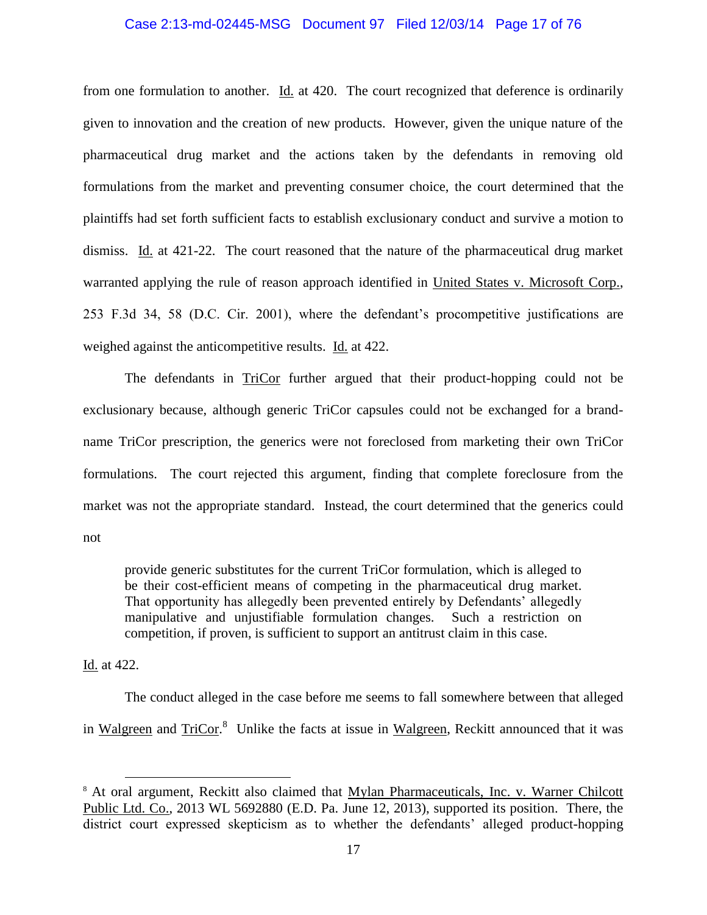from one formulation to another. Id. at 420. The court recognized that deference is ordinarily given to innovation and the creation of new products. However, given the unique nature of the pharmaceutical drug market and the actions taken by the defendants in removing old formulations from the market and preventing consumer choice, the court determined that the plaintiffs had set forth sufficient facts to establish exclusionary conduct and survive a motion to dismiss. Id. at 421-22. The court reasoned that the nature of the pharmaceutical drug market warranted applying the rule of reason approach identified in United States v. Microsoft Corp., 253 F.3d 34, 58 (D.C. Cir. 2001), where the defendant's procompetitive justifications are weighed against the anticompetitive results. Id. at 422.

The defendants in TriCor further argued that their product-hopping could not be exclusionary because, although generic TriCor capsules could not be exchanged for a brand-name TriCor prescription, the generics were not foreclosed from marketing their own TriCor formulations. The court rejected this argument, finding that complete foreclosure from the market was not the appropriate standard. Instead, the court determined that the generics could not

> provide generic substitutes for the current TriCor formulation, which is alleged to be their cost-efficient means of competing in the pharmaceutical drug market. That opportunity has allegedly been prevented entirely by Defendants' allegedly manipulative and unjustifiable formulation changes. Such a restriction on competition, if proven, is sufficient to support an antitrust claim in this case.

Id. at 422.

The conduct alleged in the case before me seems to fall somewhere between that alleged in Walgreen and TriCor.[8] Unlike the facts at issue in Walgreen, Reckitt announced that it was

[8] At oral argument, Reckitt also claimed that Mylan Pharmaceuticals, Inc. v. Warner Chilcott Public Ltd. Co., 2013 WL 5692880 (E.D. Pa. June 12, 2013), supported its position. There, the district court expressed skepticism as to whether the defendants' alleged product-hopping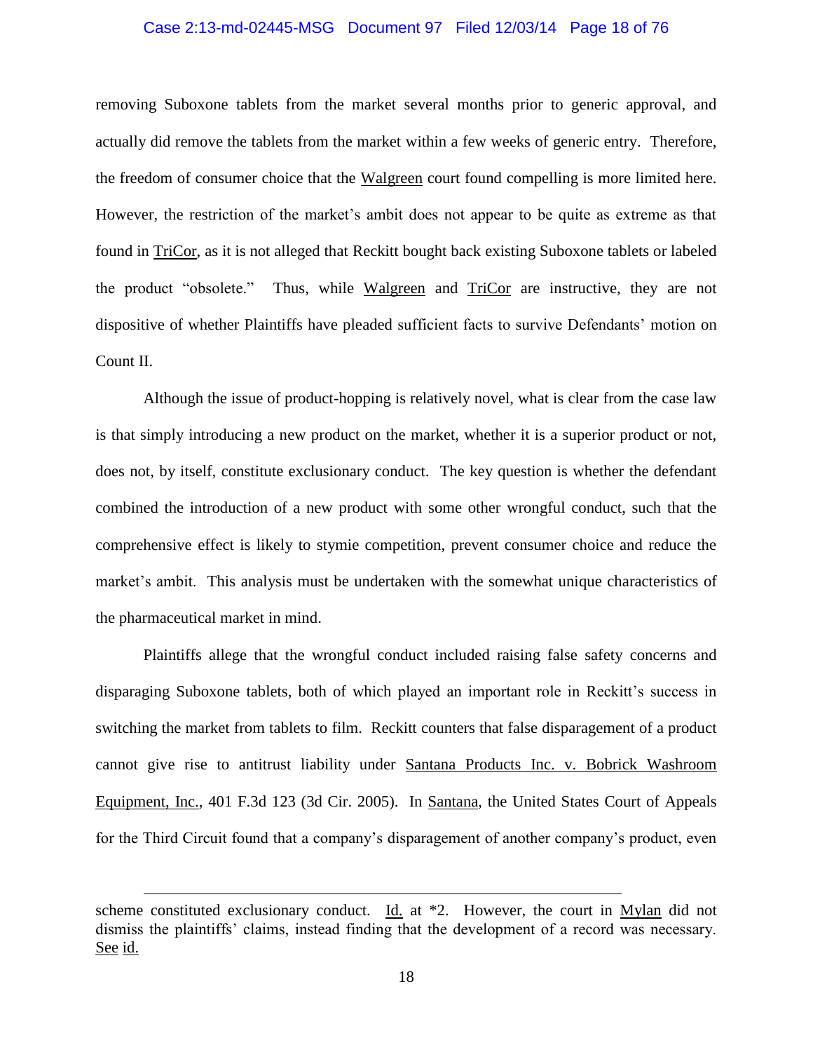removing Suboxone tablets from the market several months prior to generic approval, and actually did remove the tablets from the market within a few weeks of generic entry. Therefore, the freedom of consumer choice that the Walgreen court found compelling is more limited here. However, the restriction of the market's ambit does not appear to be quite as extreme as that found in TriCor, as it is not alleged that Reckitt bought back existing Suboxone tablets or labeled the product "obsolete." Thus, while Walgreen and TriCor are instructive, they are not dispositive of whether Plaintiffs have pleaded sufficient facts to survive Defendants' motion on Count II.

Although the issue of product-hopping is relatively novel, what is clear from the case law is that simply introducing a new product on the market, whether it is a superior product or not, does not, by itself, constitute exclusionary conduct. The key question is whether the defendant combined the introduction of a new product with some other wrongful conduct, such that the comprehensive effect is likely to stymie competition, prevent consumer choice and reduce the market's ambit. This analysis must be undertaken with the somewhat unique characteristics of the pharmaceutical market in mind.

Plaintiffs allege that the wrongful conduct included raising false safety concerns and disparaging Suboxone tablets, both of which played an important role in Reckitt's success in switching the market from tablets to film. Reckitt counters that false disparagement of a product cannot give rise to antitrust liability under Santana Products Inc. v. Bobrick Washroom Equipment, Inc., 401 F.3d 123 (3d Cir. 2005). In Santana, the United States Court of Appeals for the Third Circuit found that a company's disparagement of another company's product, even

---

scheme constituted exclusionary conduct. Id. at *2. However, the court in Mylan did not dismiss the plaintiffs' claims, instead finding that the development of a record was necessary. See id.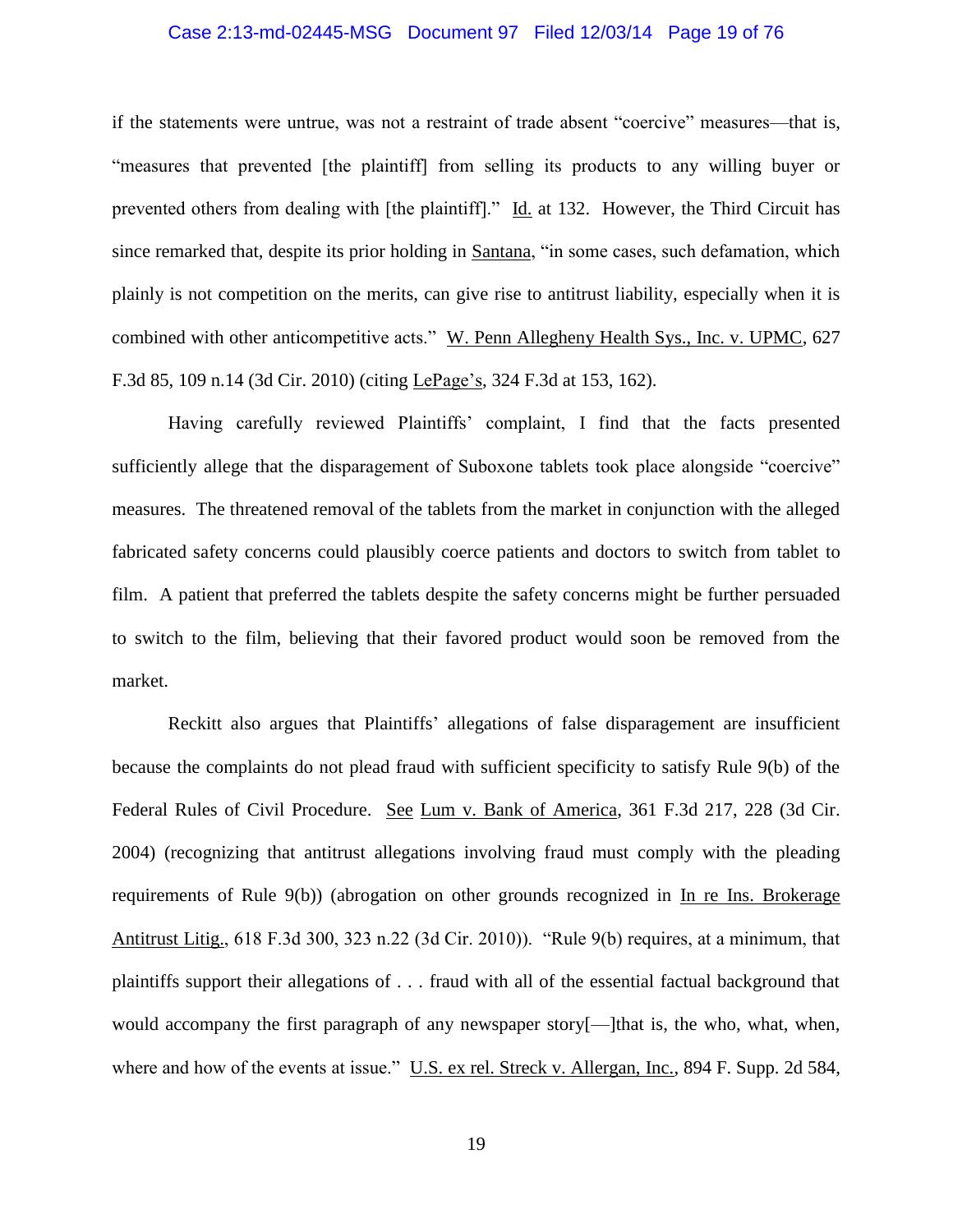if the statements were untrue, was not a restraint of trade absent "coercive" measures—that is, "measures that prevented [the plaintiff] from selling its products to any willing buyer or prevented others from dealing with [the plaintiff]." Id. at 132. However, the Third Circuit has since remarked that, despite its prior holding in Santana, "in some cases, such defamation, which plainly is not competition on the merits, can give rise to antitrust liability, especially when it is combined with other anticompetitive acts." W. Penn Allegheny Health Sys., Inc. v. UPMC, 627 F.3d 85, 109 n.14 (3d Cir. 2010) (citing LePage's, 324 F.3d at 153, 162).

Having carefully reviewed Plaintiffs' complaint, I find that the facts presented sufficiently allege that the disparagement of Suboxone tablets took place alongside "coercive" measures. The threatened removal of the tablets from the market in conjunction with the alleged fabricated safety concerns could plausibly coerce patients and doctors to switch from tablet to film. A patient that preferred the tablets despite the safety concerns might be further persuaded to switch to the film, believing that their favored product would soon be removed from the market.

Reckitt also argues that Plaintiffs' allegations of false disparagement are insufficient because the complaints do not plead fraud with sufficient specificity to satisfy Rule 9(b) of the Federal Rules of Civil Procedure. See Lum v. Bank of America, 361 F.3d 217, 228 (3d Cir. 2004) (recognizing that antitrust allegations involving fraud must comply with the pleading requirements of Rule 9(b)) (abrogation on other grounds recognized in In re Ins. Brokerage Antitrust Litig., 618 F.3d 300, 323 n.22 (3d Cir. 2010)). "Rule 9(b) requires, at a minimum, that plaintiffs support their allegations of . . . fraud with all of the essential factual background that would accompany the first paragraph of any newspaper story[—]that is, the who, what, when, where and how of the events at issue." U.S. ex rel. Streck v. Allergan, Inc., 894 F. Supp. 2d 584,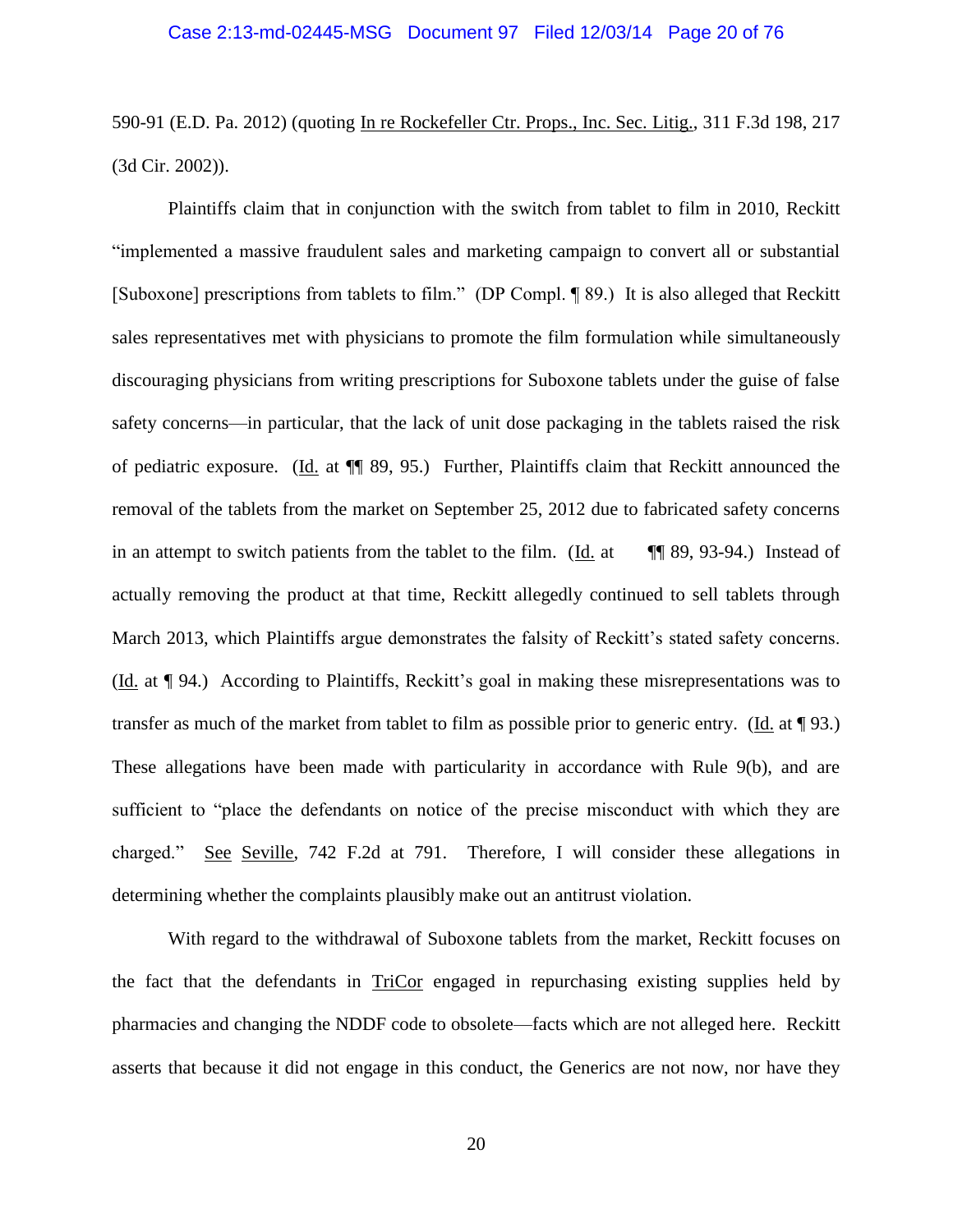590-91 (E.D. Pa. 2012) (quoting In re Rockefeller Ctr. Props., Inc. Sec. Litig., 311 F.3d 198, 217 (3d Cir. 2002)).

Plaintiffs claim that in conjunction with the switch from tablet to film in 2010, Reckitt "implemented a massive fraudulent sales and marketing campaign to convert all or substantial [Suboxone] prescriptions from tablets to film." (DP Compl. ¶ 89.) It is also alleged that Reckitt sales representatives met with physicians to promote the film formulation while simultaneously discouraging physicians from writing prescriptions for Suboxone tablets under the guise of false safety concerns—in particular, that the lack of unit dose packaging in the tablets raised the risk of pediatric exposure. (Id. at ¶¶ 89, 95.) Further, Plaintiffs claim that Reckitt announced the removal of the tablets from the market on September 25, 2012 due to fabricated safety concerns in an attempt to switch patients from the tablet to the film. (Id. at ¶¶ 89, 93-94.) Instead of actually removing the product at that time, Reckitt allegedly continued to sell tablets through March 2013, which Plaintiffs argue demonstrates the falsity of Reckitt's stated safety concerns. (Id. at ¶ 94.) According to Plaintiffs, Reckitt's goal in making these misrepresentations was to transfer as much of the market from tablet to film as possible prior to generic entry. (Id. at ¶ 93.) These allegations have been made with particularity in accordance with Rule 9(b), and are sufficient to "place the defendants on notice of the precise misconduct with which they are charged." See Seville, 742 F.2d at 791. Therefore, I will consider these allegations in determining whether the complaints plausibly make out an antitrust violation.

With regard to the withdrawal of Suboxone tablets from the market, Reckitt focuses on the fact that the defendants in TriCor engaged in repurchasing existing supplies held by pharmacies and changing the NDDF code to obsolete—facts which are not alleged here. Reckitt asserts that because it did not engage in this conduct, the Generics are not now, nor have they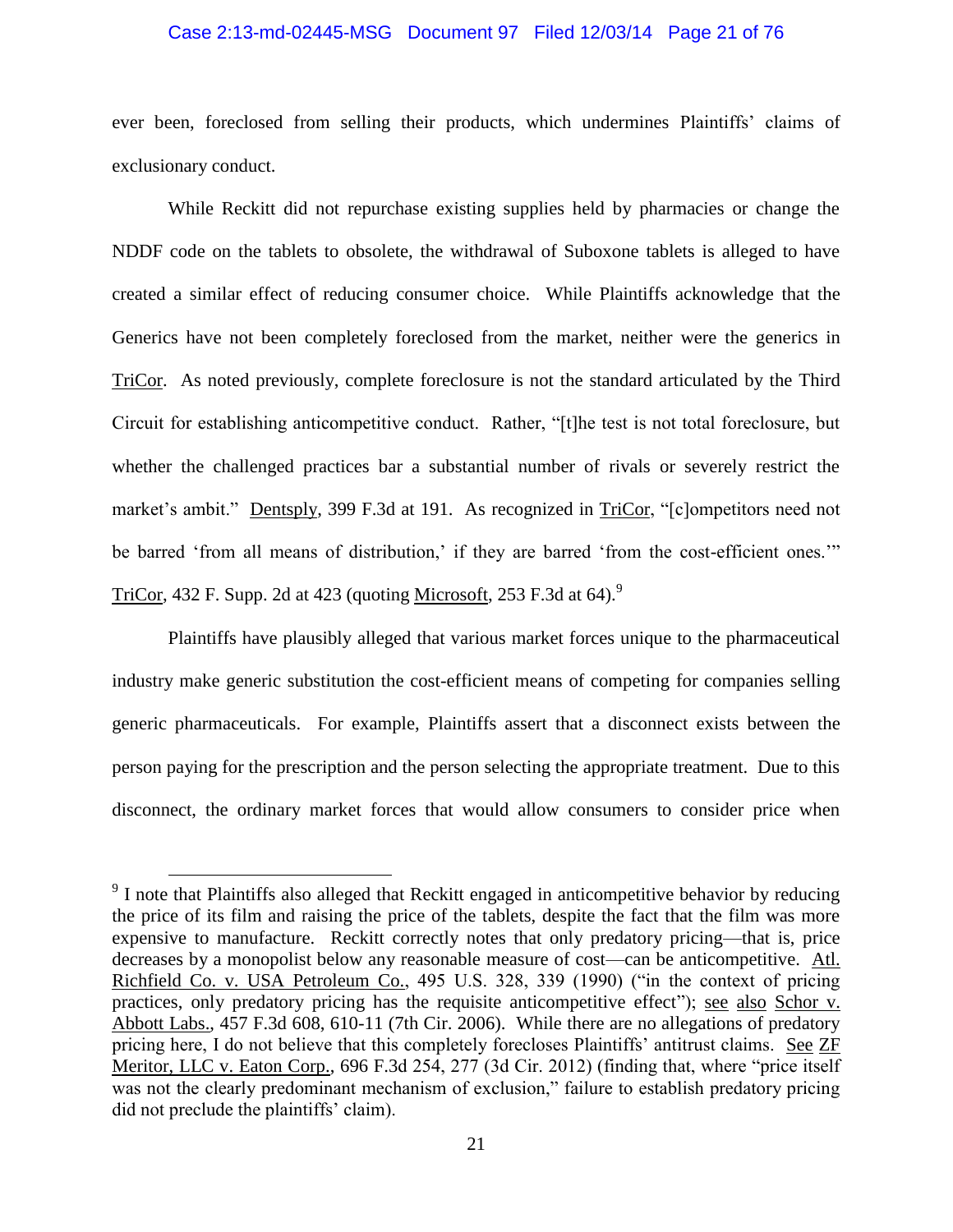ever been, foreclosed from selling their products, which undermines Plaintiffs' claims of exclusionary conduct.

While Reckitt did not repurchase existing supplies held by pharmacies or change the NDDF code on the tablets to obsolete, the withdrawal of Suboxone tablets is alleged to have created a similar effect of reducing consumer choice. While Plaintiffs acknowledge that the Generics have not been completely foreclosed from the market, neither were the generics in TriCor. As noted previously, complete foreclosure is not the standard articulated by the Third Circuit for establishing anticompetitive conduct. Rather, "[t]he test is not total foreclosure, but whether the challenged practices bar a substantial number of rivals or severely restrict the market's ambit." Dentsply, 399 F.3d at 191. As recognized in TriCor, "[c]ompetitors need not be barred 'from all means of distribution,' if they are barred 'from the cost-efficient ones.'" TriCor, 432 F. Supp. 2d at 423 (quoting Microsoft, 253 F.3d at 64).[9]

Plaintiffs have plausibly alleged that various market forces unique to the pharmaceutical industry make generic substitution the cost-efficient means of competing for companies selling generic pharmaceuticals. For example, Plaintiffs assert that a disconnect exists between the person paying for the prescription and the person selecting the appropriate treatment. Due to this disconnect, the ordinary market forces that would allow consumers to consider price when

---

[9] I note that Plaintiffs also alleged that Reckitt engaged in anticompetitive behavior by reducing the price of its film and raising the price of the tablets, despite the fact that the film was more expensive to manufacture. Reckitt correctly notes that only predatory pricing—that is, price decreases by a monopolist below any reasonable measure of cost—can be anticompetitive. Atl. Richfield Co. v. USA Petroleum Co., 495 U.S. 328, 339 (1990) ("in the context of pricing practices, only predatory pricing has the requisite anticompetitive effect"); see also Schor v. Abbott Labs., 457 F.3d 608, 610-11 (7th Cir. 2006). While there are no allegations of predatory pricing here, I do not believe that this completely forecloses Plaintiffs' antitrust claims. See ZF Meritor, LLC v. Eaton Corp., 696 F.3d 254, 277 (3d Cir. 2012) (finding that, where "price itself was not the clearly predominant mechanism of exclusion," failure to establish predatory pricing did not preclude the plaintiffs' claim).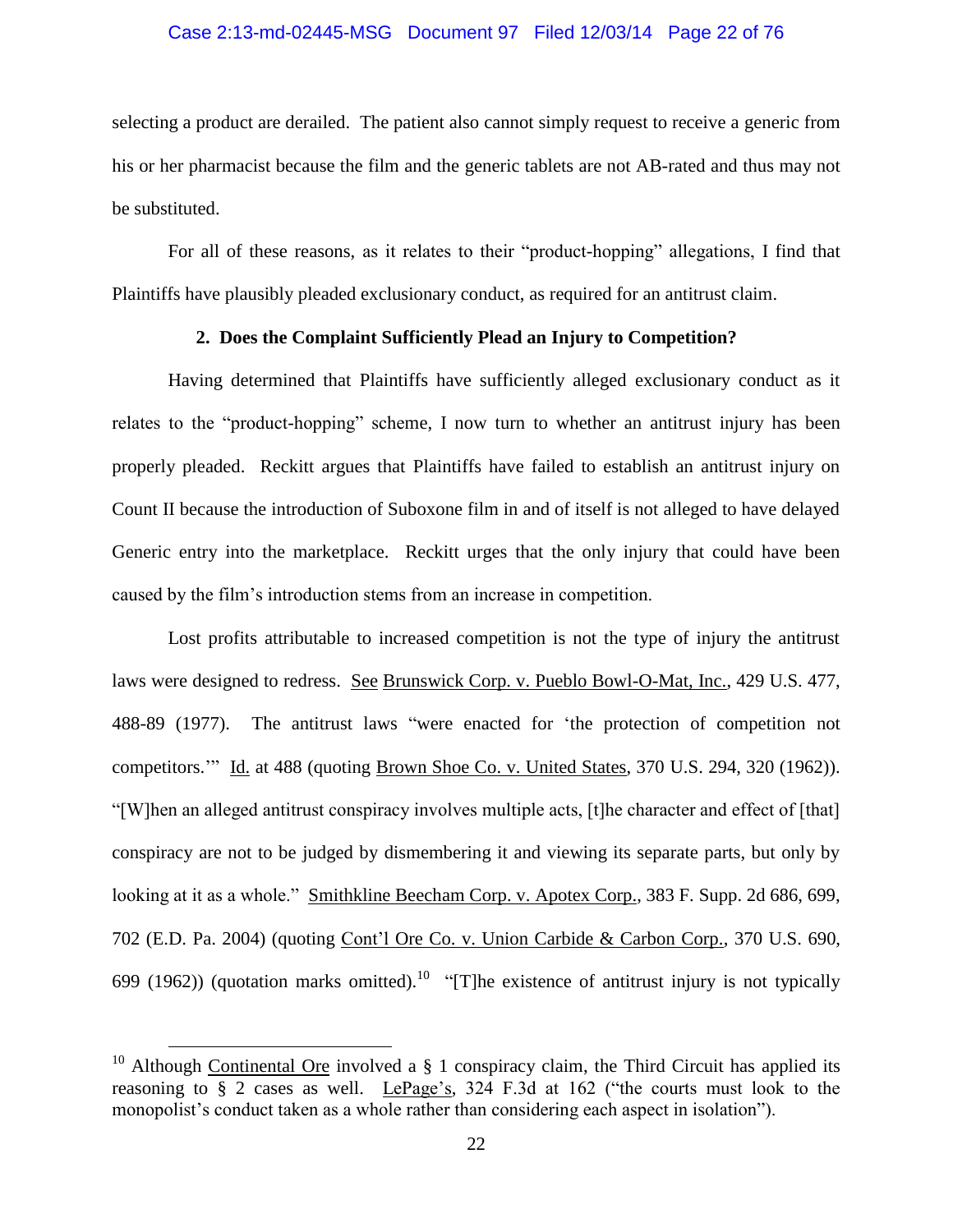selecting a product are derailed. The patient also cannot simply request to receive a generic from his or her pharmacist because the film and the generic tablets are not AB-rated and thus may not be substituted.

For all of these reasons, as it relates to their "product-hopping" allegations, I find that Plaintiffs have plausibly pleaded exclusionary conduct, as required for an antitrust claim.

**2. Does the Complaint Sufficiently Plead an Injury to Competition?**

Having determined that Plaintiffs have sufficiently alleged exclusionary conduct as it relates to the "product-hopping" scheme, I now turn to whether an antitrust injury has been properly pleaded. Reckitt argues that Plaintiffs have failed to establish an antitrust injury on Count II because the introduction of Suboxone film in and of itself is not alleged to have delayed Generic entry into the marketplace. Reckitt urges that the only injury that could have been caused by the film's introduction stems from an increase in competition.

Lost profits attributable to increased competition is not the type of injury the antitrust laws were designed to redress. See Brunswick Corp. v. Pueblo Bowl-O-Mat, Inc., 429 U.S. 477, 488-89 (1977). The antitrust laws "were enacted for 'the protection of competition not competitors.'" Id. at 488 (quoting Brown Shoe Co. v. United States, 370 U.S. 294, 320 (1962)). "[W]hen an alleged antitrust conspiracy involves multiple acts, [t]he character and effect of [that] conspiracy are not to be judged by dismembering it and viewing its separate parts, but only by looking at it as a whole." Smithkline Beecham Corp. v. Apotex Corp., 383 F. Supp. 2d 686, 699, 702 (E.D. Pa. 2004) (quoting Cont'l Ore Co. v. Union Carbide & Carbon Corp., 370 U.S. 690, 699 (1962)) (quotation marks omitted).[10] "[T]he existence of antitrust injury is not typically

[10] Although Continental Ore involved a § 1 conspiracy claim, the Third Circuit has applied its reasoning to § 2 cases as well. LePage's, 324 F.3d at 162 ("the courts must look to the monopolist's conduct taken as a whole rather than considering each aspect in isolation").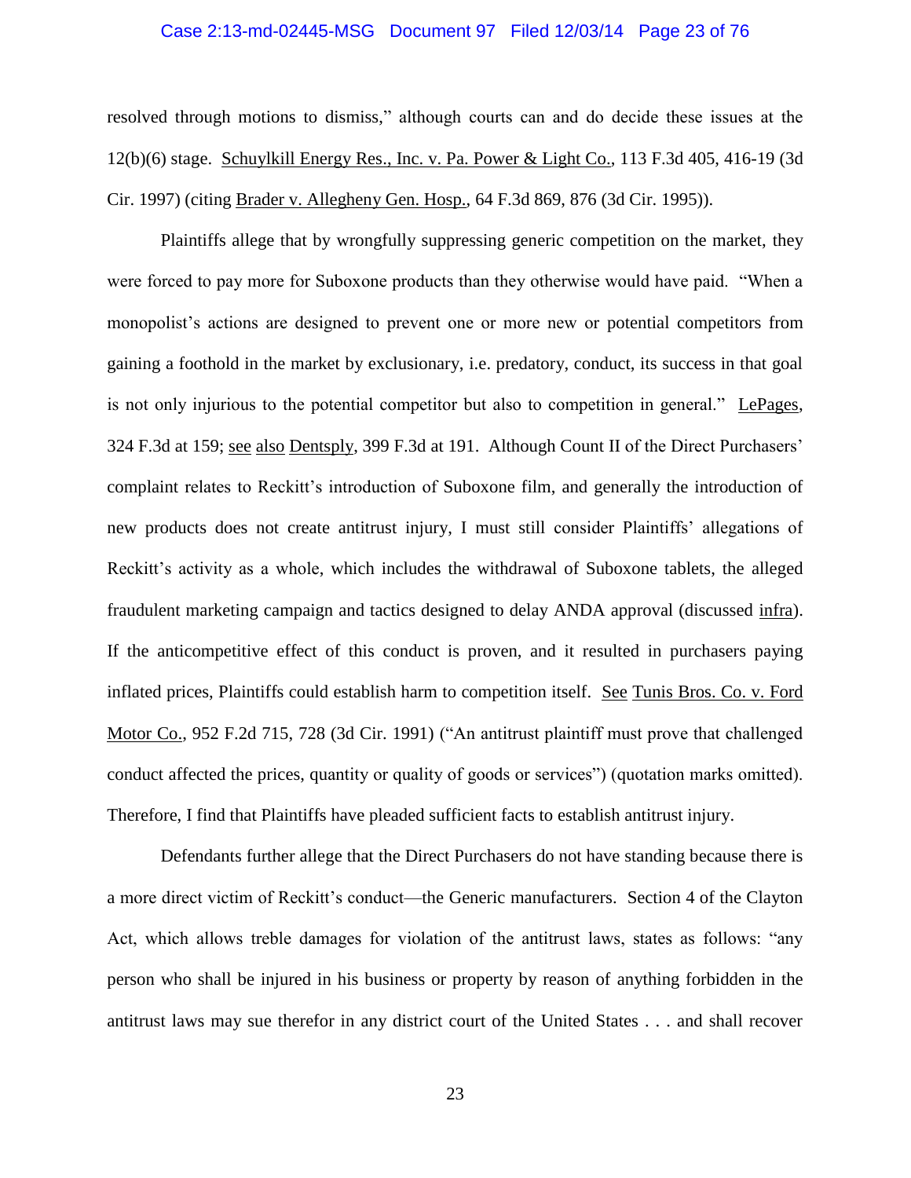resolved through motions to dismiss," although courts can and do decide these issues at the 12(b)(6) stage. Schuylkill Energy Res., Inc. v. Pa. Power & Light Co., 113 F.3d 405, 416-19 (3d Cir. 1997) (citing Brader v. Allegheny Gen. Hosp., 64 F.3d 869, 876 (3d Cir. 1995)).

Plaintiffs allege that by wrongfully suppressing generic competition on the market, they were forced to pay more for Suboxone products than they otherwise would have paid. "When a monopolist's actions are designed to prevent one or more new or potential competitors from gaining a foothold in the market by exclusionary, i.e. predatory, conduct, its success in that goal is not only injurious to the potential competitor but also to competition in general." LePages, 324 F.3d at 159; see also Dentsply, 399 F.3d at 191. Although Count II of the Direct Purchasers' complaint relates to Reckitt's introduction of Suboxone film, and generally the introduction of new products does not create antitrust injury, I must still consider Plaintiffs' allegations of Reckitt's activity as a whole, which includes the withdrawal of Suboxone tablets, the alleged fraudulent marketing campaign and tactics designed to delay ANDA approval (discussed infra). If the anticompetitive effect of this conduct is proven, and it resulted in purchasers paying inflated prices, Plaintiffs could establish harm to competition itself. See Tunis Bros. Co. v. Ford Motor Co., 952 F.2d 715, 728 (3d Cir. 1991) ("An antitrust plaintiff must prove that challenged conduct affected the prices, quantity or quality of goods or services") (quotation marks omitted). Therefore, I find that Plaintiffs have pleaded sufficient facts to establish antitrust injury.

Defendants further allege that the Direct Purchasers do not have standing because there is a more direct victim of Reckitt's conduct—the Generic manufacturers. Section 4 of the Clayton Act, which allows treble damages for violation of the antitrust laws, states as follows: "any person who shall be injured in his business or property by reason of anything forbidden in the antitrust laws may sue therefor in any district court of the United States . . . and shall recover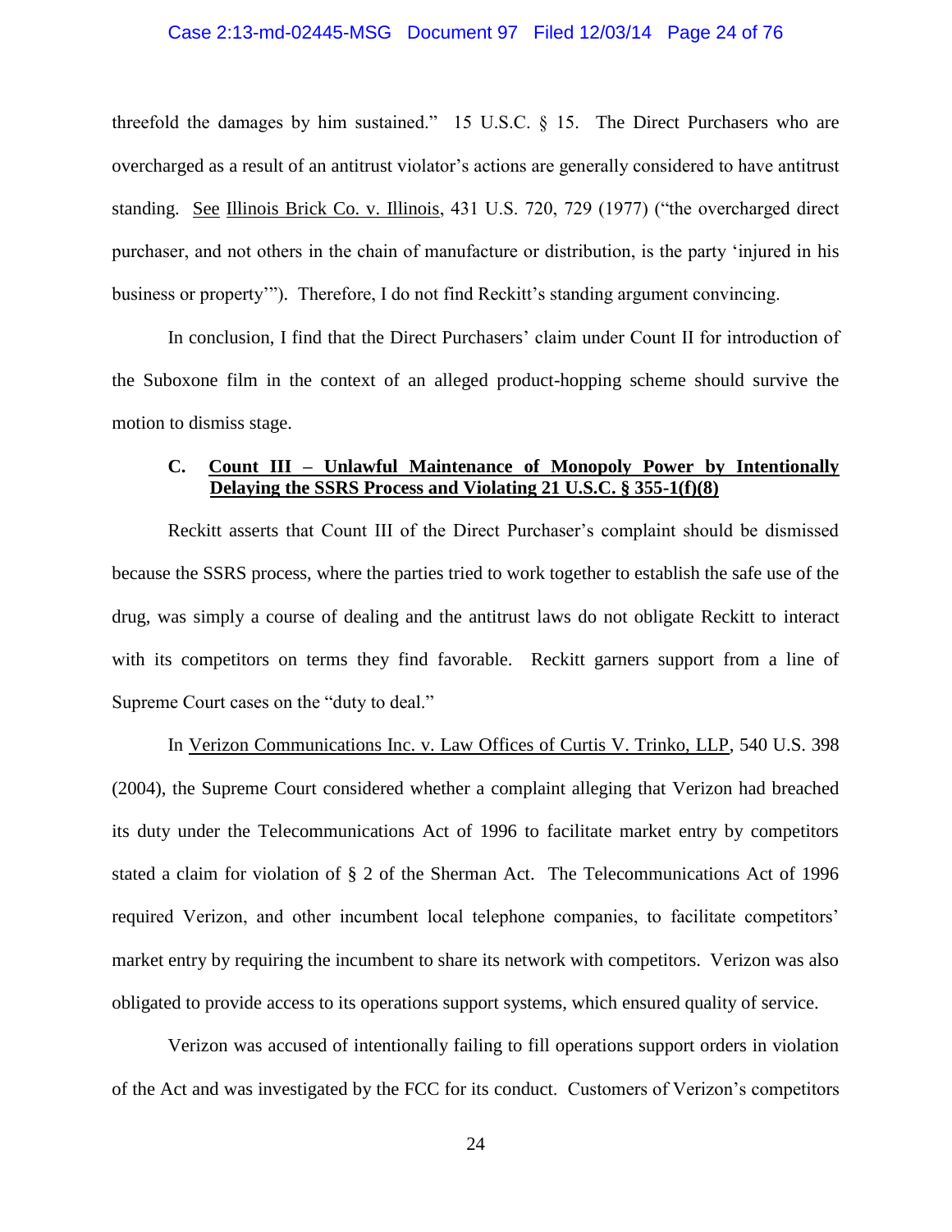threefold the damages by him sustained." 15 U.S.C. § 15. The Direct Purchasers who are overcharged as a result of an antitrust violator's actions are generally considered to have antitrust standing. See Illinois Brick Co. v. Illinois, 431 U.S. 720, 729 (1977) ("the overcharged direct purchaser, and not others in the chain of manufacture or distribution, is the party 'injured in his business or property'"). Therefore, I do not find Reckitt's standing argument convincing.

In conclusion, I find that the Direct Purchasers' claim under Count II for introduction of the Suboxone film in the context of an alleged product-hopping scheme should survive the motion to dismiss stage.

### C. Count III – Unlawful Maintenance of Monopoly Power by Intentionally Delaying the SSRS Process and Violating 21 U.S.C. § 355-1(f)(8)

Reckitt asserts that Count III of the Direct Purchaser's complaint should be dismissed because the SSRS process, where the parties tried to work together to establish the safe use of the drug, was simply a course of dealing and the antitrust laws do not obligate Reckitt to interact with its competitors on terms they find favorable. Reckitt garners support from a line of Supreme Court cases on the "duty to deal."

In Verizon Communications Inc. v. Law Offices of Curtis V. Trinko, LLP, 540 U.S. 398 (2004), the Supreme Court considered whether a complaint alleging that Verizon had breached its duty under the Telecommunications Act of 1996 to facilitate market entry by competitors stated a claim for violation of § 2 of the Sherman Act. The Telecommunications Act of 1996 required Verizon, and other incumbent local telephone companies, to facilitate competitors' market entry by requiring the incumbent to share its network with competitors. Verizon was also obligated to provide access to its operations support systems, which ensured quality of service.

Verizon was accused of intentionally failing to fill operations support orders in violation of the Act and was investigated by the FCC for its conduct. Customers of Verizon's competitors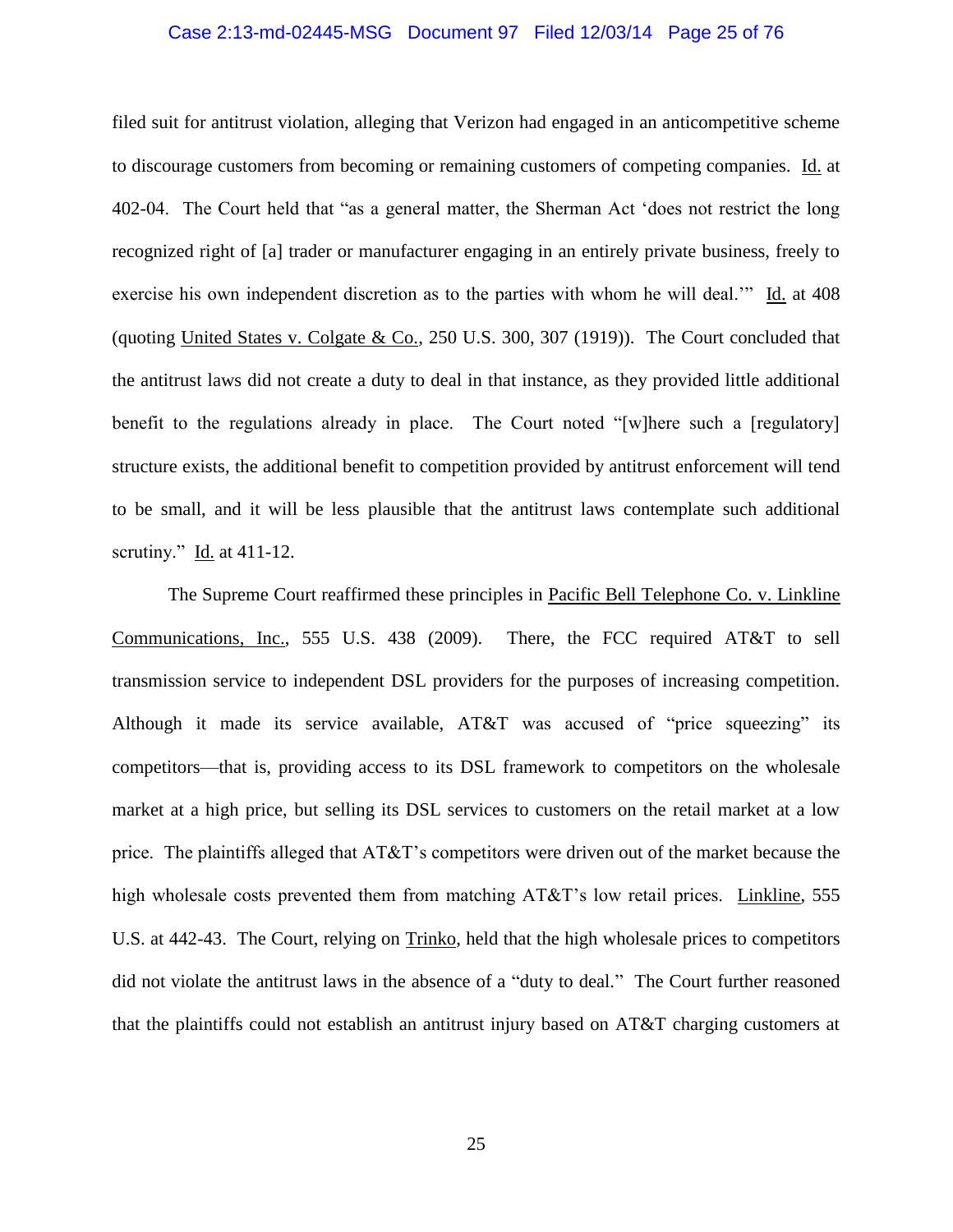filed suit for antitrust violation, alleging that Verizon had engaged in an anticompetitive scheme to discourage customers from becoming or remaining customers of competing companies. Id. at 402-04. The Court held that "as a general matter, the Sherman Act 'does not restrict the long recognized right of [a] trader or manufacturer engaging in an entirely private business, freely to exercise his own independent discretion as to the parties with whom he will deal.'" Id. at 408 (quoting United States v. Colgate & Co., 250 U.S. 300, 307 (1919)). The Court concluded that the antitrust laws did not create a duty to deal in that instance, as they provided little additional benefit to the regulations already in place. The Court noted "[w]here such a [regulatory] structure exists, the additional benefit to competition provided by antitrust enforcement will tend to be small, and it will be less plausible that the antitrust laws contemplate such additional scrutiny." Id. at 411-12.

The Supreme Court reaffirmed these principles in Pacific Bell Telephone Co. v. Linkline Communications, Inc., 555 U.S. 438 (2009). There, the FCC required AT&T to sell transmission service to independent DSL providers for the purposes of increasing competition. Although it made its service available, AT&T was accused of "price squeezing" its competitors—that is, providing access to its DSL framework to competitors on the wholesale market at a high price, but selling its DSL services to customers on the retail market at a low price. The plaintiffs alleged that AT&T's competitors were driven out of the market because the high wholesale costs prevented them from matching AT&T's low retail prices. Linkline, 555 U.S. at 442-43. The Court, relying on Trinko, held that the high wholesale prices to competitors did not violate the antitrust laws in the absence of a "duty to deal." The Court further reasoned that the plaintiffs could not establish an antitrust injury based on AT&T charging customers at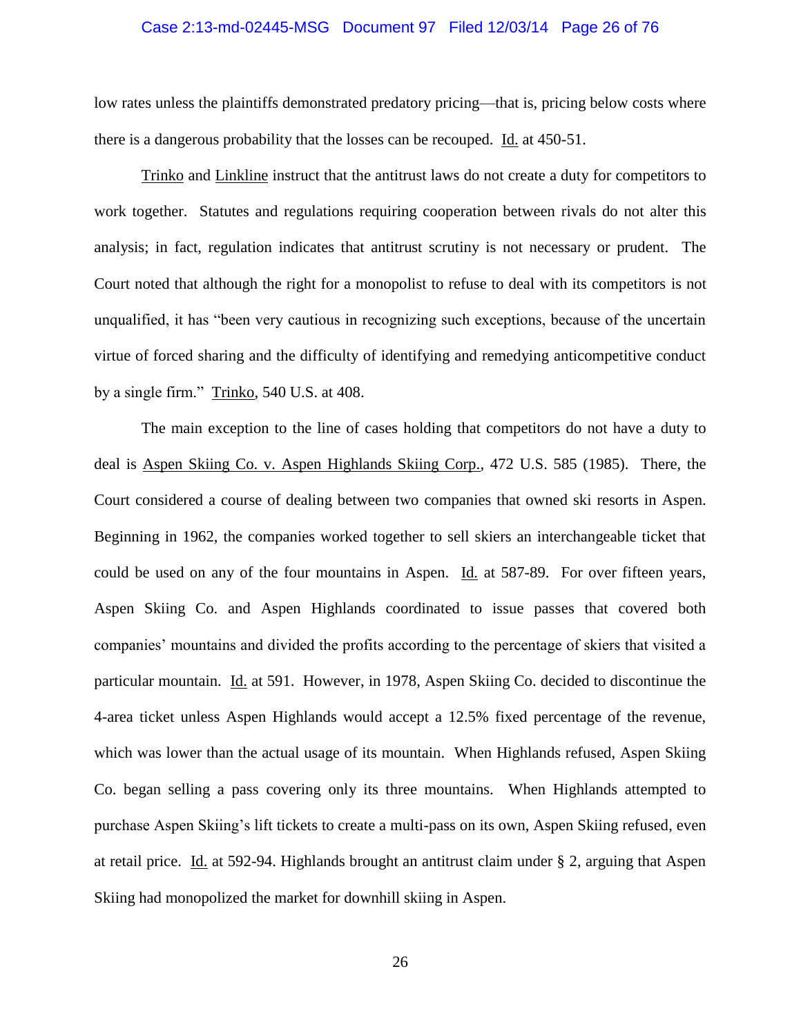low rates unless the plaintiffs demonstrated predatory pricing—that is, pricing below costs where there is a dangerous probability that the losses can be recouped. Id. at 450-51.

Trinko and Linkline instruct that the antitrust laws do not create a duty for competitors to work together. Statutes and regulations requiring cooperation between rivals do not alter this analysis; in fact, regulation indicates that antitrust scrutiny is not necessary or prudent. The Court noted that although the right for a monopolist to refuse to deal with its competitors is not unqualified, it has "been very cautious in recognizing such exceptions, because of the uncertain virtue of forced sharing and the difficulty of identifying and remedying anticompetitive conduct by a single firm." Trinko, 540 U.S. at 408.

The main exception to the line of cases holding that competitors do not have a duty to deal is Aspen Skiing Co. v. Aspen Highlands Skiing Corp., 472 U.S. 585 (1985). There, the Court considered a course of dealing between two companies that owned ski resorts in Aspen. Beginning in 1962, the companies worked together to sell skiers an interchangeable ticket that could be used on any of the four mountains in Aspen. Id. at 587-89. For over fifteen years, Aspen Skiing Co. and Aspen Highlands coordinated to issue passes that covered both companies' mountains and divided the profits according to the percentage of skiers that visited a particular mountain. Id. at 591. However, in 1978, Aspen Skiing Co. decided to discontinue the 4-area ticket unless Aspen Highlands would accept a 12.5% fixed percentage of the revenue, which was lower than the actual usage of its mountain. When Highlands refused, Aspen Skiing Co. began selling a pass covering only its three mountains. When Highlands attempted to purchase Aspen Skiing's lift tickets to create a multi-pass on its own, Aspen Skiing refused, even at retail price. Id. at 592-94. Highlands brought an antitrust claim under § 2, arguing that Aspen Skiing had monopolized the market for downhill skiing in Aspen.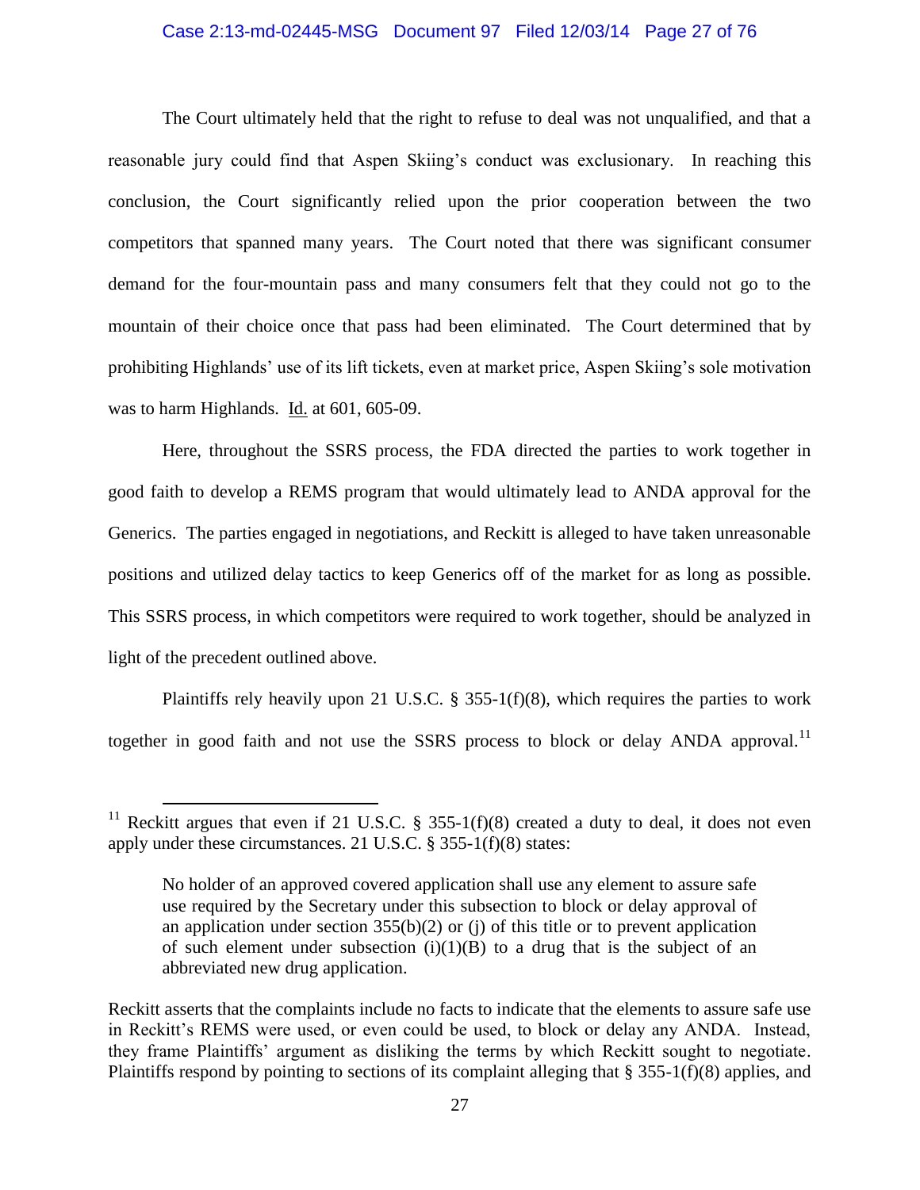The Court ultimately held that the right to refuse to deal was not unqualified, and that a reasonable jury could find that Aspen Skiing's conduct was exclusionary. In reaching this conclusion, the Court significantly relied upon the prior cooperation between the two competitors that spanned many years. The Court noted that there was significant consumer demand for the four-mountain pass and many consumers felt that they could not go to the mountain of their choice once that pass had been eliminated. The Court determined that by prohibiting Highlands' use of its lift tickets, even at market price, Aspen Skiing's sole motivation was to harm Highlands. Id. at 601, 605-09.

Here, throughout the SSRS process, the FDA directed the parties to work together in good faith to develop a REMS program that would ultimately lead to ANDA approval for the Generics. The parties engaged in negotiations, and Reckitt is alleged to have taken unreasonable positions and utilized delay tactics to keep Generics off of the market for as long as possible. This SSRS process, in which competitors were required to work together, should be analyzed in light of the precedent outlined above.

Plaintiffs rely heavily upon 21 U.S.C. § 355-1(f)(8), which requires the parties to work together in good faith and not use the SSRS process to block or delay ANDA approval.[11]

[11] Reckitt argues that even if 21 U.S.C. § 355-1(f)(8) created a duty to deal, it does not even apply under these circumstances. 21 U.S.C. § 355-1(f)(8) states:

> No holder of an approved covered application shall use any element to assure safe use required by the Secretary under this subsection to block or delay approval of an application under section 355(b)(2) or (j) of this title or to prevent application of such element under subsection (i)(1)(B) to a drug that is the subject of an abbreviated new drug application.

Reckitt asserts that the complaints include no facts to indicate that the elements to assure safe use in Reckitt's REMS were used, or even could be used, to block or delay any ANDA. Instead, they frame Plaintiffs' argument as disliking the terms by which Reckitt sought to negotiate. Plaintiffs respond by pointing to sections of its complaint alleging that § 355-1(f)(8) applies, and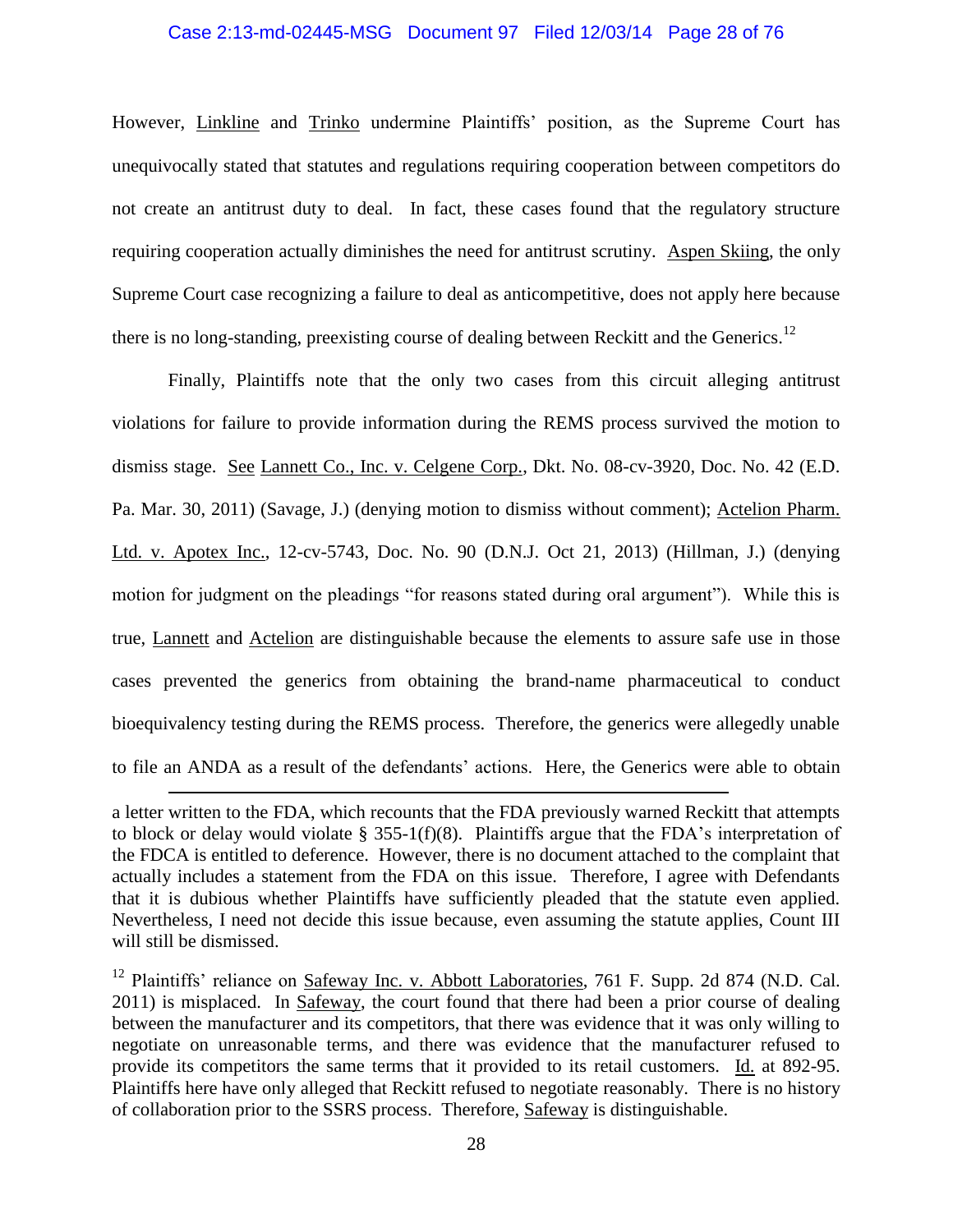However, Linkline and Trinko undermine Plaintiffs' position, as the Supreme Court has unequivocally stated that statutes and regulations requiring cooperation between competitors do not create an antitrust duty to deal. In fact, these cases found that the regulatory structure requiring cooperation actually diminishes the need for antitrust scrutiny. Aspen Skiing, the only Supreme Court case recognizing a failure to deal as anticompetitive, does not apply here because there is no long-standing, preexisting course of dealing between Reckitt and the Generics.[12]

Finally, Plaintiffs note that the only two cases from this circuit alleging antitrust violations for failure to provide information during the REMS process survived the motion to dismiss stage. See Lannett Co., Inc. v. Celgene Corp., Dkt. No. 08-cv-3920, Doc. No. 42 (E.D. Pa. Mar. 30, 2011) (Savage, J.) (denying motion to dismiss without comment); Actelion Pharm. Ltd. v. Apotex Inc., 12-cv-5743, Doc. No. 90 (D.N.J. Oct 21, 2013) (Hillman, J.) (denying motion for judgment on the pleadings "for reasons stated during oral argument"). While this is true, Lannett and Actelion are distinguishable because the elements to assure safe use in those cases prevented the generics from obtaining the brand-name pharmaceutical to conduct bioequivalency testing during the REMS process. Therefore, the generics were allegedly unable to file an ANDA as a result of the defendants' actions. Here, the Generics were able to obtain

---

a letter written to the FDA, which recounts that the FDA previously warned Reckitt that attempts to block or delay would violate § 355-1(f)(8). Plaintiffs argue that the FDA's interpretation of the FDCA is entitled to deference. However, there is no document attached to the complaint that actually includes a statement from the FDA on this issue. Therefore, I agree with Defendants that it is dubious whether Plaintiffs have sufficiently pleaded that the statute even applied. Nevertheless, I need not decide this issue because, even assuming the statute applies, Count III will still be dismissed.

[12] Plaintiffs' reliance on Safeway Inc. v. Abbott Laboratories, 761 F. Supp. 2d 874 (N.D. Cal. 2011) is misplaced. In Safeway, the court found that there had been a prior course of dealing between the manufacturer and its competitors, that there was evidence that it was only willing to negotiate on unreasonable terms, and there was evidence that the manufacturer refused to provide its competitors the same terms that it provided to its retail customers. Id. at 892-95. Plaintiffs here have only alleged that Reckitt refused to negotiate reasonably. There is no history of collaboration prior to the SSRS process. Therefore, Safeway is distinguishable.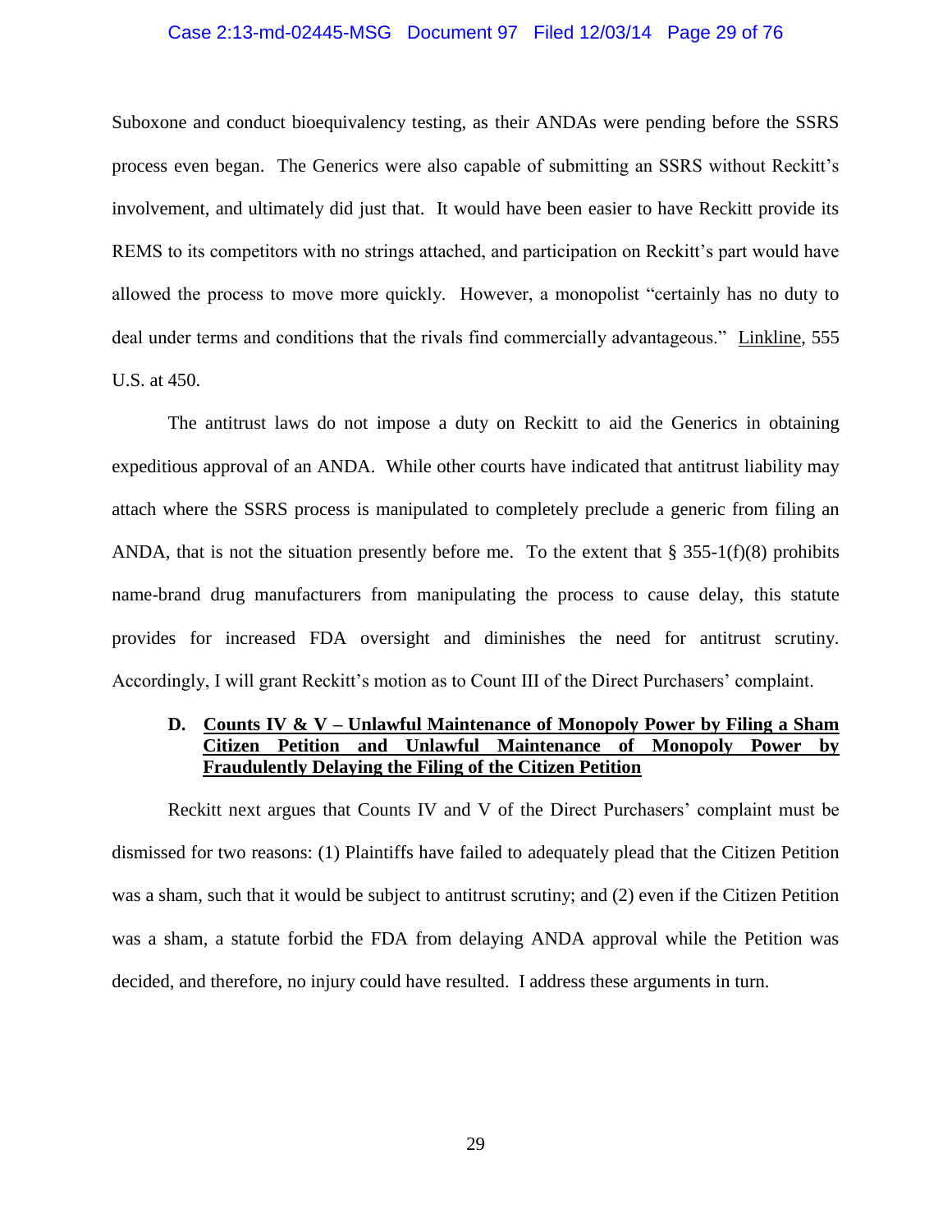Suboxone and conduct bioequivalency testing, as their ANDAs were pending before the SSRS process even began. The Generics were also capable of submitting an SSRS without Reckitt's involvement, and ultimately did just that. It would have been easier to have Reckitt provide its REMS to its competitors with no strings attached, and participation on Reckitt's part would have allowed the process to move more quickly. However, a monopolist "certainly has no duty to deal under terms and conditions that the rivals find commercially advantageous." Linkline, 555 U.S. at 450.

The antitrust laws do not impose a duty on Reckitt to aid the Generics in obtaining expeditious approval of an ANDA. While other courts have indicated that antitrust liability may attach where the SSRS process is manipulated to completely preclude a generic from filing an ANDA, that is not the situation presently before me. To the extent that § 355-1(f)(8) prohibits name-brand drug manufacturers from manipulating the process to cause delay, this statute provides for increased FDA oversight and diminishes the need for antitrust scrutiny. Accordingly, I will grant Reckitt's motion as to Count III of the Direct Purchasers' complaint.

### D. Counts IV & V – Unlawful Maintenance of Monopoly Power by Filing a Sham Citizen Petition and Unlawful Maintenance of Monopoly Power by Fraudulently Delaying the Filing of the Citizen Petition

Reckitt next argues that Counts IV and V of the Direct Purchasers' complaint must be dismissed for two reasons: (1) Plaintiffs have failed to adequately plead that the Citizen Petition was a sham, such that it would be subject to antitrust scrutiny; and (2) even if the Citizen Petition was a sham, a statute forbid the FDA from delaying ANDA approval while the Petition was decided, and therefore, no injury could have resulted. I address these arguments in turn.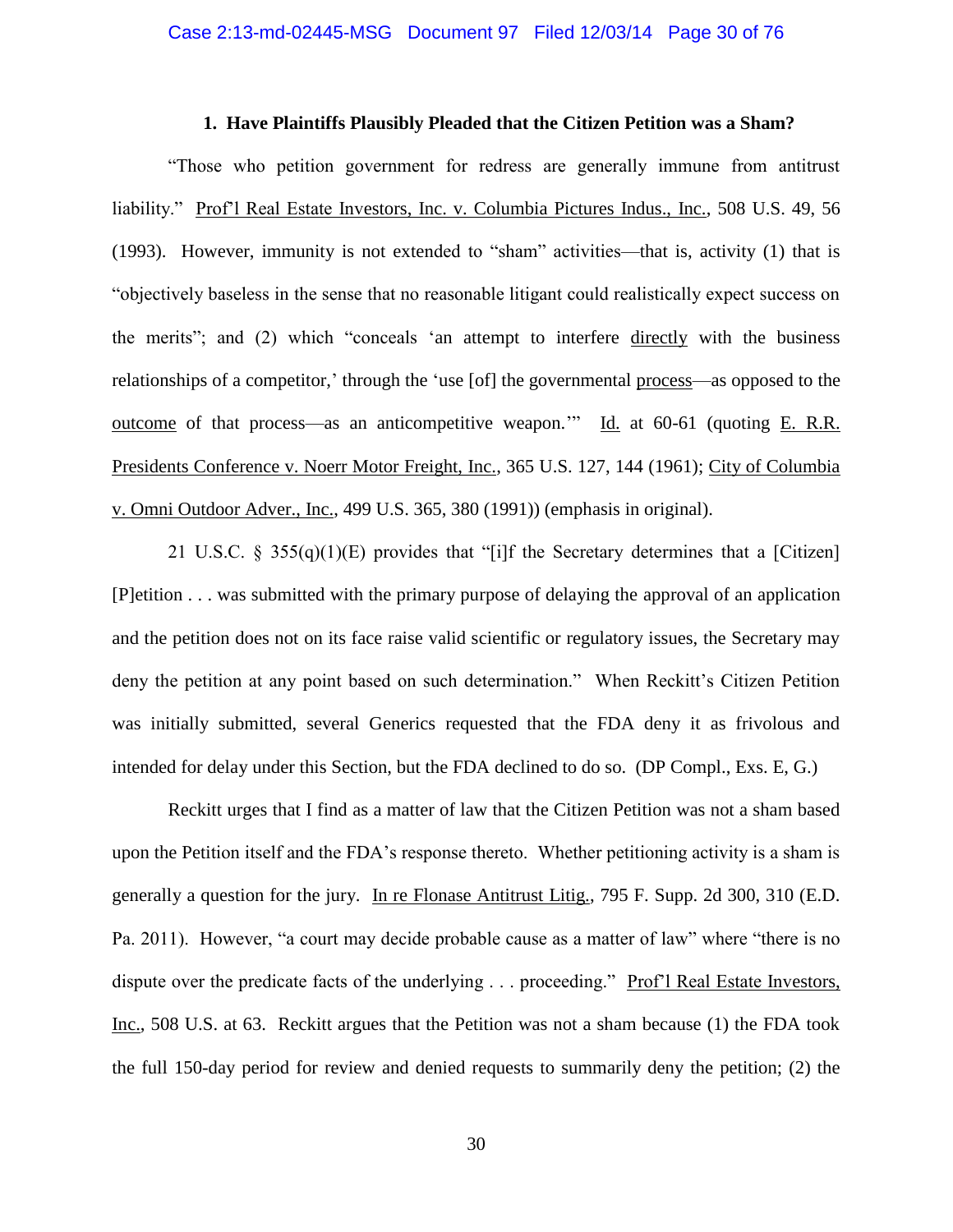### 1. Have Plaintiffs Plausibly Pleaded that the Citizen Petition was a Sham?

"Those who petition government for redress are generally immune from antitrust liability." Prof'l Real Estate Investors, Inc. v. Columbia Pictures Indus., Inc., 508 U.S. 49, 56 (1993). However, immunity is not extended to "sham" activities—that is, activity (1) that is "objectively baseless in the sense that no reasonable litigant could realistically expect success on the merits"; and (2) which "conceals 'an attempt to interfere directly with the business relationships of a competitor,' through the 'use [of] the governmental process—as opposed to the outcome of that process—as an anticompetitive weapon.'" Id. at 60-61 (quoting E. R.R. Presidents Conference v. Noerr Motor Freight, Inc., 365 U.S. 127, 144 (1961); City of Columbia v. Omni Outdoor Adver., Inc., 499 U.S. 365, 380 (1991)) (emphasis in original).

21 U.S.C. § 355(q)(1)(E) provides that "[i]f the Secretary determines that a [Citizen] [P]etition . . . was submitted with the primary purpose of delaying the approval of an application and the petition does not on its face raise valid scientific or regulatory issues, the Secretary may deny the petition at any point based on such determination." When Reckitt's Citizen Petition was initially submitted, several Generics requested that the FDA deny it as frivolous and intended for delay under this Section, but the FDA declined to do so. (DP Compl., Exs. E, G.)

Reckitt urges that I find as a matter of law that the Citizen Petition was not a sham based upon the Petition itself and the FDA's response thereto. Whether petitioning activity is a sham is generally a question for the jury. In re Flonase Antitrust Litig., 795 F. Supp. 2d 300, 310 (E.D. Pa. 2011). However, "a court may decide probable cause as a matter of law" where "there is no dispute over the predicate facts of the underlying . . . proceeding." Prof'l Real Estate Investors, Inc., 508 U.S. at 63. Reckitt argues that the Petition was not a sham because (1) the FDA took the full 150-day period for review and denied requests to summarily deny the petition; (2) the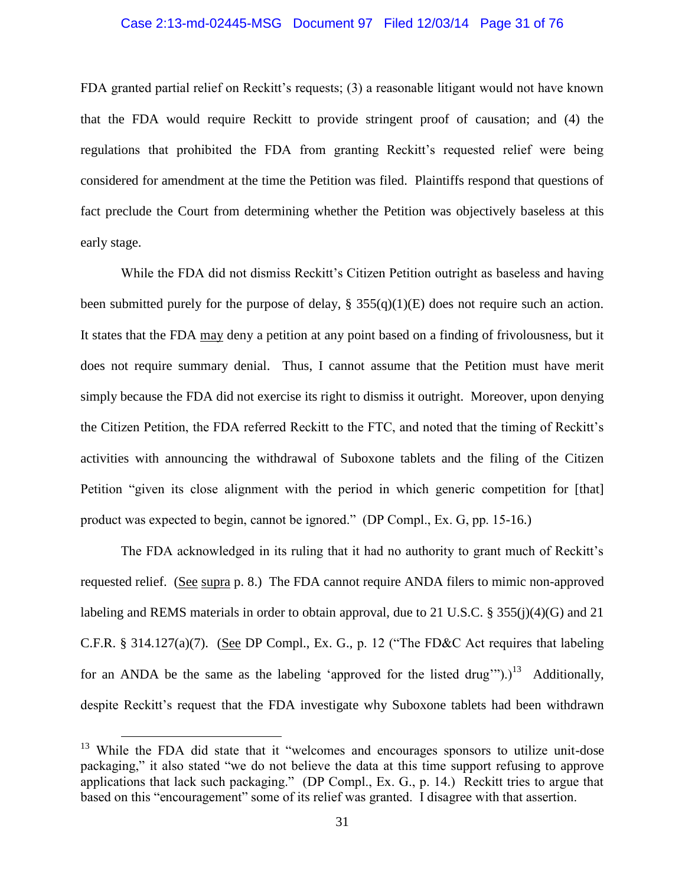FDA granted partial relief on Reckitt's requests; (3) a reasonable litigant would not have known that the FDA would require Reckitt to provide stringent proof of causation; and (4) the regulations that prohibited the FDA from granting Reckitt's requested relief were being considered for amendment at the time the Petition was filed. Plaintiffs respond that questions of fact preclude the Court from determining whether the Petition was objectively baseless at this early stage.

While the FDA did not dismiss Reckitt's Citizen Petition outright as baseless and having been submitted purely for the purpose of delay, § 355(q)(1)(E) does not require such an action. It states that the FDA may deny a petition at any point based on a finding of frivolousness, but it does not require summary denial. Thus, I cannot assume that the Petition must have merit simply because the FDA did not exercise its right to dismiss it outright. Moreover, upon denying the Citizen Petition, the FDA referred Reckitt to the FTC, and noted that the timing of Reckitt's activities with announcing the withdrawal of Suboxone tablets and the filing of the Citizen Petition "given its close alignment with the period in which generic competition for [that] product was expected to begin, cannot be ignored." (DP Compl., Ex. G, pp. 15-16.)

The FDA acknowledged in its ruling that it had no authority to grant much of Reckitt's requested relief. (See supra p. 8.) The FDA cannot require ANDA filers to mimic non-approved labeling and REMS materials in order to obtain approval, due to 21 U.S.C. § 355(j)(4)(G) and 21 C.F.R. § 314.127(a)(7). (See DP Compl., Ex. G., p. 12 ("The FD&C Act requires that labeling for an ANDA be the same as the labeling 'approved for the listed drug'").)[13] Additionally, despite Reckitt's request that the FDA investigate why Suboxone tablets had been withdrawn

[13] While the FDA did state that it "welcomes and encourages sponsors to utilize unit-dose packaging," it also stated "we do not believe the data at this time support refusing to approve applications that lack such packaging." (DP Compl., Ex. G., p. 14.) Reckitt tries to argue that based on this "encouragement" some of its relief was granted. I disagree with that assertion.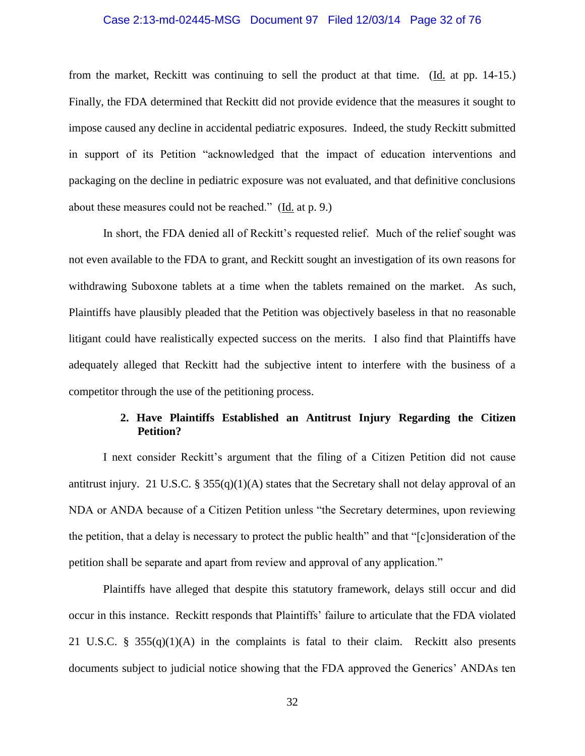from the market, Reckitt was continuing to sell the product at that time. (Id. at pp. 14-15.) Finally, the FDA determined that Reckitt did not provide evidence that the measures it sought to impose caused any decline in accidental pediatric exposures. Indeed, the study Reckitt submitted in support of its Petition "acknowledged that the impact of education interventions and packaging on the decline in pediatric exposure was not evaluated, and that definitive conclusions about these measures could not be reached." (Id. at p. 9.)

In short, the FDA denied all of Reckitt's requested relief. Much of the relief sought was not even available to the FDA to grant, and Reckitt sought an investigation of its own reasons for withdrawing Suboxone tablets at a time when the tablets remained on the market. As such, Plaintiffs have plausibly pleaded that the Petition was objectively baseless in that no reasonable litigant could have realistically expected success on the merits. I also find that Plaintiffs have adequately alleged that Reckitt had the subjective intent to interfere with the business of a competitor through the use of the petitioning process.

**2. Have Plaintiffs Established an Antitrust Injury Regarding the Citizen Petition?**

I next consider Reckitt's argument that the filing of a Citizen Petition did not cause antitrust injury. 21 U.S.C. § 355(q)(1)(A) states that the Secretary shall not delay approval of an NDA or ANDA because of a Citizen Petition unless "the Secretary determines, upon reviewing the petition, that a delay is necessary to protect the public health" and that "[c]onsideration of the petition shall be separate and apart from review and approval of any application."

Plaintiffs have alleged that despite this statutory framework, delays still occur and did occur in this instance. Reckitt responds that Plaintiffs' failure to articulate that the FDA violated 21 U.S.C. § 355(q)(1)(A) in the complaints is fatal to their claim. Reckitt also presents documents subject to judicial notice showing that the FDA approved the Generics' ANDAs ten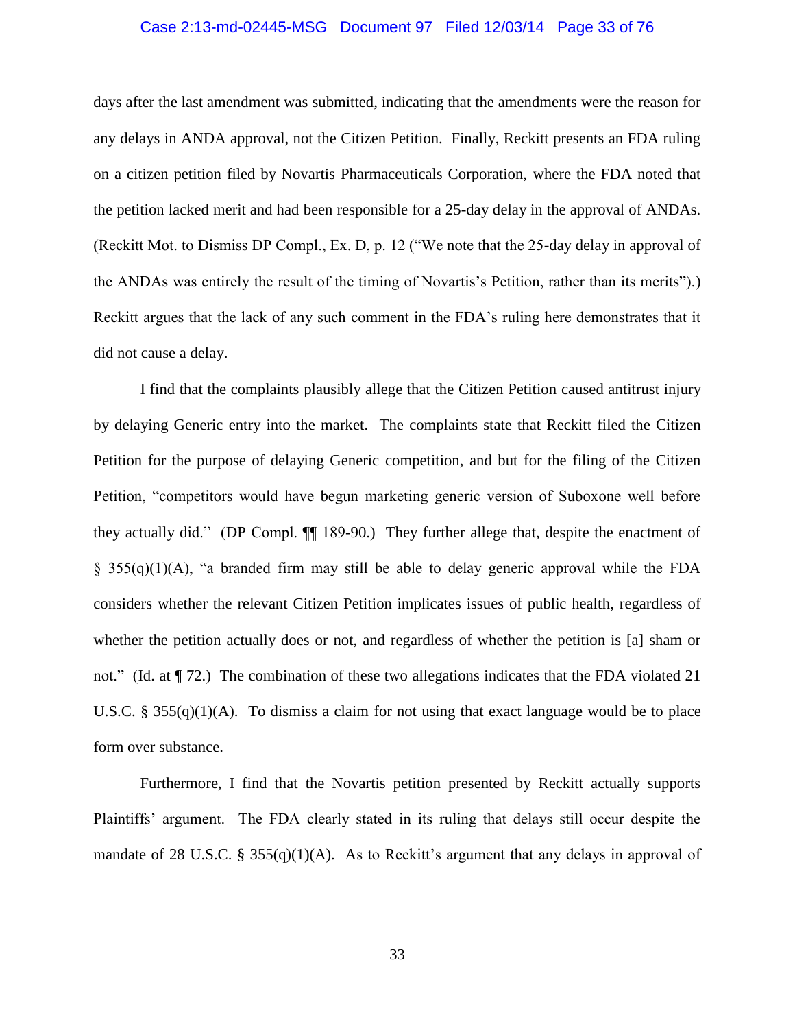days after the last amendment was submitted, indicating that the amendments were the reason for any delays in ANDA approval, not the Citizen Petition. Finally, Reckitt presents an FDA ruling on a citizen petition filed by Novartis Pharmaceuticals Corporation, where the FDA noted that the petition lacked merit and had been responsible for a 25-day delay in the approval of ANDAs. (Reckitt Mot. to Dismiss DP Compl., Ex. D, p. 12 ("We note that the 25-day delay in approval of the ANDAs was entirely the result of the timing of Novartis's Petition, rather than its merits").) Reckitt argues that the lack of any such comment in the FDA's ruling here demonstrates that it did not cause a delay.

I find that the complaints plausibly allege that the Citizen Petition caused antitrust injury by delaying Generic entry into the market. The complaints state that Reckitt filed the Citizen Petition for the purpose of delaying Generic competition, and but for the filing of the Citizen Petition, "competitors would have begun marketing generic version of Suboxone well before they actually did." (DP Compl. ¶¶ 189-90.) They further allege that, despite the enactment of § 355(q)(1)(A), "a branded firm may still be able to delay generic approval while the FDA considers whether the relevant Citizen Petition implicates issues of public health, regardless of whether the petition actually does or not, and regardless of whether the petition is [a] sham or not." (Id. at ¶ 72.) The combination of these two allegations indicates that the FDA violated 21 U.S.C. § 355(q)(1)(A). To dismiss a claim for not using that exact language would be to place form over substance.

Furthermore, I find that the Novartis petition presented by Reckitt actually supports Plaintiffs' argument. The FDA clearly stated in its ruling that delays still occur despite the mandate of 28 U.S.C. § 355(q)(1)(A). As to Reckitt's argument that any delays in approval of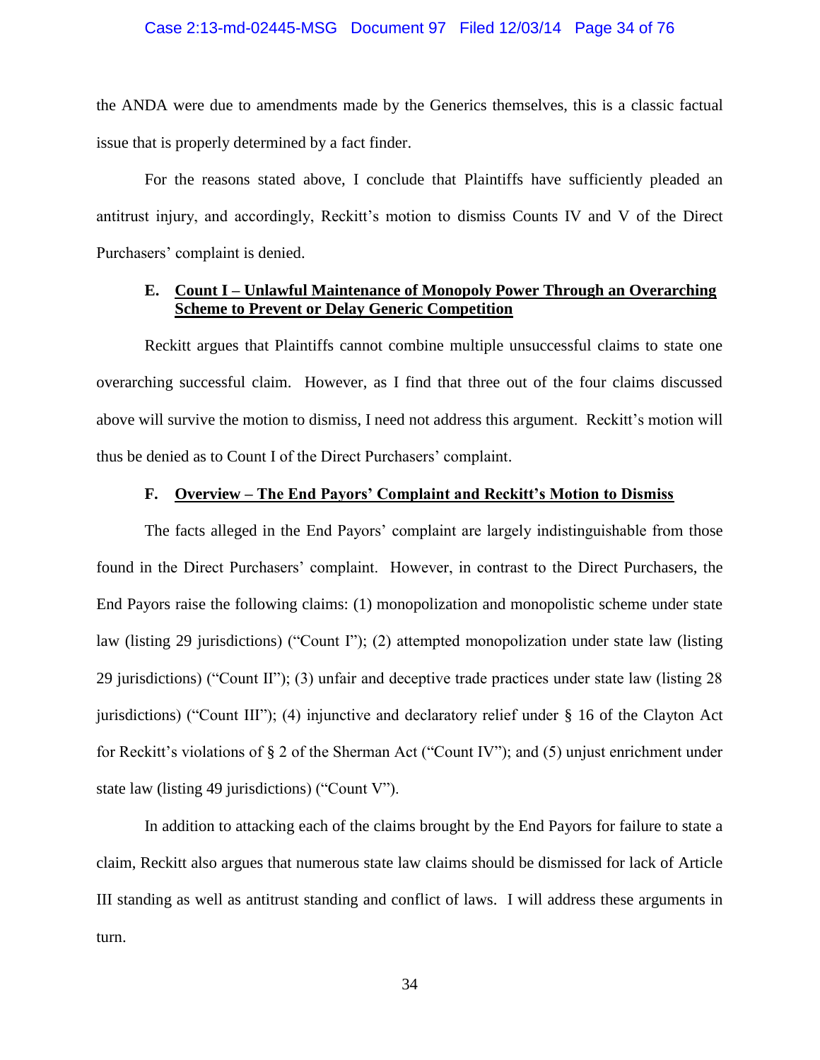the ANDA were due to amendments made by the Generics themselves, this is a classic factual issue that is properly determined by a fact finder.

For the reasons stated above, I conclude that Plaintiffs have sufficiently pleaded an antitrust injury, and accordingly, Reckitt's motion to dismiss Counts IV and V of the Direct Purchasers' complaint is denied.

### E. Count I – Unlawful Maintenance of Monopoly Power Through an Overarching Scheme to Prevent or Delay Generic Competition

Reckitt argues that Plaintiffs cannot combine multiple unsuccessful claims to state one overarching successful claim. However, as I find that three out of the four claims discussed above will survive the motion to dismiss, I need not address this argument. Reckitt's motion will thus be denied as to Count I of the Direct Purchasers' complaint.

### F. Overview – The End Payors' Complaint and Reckitt's Motion to Dismiss

The facts alleged in the End Payors' complaint are largely indistinguishable from those found in the Direct Purchasers' complaint. However, in contrast to the Direct Purchasers, the End Payors raise the following claims: (1) monopolization and monopolistic scheme under state law (listing 29 jurisdictions) ("Count I"); (2) attempted monopolization under state law (listing 29 jurisdictions) ("Count II"); (3) unfair and deceptive trade practices under state law (listing 28 jurisdictions) ("Count III"); (4) injunctive and declaratory relief under § 16 of the Clayton Act for Reckitt's violations of § 2 of the Sherman Act ("Count IV"); and (5) unjust enrichment under state law (listing 49 jurisdictions) ("Count V").

In addition to attacking each of the claims brought by the End Payors for failure to state a claim, Reckitt also argues that numerous state law claims should be dismissed for lack of Article III standing as well as antitrust standing and conflict of laws. I will address these arguments in turn.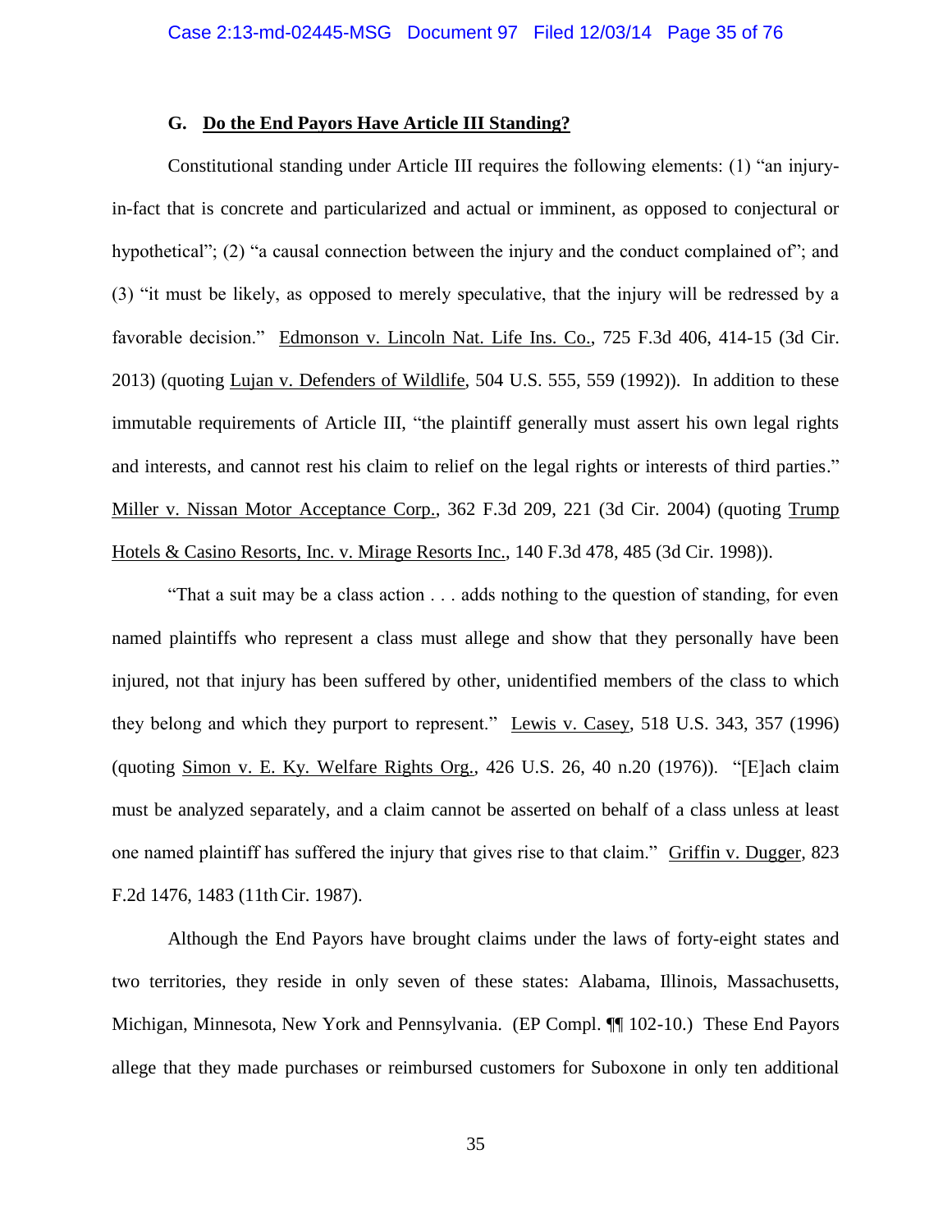### G. Do the End Payors Have Article III Standing?

Constitutional standing under Article III requires the following elements: (1) "an injury-in-fact that is concrete and particularized and actual or imminent, as opposed to conjectural or hypothetical"; (2) "a causal connection between the injury and the conduct complained of"; and (3) "it must be likely, as opposed to merely speculative, that the injury will be redressed by a favorable decision." Edmonson v. Lincoln Nat. Life Ins. Co., 725 F.3d 406, 414-15 (3d Cir. 2013) (quoting Lujan v. Defenders of Wildlife, 504 U.S. 555, 559 (1992)). In addition to these immutable requirements of Article III, "the plaintiff generally must assert his own legal rights and interests, and cannot rest his claim to relief on the legal rights or interests of third parties." Miller v. Nissan Motor Acceptance Corp., 362 F.3d 209, 221 (3d Cir. 2004) (quoting Trump Hotels & Casino Resorts, Inc. v. Mirage Resorts Inc., 140 F.3d 478, 485 (3d Cir. 1998)).

"That a suit may be a class action . . . adds nothing to the question of standing, for even named plaintiffs who represent a class must allege and show that they personally have been injured, not that injury has been suffered by other, unidentified members of the class to which they belong and which they purport to represent." Lewis v. Casey, 518 U.S. 343, 357 (1996) (quoting Simon v. E. Ky. Welfare Rights Org., 426 U.S. 26, 40 n.20 (1976)). "[E]ach claim must be analyzed separately, and a claim cannot be asserted on behalf of a class unless at least one named plaintiff has suffered the injury that gives rise to that claim." Griffin v. Dugger, 823 F.2d 1476, 1483 (11th Cir. 1987).

Although the End Payors have brought claims under the laws of forty-eight states and two territories, they reside in only seven of these states: Alabama, Illinois, Massachusetts, Michigan, Minnesota, New York and Pennsylvania. (EP Compl. ¶¶ 102-10.) These End Payors allege that they made purchases or reimbursed customers for Suboxone in only ten additional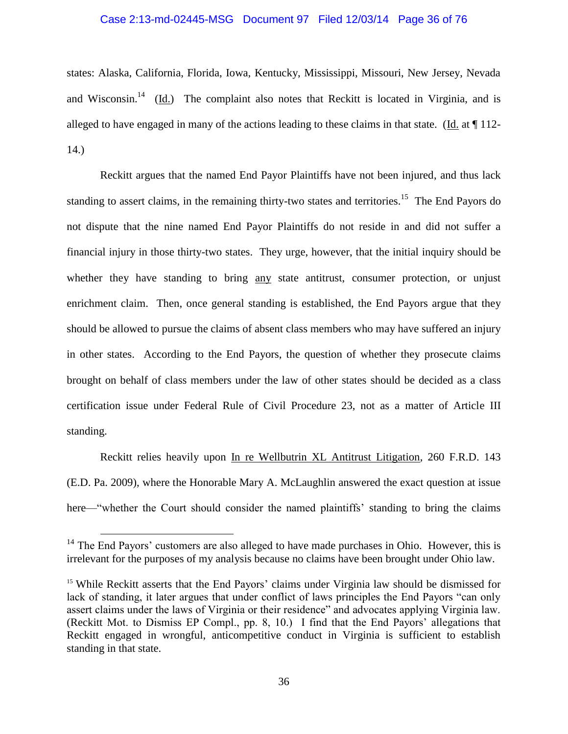states: Alaska, California, Florida, Iowa, Kentucky, Mississippi, Missouri, New Jersey, Nevada and Wisconsin.[14] (Id.) The complaint also notes that Reckitt is located in Virginia, and is alleged to have engaged in many of the actions leading to these claims in that state. (Id. at ¶ 112-14.)

Reckitt argues that the named End Payor Plaintiffs have not been injured, and thus lack standing to assert claims, in the remaining thirty-two states and territories.[15] The End Payors do not dispute that the nine named End Payor Plaintiffs do not reside in and did not suffer a financial injury in those thirty-two states. They urge, however, that the initial inquiry should be whether they have standing to bring any state antitrust, consumer protection, or unjust enrichment claim. Then, once general standing is established, the End Payors argue that they should be allowed to pursue the claims of absent class members who may have suffered an injury in other states. According to the End Payors, the question of whether they prosecute claims brought on behalf of class members under the law of other states should be decided as a class certification issue under Federal Rule of Civil Procedure 23, not as a matter of Article III standing.

Reckitt relies heavily upon In re Wellbutrin XL Antitrust Litigation, 260 F.R.D. 143 (E.D. Pa. 2009), where the Honorable Mary A. McLaughlin answered the exact question at issue here—"whether the Court should consider the named plaintiffs' standing to bring the claims

---

[14] The End Payors' customers are also alleged to have made purchases in Ohio. However, this is irrelevant for the purposes of my analysis because no claims have been brought under Ohio law.

[15] While Reckitt asserts that the End Payors' claims under Virginia law should be dismissed for lack of standing, it later argues that under conflict of laws principles the End Payors "can only assert claims under the laws of Virginia or their residence" and advocates applying Virginia law. (Reckitt Mot. to Dismiss EP Compl., pp. 8, 10.) I find that the End Payors' allegations that Reckitt engaged in wrongful, anticompetitive conduct in Virginia is sufficient to establish standing in that state.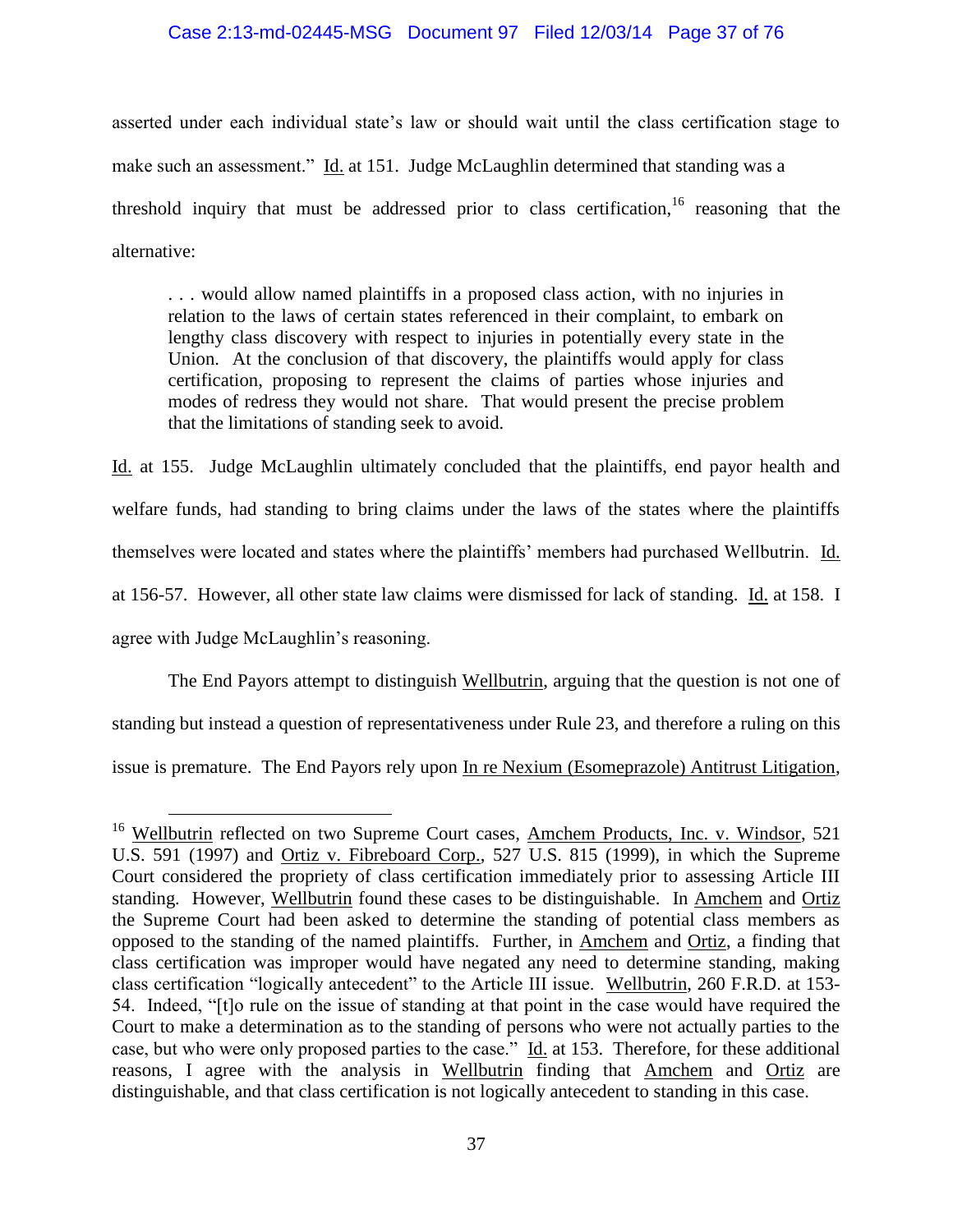asserted under each individual state's law or should wait until the class certification stage to make such an assessment." Id. at 151. Judge McLaughlin determined that standing was a threshold inquiry that must be addressed prior to class certification,[16] reasoning that the alternative:

> . . . would allow named plaintiffs in a proposed class action, with no injuries in relation to the laws of certain states referenced in their complaint, to embark on lengthy class discovery with respect to injuries in potentially every state in the Union. At the conclusion of that discovery, the plaintiffs would apply for class certification, proposing to represent the claims of parties whose injuries and modes of redress they would not share. That would present the precise problem that the limitations of standing seek to avoid.

Id. at 155. Judge McLaughlin ultimately concluded that the plaintiffs, end payor health and welfare funds, had standing to bring claims under the laws of the states where the plaintiffs themselves were located and states where the plaintiffs' members had purchased Wellbutrin. Id. at 156-57. However, all other state law claims were dismissed for lack of standing. Id. at 158. I agree with Judge McLaughlin's reasoning.

The End Payors attempt to distinguish Wellbutrin, arguing that the question is not one of standing but instead a question of representativeness under Rule 23, and therefore a ruling on this issue is premature. The End Payors rely upon In re Nexium (Esomeprazole) Antitrust Litigation,

---

[16] Wellbutrin reflected on two Supreme Court cases, Amchem Products, Inc. v. Windsor, 521 U.S. 591 (1997) and Ortiz v. Fibreboard Corp., 527 U.S. 815 (1999), in which the Supreme Court considered the propriety of class certification immediately prior to assessing Article III standing. However, Wellbutrin found these cases to be distinguishable. In Amchem and Ortiz the Supreme Court had been asked to determine the standing of potential class members as opposed to the standing of the named plaintiffs. Further, in Amchem and Ortiz, a finding that class certification was improper would have negated any need to determine standing, making class certification "logically antecedent" to the Article III issue. Wellbutrin, 260 F.R.D. at 153-54. Indeed, "[t]o rule on the issue of standing at that point in the case would have required the Court to make a determination as to the standing of persons who were not actually parties to the case, but who were only proposed parties to the case." Id. at 153. Therefore, for these additional reasons, I agree with the analysis in Wellbutrin finding that Amchem and Ortiz are distinguishable, and that class certification is not logically antecedent to standing in this case.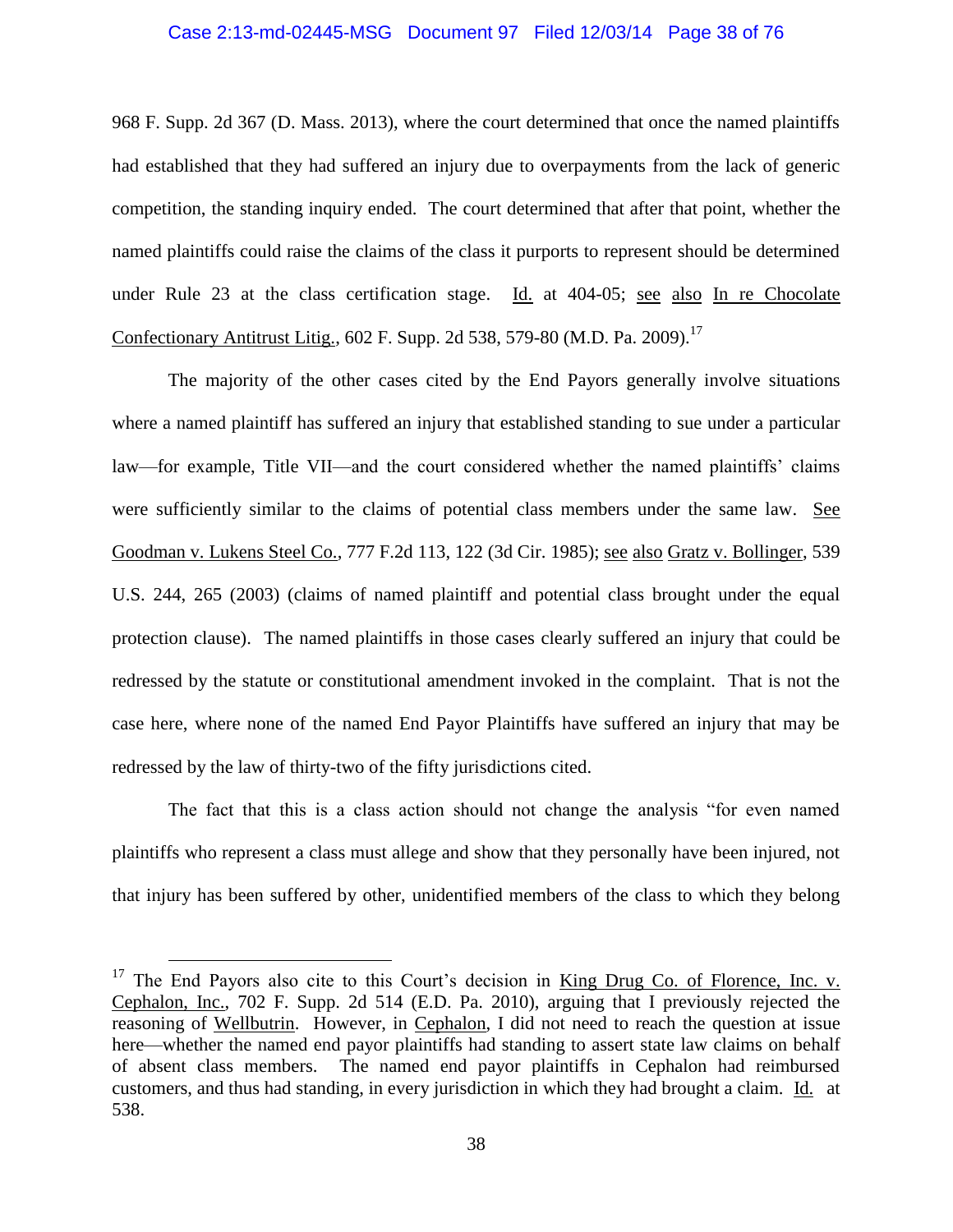968 F. Supp. 2d 367 (D. Mass. 2013), where the court determined that once the named plaintiffs had established that they had suffered an injury due to overpayments from the lack of generic competition, the standing inquiry ended. The court determined that after that point, whether the named plaintiffs could raise the claims of the class it purports to represent should be determined under Rule 23 at the class certification stage. Id. at 404-05; see also In re Chocolate Confectionary Antitrust Litig., 602 F. Supp. 2d 538, 579-80 (M.D. Pa. 2009).[17]

The majority of the other cases cited by the End Payors generally involve situations where a named plaintiff has suffered an injury that established standing to sue under a particular law—for example, Title VII—and the court considered whether the named plaintiffs' claims were sufficiently similar to the claims of potential class members under the same law. See Goodman v. Lukens Steel Co., 777 F.2d 113, 122 (3d Cir. 1985); see also Gratz v. Bollinger, 539 U.S. 244, 265 (2003) (claims of named plaintiff and potential class brought under the equal protection clause). The named plaintiffs in those cases clearly suffered an injury that could be redressed by the statute or constitutional amendment invoked in the complaint. That is not the case here, where none of the named End Payor Plaintiffs have suffered an injury that may be redressed by the law of thirty-two of the fifty jurisdictions cited.

The fact that this is a class action should not change the analysis "for even named plaintiffs who represent a class must allege and show that they personally have been injured, not that injury has been suffered by other, unidentified members of the class to which they belong

---

[17] The End Payors also cite to this Court's decision in King Drug Co. of Florence, Inc. v. Cephalon, Inc., 702 F. Supp. 2d 514 (E.D. Pa. 2010), arguing that I previously rejected the reasoning of Wellbutrin. However, in Cephalon, I did not need to reach the question at issue here—whether the named end payor plaintiffs had standing to assert state law claims on behalf of absent class members. The named end payor plaintiffs in Cephalon had reimbursed customers, and thus had standing, in every jurisdiction in which they had brought a claim. Id. at 538.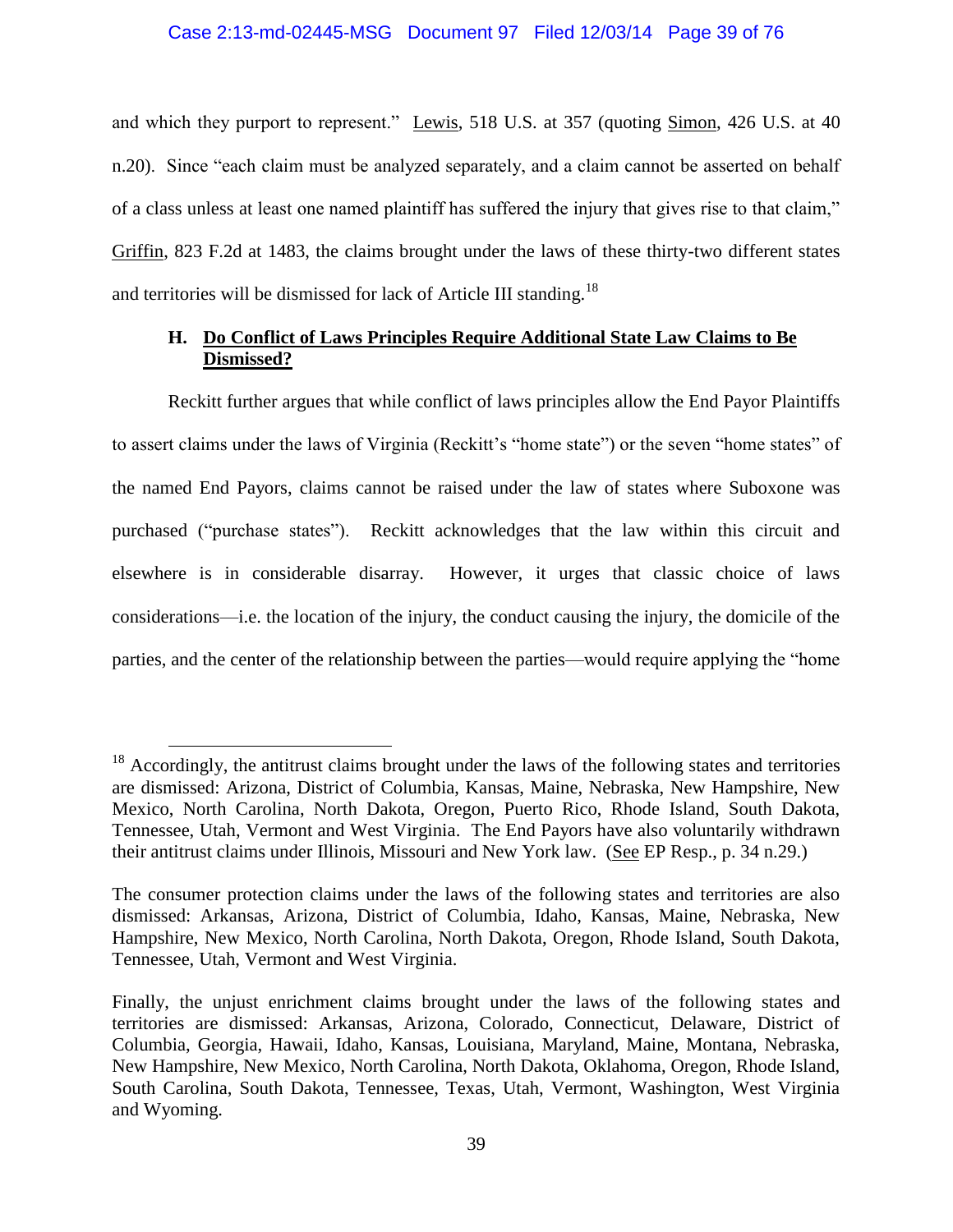and which they purport to represent." Lewis, 518 U.S. at 357 (quoting Simon, 426 U.S. at 40 n.20). Since "each claim must be analyzed separately, and a claim cannot be asserted on behalf of a class unless at least one named plaintiff has suffered the injury that gives rise to that claim," Griffin, 823 F.2d at 1483, the claims brought under the laws of these thirty-two different states and territories will be dismissed for lack of Article III standing.[18]

### H. Do Conflict of Laws Principles Require Additional State Law Claims to Be Dismissed?

Reckitt further argues that while conflict of laws principles allow the End Payor Plaintiffs to assert claims under the laws of Virginia (Reckitt's "home state") or the seven "home states" of the named End Payors, claims cannot be raised under the law of states where Suboxone was purchased ("purchase states"). Reckitt acknowledges that the law within this circuit and elsewhere is in considerable disarray. However, it urges that classic choice of laws considerations—i.e. the location of the injury, the conduct causing the injury, the domicile of the parties, and the center of the relationship between the parties—would require applying the "home

---

[18] Accordingly, the antitrust claims brought under the laws of the following states and territories are dismissed: Arizona, District of Columbia, Kansas, Maine, Nebraska, New Hampshire, New Mexico, North Carolina, North Dakota, Oregon, Puerto Rico, Rhode Island, South Dakota, Tennessee, Utah, Vermont and West Virginia. The End Payors have also voluntarily withdrawn their antitrust claims under Illinois, Missouri and New York law. (See EP Resp., p. 34 n.29.)

The consumer protection claims under the laws of the following states and territories are also dismissed: Arkansas, Arizona, District of Columbia, Idaho, Kansas, Maine, Nebraska, New Hampshire, New Mexico, North Carolina, North Dakota, Oregon, Rhode Island, South Dakota, Tennessee, Utah, Vermont and West Virginia.

Finally, the unjust enrichment claims brought under the laws of the following states and territories are dismissed: Arkansas, Arizona, Colorado, Connecticut, Delaware, District of Columbia, Georgia, Hawaii, Idaho, Kansas, Louisiana, Maryland, Maine, Montana, Nebraska, New Hampshire, New Mexico, North Carolina, North Dakota, Oklahoma, Oregon, Rhode Island, South Carolina, South Dakota, Tennessee, Texas, Utah, Vermont, Washington, West Virginia and Wyoming.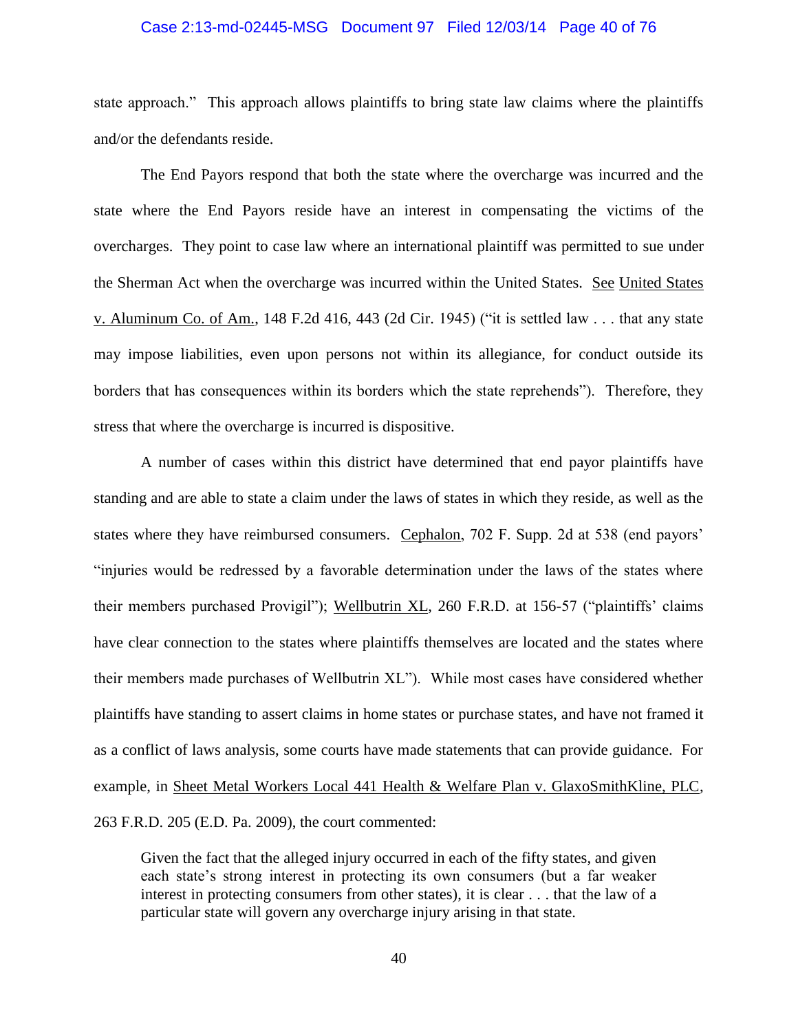state approach." This approach allows plaintiffs to bring state law claims where the plaintiffs and/or the defendants reside.

The End Payors respond that both the state where the overcharge was incurred and the state where the End Payors reside have an interest in compensating the victims of the overcharges. They point to case law where an international plaintiff was permitted to sue under the Sherman Act when the overcharge was incurred within the United States. See United States v. Aluminum Co. of Am., 148 F.2d 416, 443 (2d Cir. 1945) ("it is settled law . . . that any state may impose liabilities, even upon persons not within its allegiance, for conduct outside its borders that has consequences within its borders which the state reprehends"). Therefore, they stress that where the overcharge is incurred is dispositive.

A number of cases within this district have determined that end payor plaintiffs have standing and are able to state a claim under the laws of states in which they reside, as well as the states where they have reimbursed consumers. Cephalon, 702 F. Supp. 2d at 538 (end payors' "injuries would be redressed by a favorable determination under the laws of the states where their members purchased Provigil"); Wellbutrin XL, 260 F.R.D. at 156-57 ("plaintiffs' claims have clear connection to the states where plaintiffs themselves are located and the states where their members made purchases of Wellbutrin XL"). While most cases have considered whether plaintiffs have standing to assert claims in home states or purchase states, and have not framed it as a conflict of laws analysis, some courts have made statements that can provide guidance. For example, in Sheet Metal Workers Local 441 Health & Welfare Plan v. GlaxoSmithKline, PLC, 263 F.R.D. 205 (E.D. Pa. 2009), the court commented:

> Given the fact that the alleged injury occurred in each of the fifty states, and given each state's strong interest in protecting its own consumers (but a far weaker interest in protecting consumers from other states), it is clear . . . that the law of a particular state will govern any overcharge injury arising in that state.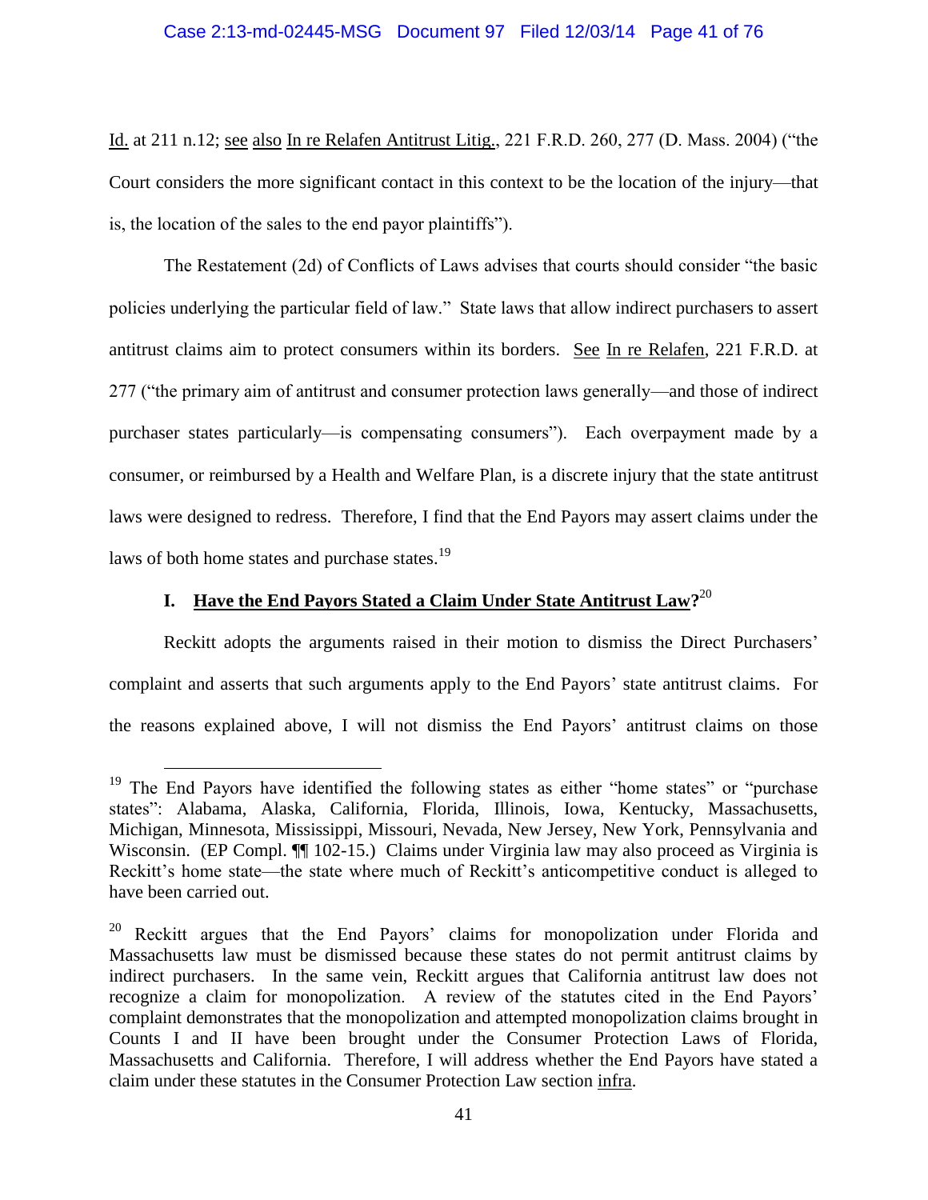Id. at 211 n.12; see also In re Relafen Antitrust Litig., 221 F.R.D. 260, 277 (D. Mass. 2004) ("the Court considers the more significant contact in this context to be the location of the injury—that is, the location of the sales to the end payor plaintiffs").

The Restatement (2d) of Conflicts of Laws advises that courts should consider "the basic policies underlying the particular field of law." State laws that allow indirect purchasers to assert antitrust claims aim to protect consumers within its borders. See In re Relafen, 221 F.R.D. at 277 ("the primary aim of antitrust and consumer protection laws generally—and those of indirect purchaser states particularly—is compensating consumers"). Each overpayment made by a consumer, or reimbursed by a Health and Welfare Plan, is a discrete injury that the state antitrust laws were designed to redress. Therefore, I find that the End Payors may assert claims under the laws of both home states and purchase states.[19]

### I. **Have the End Payors Stated a Claim Under State Antitrust Law?**[20]

Reckitt adopts the arguments raised in their motion to dismiss the Direct Purchasers' complaint and asserts that such arguments apply to the End Payors' state antitrust claims. For the reasons explained above, I will not dismiss the End Payors' antitrust claims on those

---

[19] The End Payors have identified the following states as either "home states" or "purchase states": Alabama, Alaska, California, Florida, Illinois, Iowa, Kentucky, Massachusetts, Michigan, Minnesota, Mississippi, Missouri, Nevada, New Jersey, New York, Pennsylvania and Wisconsin. (EP Compl. ¶¶ 102-15.) Claims under Virginia law may also proceed as Virginia is Reckitt's home state—the state where much of Reckitt's anticompetitive conduct is alleged to have been carried out.

[20] Reckitt argues that the End Payors' claims for monopolization under Florida and Massachusetts law must be dismissed because these states do not permit antitrust claims by indirect purchasers. In the same vein, Reckitt argues that California antitrust law does not recognize a claim for monopolization. A review of the statutes cited in the End Payors' complaint demonstrates that the monopolization and attempted monopolization claims brought in Counts I and II have been brought under the Consumer Protection Laws of Florida, Massachusetts and California. Therefore, I will address whether the End Payors have stated a claim under these statutes in the Consumer Protection Law section infra.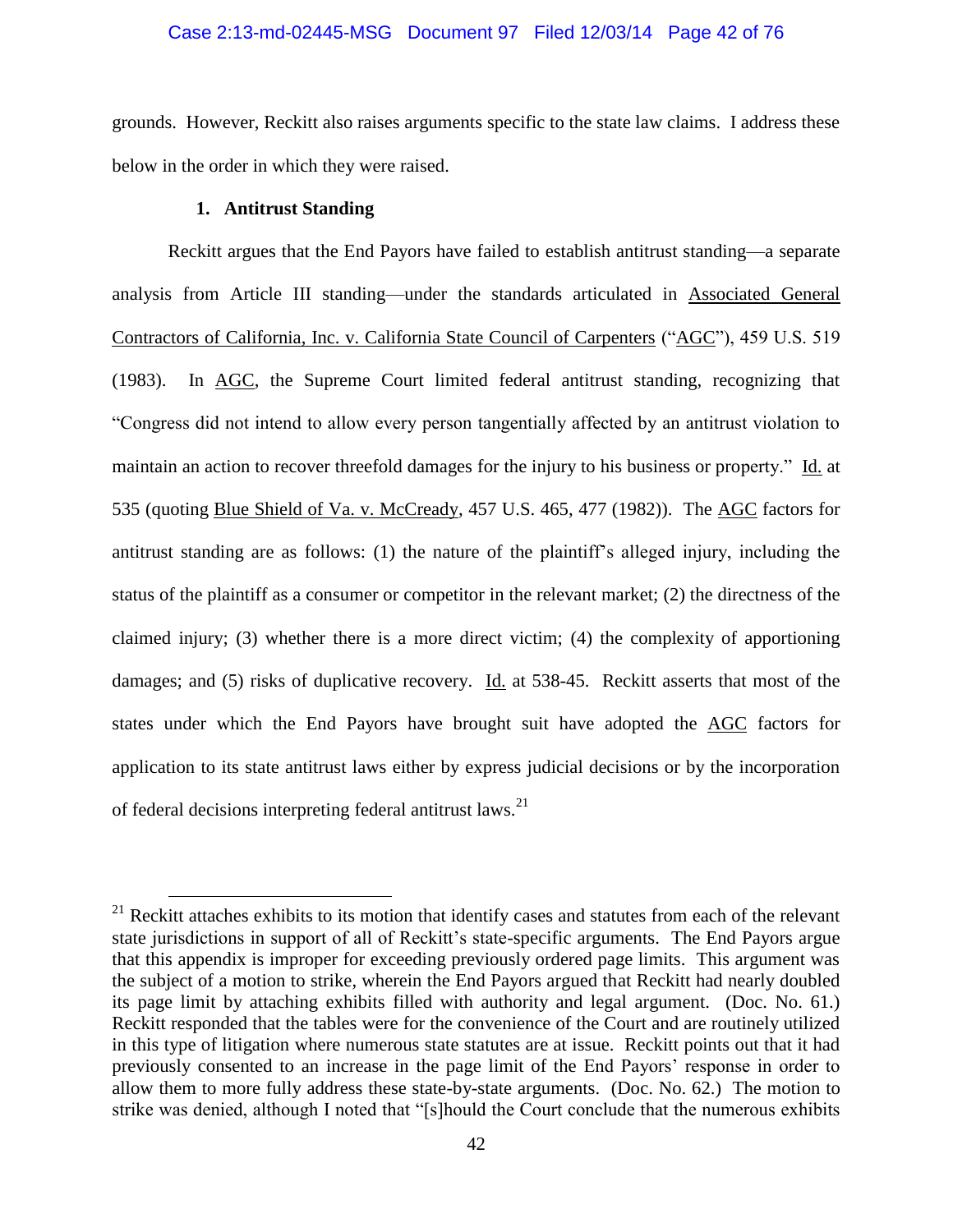grounds. However, Reckitt also raises arguments specific to the state law claims. I address these below in the order in which they were raised.

### 1. Antitrust Standing

Reckitt argues that the End Payors have failed to establish antitrust standing—a separate analysis from Article III standing—under the standards articulated in Associated General Contractors of California, Inc. v. California State Council of Carpenters ("AGC"), 459 U.S. 519 (1983). In AGC, the Supreme Court limited federal antitrust standing, recognizing that "Congress did not intend to allow every person tangentially affected by an antitrust violation to maintain an action to recover threefold damages for the injury to his business or property." Id. at 535 (quoting Blue Shield of Va. v. McCready, 457 U.S. 465, 477 (1982)). The AGC factors for antitrust standing are as follows: (1) the nature of the plaintiff's alleged injury, including the status of the plaintiff as a consumer or competitor in the relevant market; (2) the directness of the claimed injury; (3) whether there is a more direct victim; (4) the complexity of apportioning damages; and (5) risks of duplicative recovery. Id. at 538-45. Reckitt asserts that most of the states under which the End Payors have brought suit have adopted the AGC factors for application to its state antitrust laws either by express judicial decisions or by the incorporation of federal decisions interpreting federal antitrust laws.[21]

[21] Reckitt attaches exhibits to its motion that identify cases and statutes from each of the relevant state jurisdictions in support of all of Reckitt's state-specific arguments. The End Payors argue that this appendix is improper for exceeding previously ordered page limits. This argument was the subject of a motion to strike, wherein the End Payors argued that Reckitt had nearly doubled its page limit by attaching exhibits filled with authority and legal argument. (Doc. No. 61.) Reckitt responded that the tables were for the convenience of the Court and are routinely utilized in this type of litigation where numerous state statutes are at issue. Reckitt points out that it had previously consented to an increase in the page limit of the End Payors' response in order to allow them to more fully address these state-by-state arguments. (Doc. No. 62.) The motion to strike was denied, although I noted that "[s]hould the Court conclude that the numerous exhibits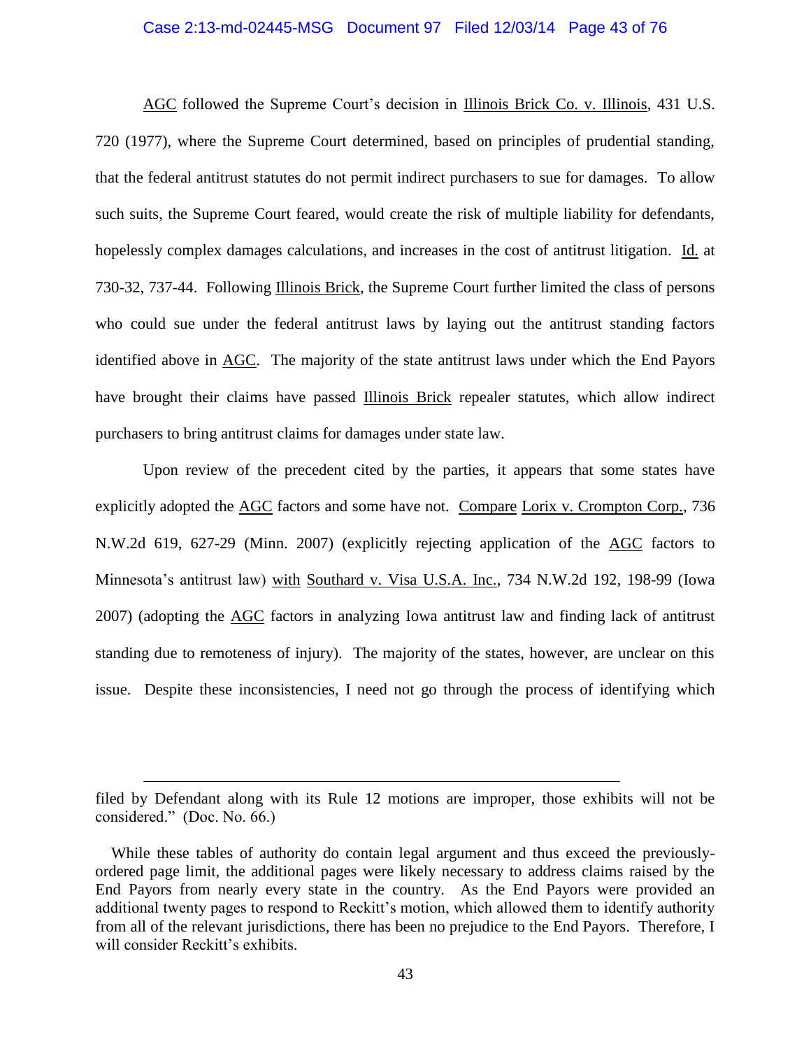AGC followed the Supreme Court's decision in Illinois Brick Co. v. Illinois, 431 U.S. 720 (1977), where the Supreme Court determined, based on principles of prudential standing, that the federal antitrust statutes do not permit indirect purchasers to sue for damages. To allow such suits, the Supreme Court feared, would create the risk of multiple liability for defendants, hopelessly complex damages calculations, and increases in the cost of antitrust litigation. Id. at 730-32, 737-44. Following Illinois Brick, the Supreme Court further limited the class of persons who could sue under the federal antitrust laws by laying out the antitrust standing factors identified above in AGC. The majority of the state antitrust laws under which the End Payors have brought their claims have passed Illinois Brick repealer statutes, which allow indirect purchasers to bring antitrust claims for damages under state law.

Upon review of the precedent cited by the parties, it appears that some states have explicitly adopted the AGC factors and some have not. Compare Lorix v. Crompton Corp., 736 N.W.2d 619, 627-29 (Minn. 2007) (explicitly rejecting application of the AGC factors to Minnesota's antitrust law) with Southard v. Visa U.S.A. Inc., 734 N.W.2d 192, 198-99 (Iowa 2007) (adopting the AGC factors in analyzing Iowa antitrust law and finding lack of antitrust standing due to remoteness of injury). The majority of the states, however, are unclear on this issue. Despite these inconsistencies, I need not go through the process of identifying which

---

filed by Defendant along with its Rule 12 motions are improper, those exhibits will not be considered." (Doc. No. 66.)

While these tables of authority do contain legal argument and thus exceed the previously-ordered page limit, the additional pages were likely necessary to address claims raised by the End Payors from nearly every state in the country. As the End Payors were provided an additional twenty pages to respond to Reckitt's motion, which allowed them to identify authority from all of the relevant jurisdictions, there has been no prejudice to the End Payors. Therefore, I will consider Reckitt's exhibits.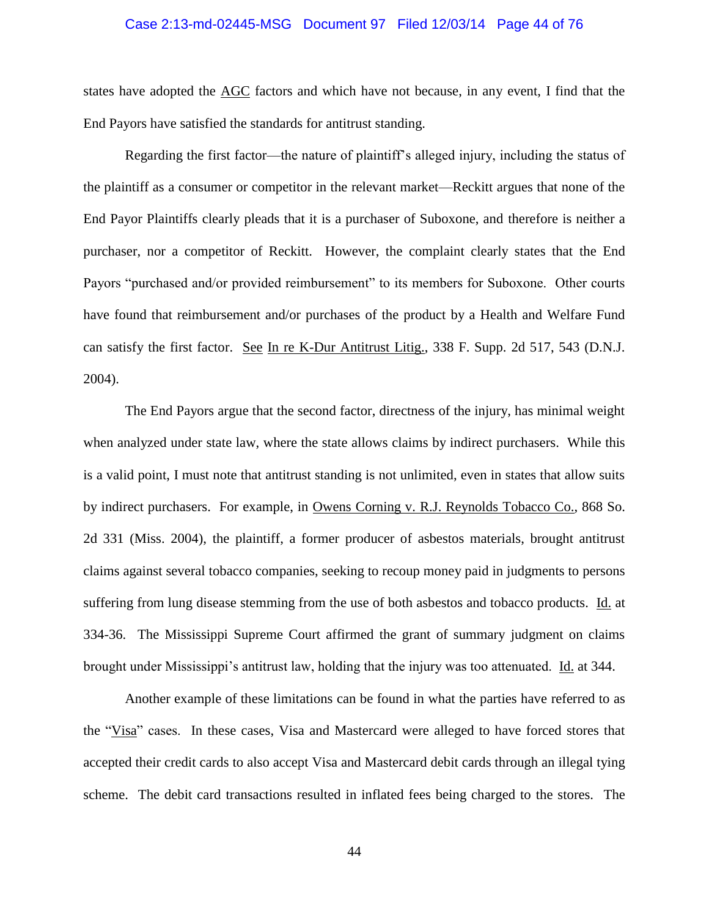states have adopted the AGC factors and which have not because, in any event, I find that the End Payors have satisfied the standards for antitrust standing.

Regarding the first factor—the nature of plaintiff's alleged injury, including the status of the plaintiff as a consumer or competitor in the relevant market—Reckitt argues that none of the End Payor Plaintiffs clearly pleads that it is a purchaser of Suboxone, and therefore is neither a purchaser, nor a competitor of Reckitt. However, the complaint clearly states that the End Payors "purchased and/or provided reimbursement" to its members for Suboxone. Other courts have found that reimbursement and/or purchases of the product by a Health and Welfare Fund can satisfy the first factor. See In re K-Dur Antitrust Litig., 338 F. Supp. 2d 517, 543 (D.N.J. 2004).

The End Payors argue that the second factor, directness of the injury, has minimal weight when analyzed under state law, where the state allows claims by indirect purchasers. While this is a valid point, I must note that antitrust standing is not unlimited, even in states that allow suits by indirect purchasers. For example, in Owens Corning v. R.J. Reynolds Tobacco Co., 868 So. 2d 331 (Miss. 2004), the plaintiff, a former producer of asbestos materials, brought antitrust claims against several tobacco companies, seeking to recoup money paid in judgments to persons suffering from lung disease stemming from the use of both asbestos and tobacco products. Id. at 334-36. The Mississippi Supreme Court affirmed the grant of summary judgment on claims brought under Mississippi's antitrust law, holding that the injury was too attenuated. Id. at 344.

Another example of these limitations can be found in what the parties have referred to as the "Visa" cases. In these cases, Visa and Mastercard were alleged to have forced stores that accepted their credit cards to also accept Visa and Mastercard debit cards through an illegal tying scheme. The debit card transactions resulted in inflated fees being charged to the stores. The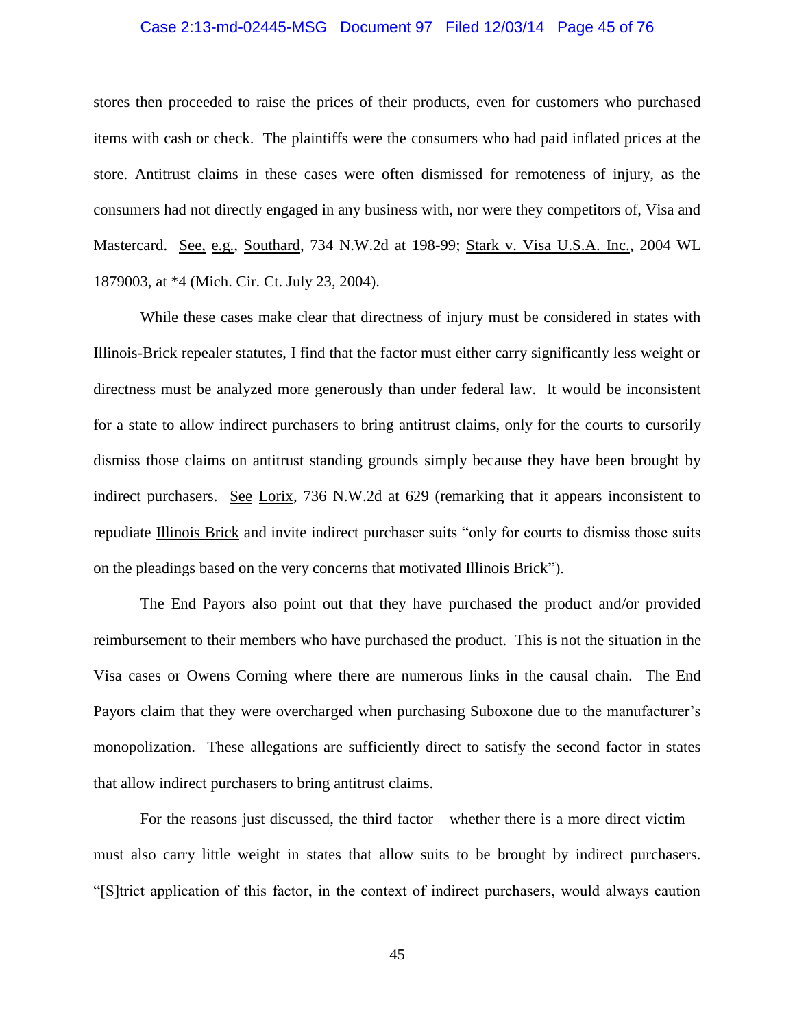stores then proceeded to raise the prices of their products, even for customers who purchased items with cash or check. The plaintiffs were the consumers who had paid inflated prices at the store. Antitrust claims in these cases were often dismissed for remoteness of injury, as the consumers had not directly engaged in any business with, nor were they competitors of, Visa and Mastercard. See, e.g., Southard, 734 N.W.2d at 198-99; Stark v. Visa U.S.A. Inc., 2004 WL 1879003, at *4 (Mich. Cir. Ct. July 23, 2004).

While these cases make clear that directness of injury must be considered in states with Illinois-Brick repealer statutes, I find that the factor must either carry significantly less weight or directness must be analyzed more generously than under federal law. It would be inconsistent for a state to allow indirect purchasers to bring antitrust claims, only for the courts to cursorily dismiss those claims on antitrust standing grounds simply because they have been brought by indirect purchasers. See Lorix, 736 N.W.2d at 629 (remarking that it appears inconsistent to repudiate Illinois Brick and invite indirect purchaser suits "only for courts to dismiss those suits on the pleadings based on the very concerns that motivated Illinois Brick").

The End Payors also point out that they have purchased the product and/or provided reimbursement to their members who have purchased the product. This is not the situation in the Visa cases or Owens Corning where there are numerous links in the causal chain. The End Payors claim that they were overcharged when purchasing Suboxone due to the manufacturer's monopolization. These allegations are sufficiently direct to satisfy the second factor in states that allow indirect purchasers to bring antitrust claims.

For the reasons just discussed, the third factor—whether there is a more direct victim—must also carry little weight in states that allow suits to be brought by indirect purchasers. "[S]trict application of this factor, in the context of indirect purchasers, would always caution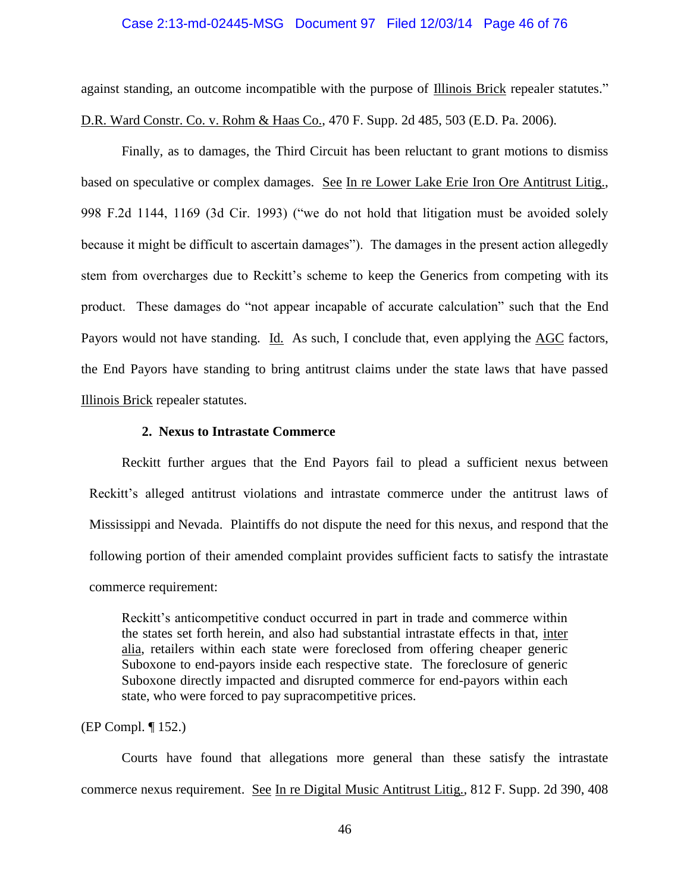against standing, an outcome incompatible with the purpose of Illinois Brick repealer statutes." D.R. Ward Constr. Co. v. Rohm & Haas Co., 470 F. Supp. 2d 485, 503 (E.D. Pa. 2006).

Finally, as to damages, the Third Circuit has been reluctant to grant motions to dismiss based on speculative or complex damages. See In re Lower Lake Erie Iron Ore Antitrust Litig., 998 F.2d 1144, 1169 (3d Cir. 1993) ("we do not hold that litigation must be avoided solely because it might be difficult to ascertain damages"). The damages in the present action allegedly stem from overcharges due to Reckitt's scheme to keep the Generics from competing with its product. These damages do "not appear incapable of accurate calculation" such that the End Payors would not have standing. Id. As such, I conclude that, even applying the AGC factors, the End Payors have standing to bring antitrust claims under the state laws that have passed Illinois Brick repealer statutes.

### 2. Nexus to Intrastate Commerce

Reckitt further argues that the End Payors fail to plead a sufficient nexus between Reckitt's alleged antitrust violations and intrastate commerce under the antitrust laws of Mississippi and Nevada. Plaintiffs do not dispute the need for this nexus, and respond that the following portion of their amended complaint provides sufficient facts to satisfy the intrastate commerce requirement:

> Reckitt's anticompetitive conduct occurred in part in trade and commerce within the states set forth herein, and also had substantial intrastate effects in that, inter alia, retailers within each state were foreclosed from offering cheaper generic Suboxone to end-payors inside each respective state. The foreclosure of generic Suboxone directly impacted and disrupted commerce for end-payors within each state, who were forced to pay supracompetitive prices.

(EP Compl. ¶ 152.)

Courts have found that allegations more general than these satisfy the intrastate commerce nexus requirement. See In re Digital Music Antitrust Litig., 812 F. Supp. 2d 390, 408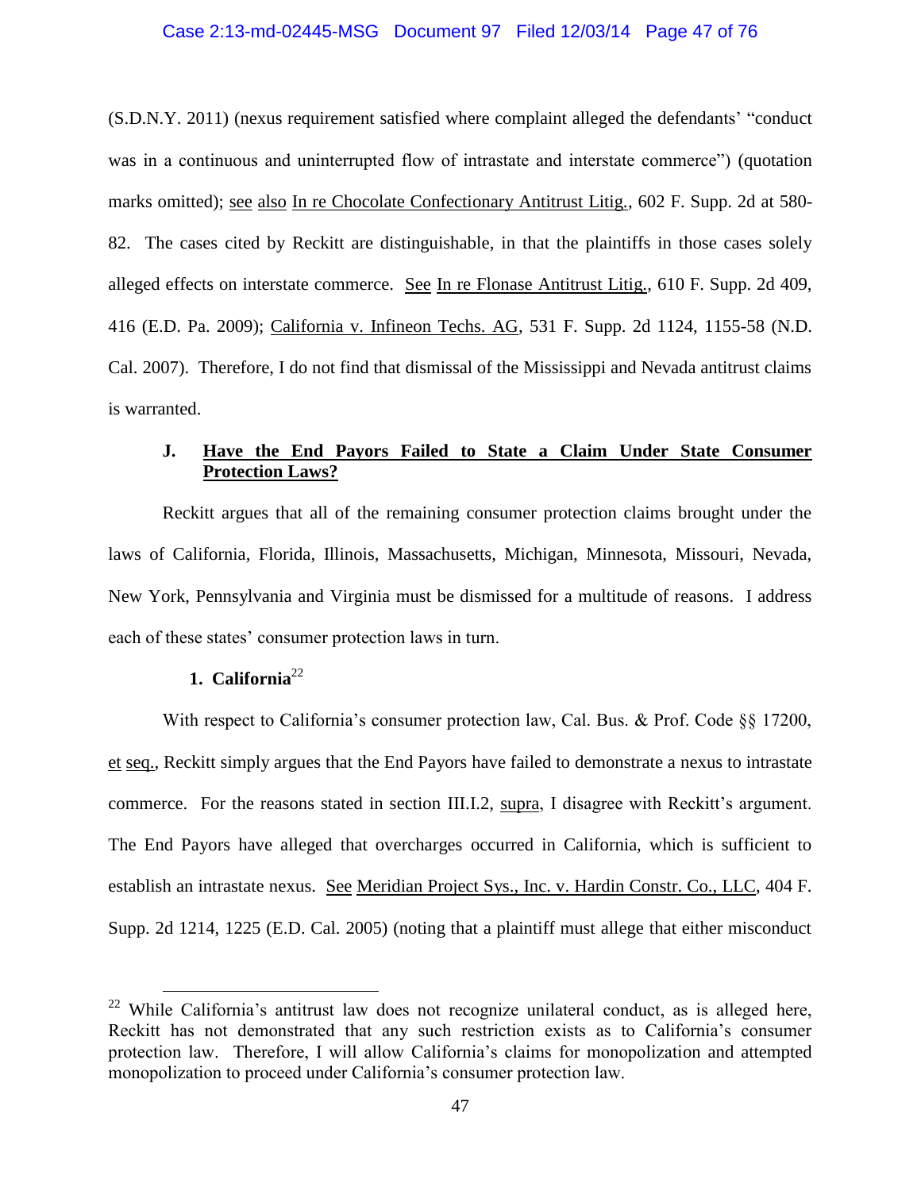(S.D.N.Y. 2011) (nexus requirement satisfied where complaint alleged the defendants' "conduct was in a continuous and uninterrupted flow of intrastate and interstate commerce") (quotation marks omitted); see also In re Chocolate Confectionary Antitrust Litig., 602 F. Supp. 2d at 580-82. The cases cited by Reckitt are distinguishable, in that the plaintiffs in those cases solely alleged effects on interstate commerce. See In re Flonase Antitrust Litig., 610 F. Supp. 2d 409, 416 (E.D. Pa. 2009); California v. Infineon Techs. AG, 531 F. Supp. 2d 1124, 1155-58 (N.D. Cal. 2007). Therefore, I do not find that dismissal of the Mississippi and Nevada antitrust claims is warranted.

### J. Have the End Payors Failed to State a Claim Under State Consumer Protection Laws?

Reckitt argues that all of the remaining consumer protection claims brought under the laws of California, Florida, Illinois, Massachusetts, Michigan, Minnesota, Missouri, Nevada, New York, Pennsylvania and Virginia must be dismissed for a multitude of reasons. I address each of these states' consumer protection laws in turn.

#### 1. California[22]

With respect to California's consumer protection law, Cal. Bus. & Prof. Code §§ 17200, et seq., Reckitt simply argues that the End Payors have failed to demonstrate a nexus to intrastate commerce. For the reasons stated in section III.I.2, supra, I disagree with Reckitt's argument. The End Payors have alleged that overcharges occurred in California, which is sufficient to establish an intrastate nexus. See Meridian Project Sys., Inc. v. Hardin Constr. Co., LLC, 404 F. Supp. 2d 1214, 1225 (E.D. Cal. 2005) (noting that a plaintiff must allege that either misconduct

---

[22] While California's antitrust law does not recognize unilateral conduct, as is alleged here, Reckitt has not demonstrated that any such restriction exists as to California's consumer protection law. Therefore, I will allow California's claims for monopolization and attempted monopolization to proceed under California's consumer protection law.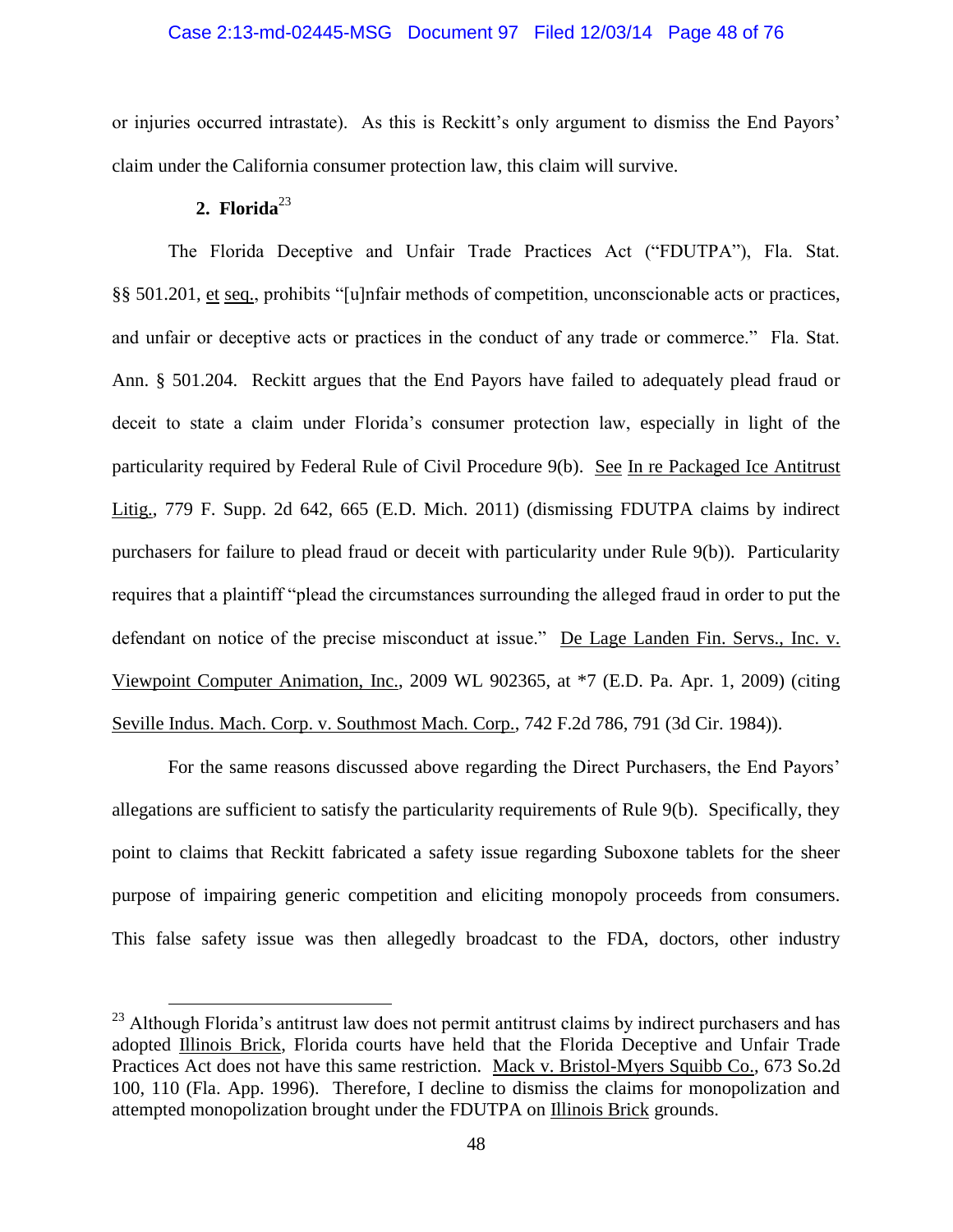or injuries occurred intrastate). As this is Reckitt's only argument to dismiss the End Payors' claim under the California consumer protection law, this claim will survive.

### 2. Florida[23]

The Florida Deceptive and Unfair Trade Practices Act ("FDUTPA"), Fla. Stat. §§ 501.201, et seq., prohibits "[u]nfair methods of competition, unconscionable acts or practices, and unfair or deceptive acts or practices in the conduct of any trade or commerce." Fla. Stat. Ann. § 501.204. Reckitt argues that the End Payors have failed to adequately plead fraud or deceit to state a claim under Florida's consumer protection law, especially in light of the particularity required by Federal Rule of Civil Procedure 9(b). See In re Packaged Ice Antitrust Litig., 779 F. Supp. 2d 642, 665 (E.D. Mich. 2011) (dismissing FDUTPA claims by indirect purchasers for failure to plead fraud or deceit with particularity under Rule 9(b)). Particularity requires that a plaintiff "plead the circumstances surrounding the alleged fraud in order to put the defendant on notice of the precise misconduct at issue." De Lage Landen Fin. Servs., Inc. v. Viewpoint Computer Animation, Inc., 2009 WL 902365, at *7 (E.D. Pa. Apr. 1, 2009) (citing Seville Indus. Mach. Corp. v. Southmost Mach. Corp., 742 F.2d 786, 791 (3d Cir. 1984)).

For the same reasons discussed above regarding the Direct Purchasers, the End Payors' allegations are sufficient to satisfy the particularity requirements of Rule 9(b). Specifically, they point to claims that Reckitt fabricated a safety issue regarding Suboxone tablets for the sheer purpose of impairing generic competition and eliciting monopoly proceeds from consumers. This false safety issue was then allegedly broadcast to the FDA, doctors, other industry

---

[23] Although Florida's antitrust law does not permit antitrust claims by indirect purchasers and has adopted Illinois Brick, Florida courts have held that the Florida Deceptive and Unfair Trade Practices Act does not have this same restriction. Mack v. Bristol-Myers Squibb Co., 673 So.2d 100, 110 (Fla. App. 1996). Therefore, I decline to dismiss the claims for monopolization and attempted monopolization brought under the FDUTPA on Illinois Brick grounds.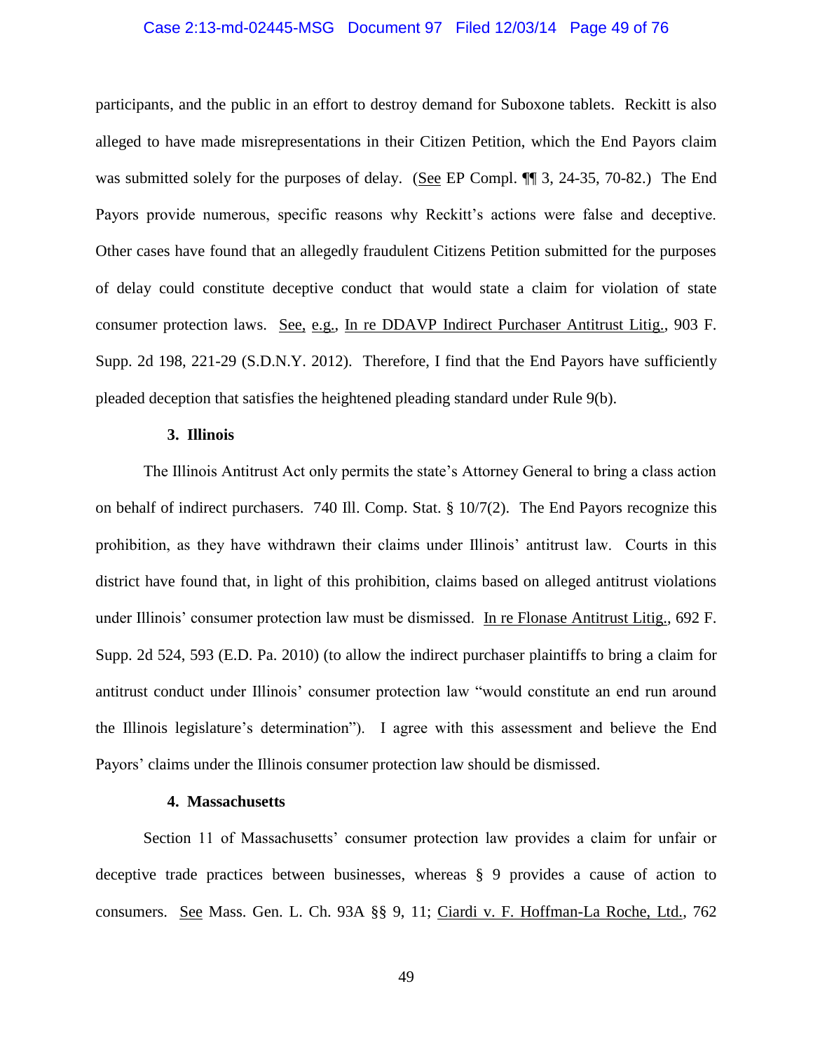participants, and the public in an effort to destroy demand for Suboxone tablets. Reckitt is also alleged to have made misrepresentations in their Citizen Petition, which the End Payors claim was submitted solely for the purposes of delay. (See EP Compl. ¶¶ 3, 24-35, 70-82.) The End Payors provide numerous, specific reasons why Reckitt's actions were false and deceptive. Other cases have found that an allegedly fraudulent Citizens Petition submitted for the purposes of delay could constitute deceptive conduct that would state a claim for violation of state consumer protection laws. See, e.g., In re DDAVP Indirect Purchaser Antitrust Litig., 903 F. Supp. 2d 198, 221-29 (S.D.N.Y. 2012). Therefore, I find that the End Payors have sufficiently pleaded deception that satisfies the heightened pleading standard under Rule 9(b).

#### 3. Illinois

The Illinois Antitrust Act only permits the state's Attorney General to bring a class action on behalf of indirect purchasers. 740 Ill. Comp. Stat. § 10/7(2). The End Payors recognize this prohibition, as they have withdrawn their claims under Illinois' antitrust law. Courts in this district have found that, in light of this prohibition, claims based on alleged antitrust violations under Illinois' consumer protection law must be dismissed. In re Flonase Antitrust Litig., 692 F. Supp. 2d 524, 593 (E.D. Pa. 2010) (to allow the indirect purchaser plaintiffs to bring a claim for antitrust conduct under Illinois' consumer protection law "would constitute an end run around the Illinois legislature's determination"). I agree with this assessment and believe the End Payors' claims under the Illinois consumer protection law should be dismissed.

#### 4. Massachusetts

Section 11 of Massachusetts' consumer protection law provides a claim for unfair or deceptive trade practices between businesses, whereas § 9 provides a cause of action to consumers. See Mass. Gen. L. Ch. 93A §§ 9, 11; Ciardi v. F. Hoffman-La Roche, Ltd., 762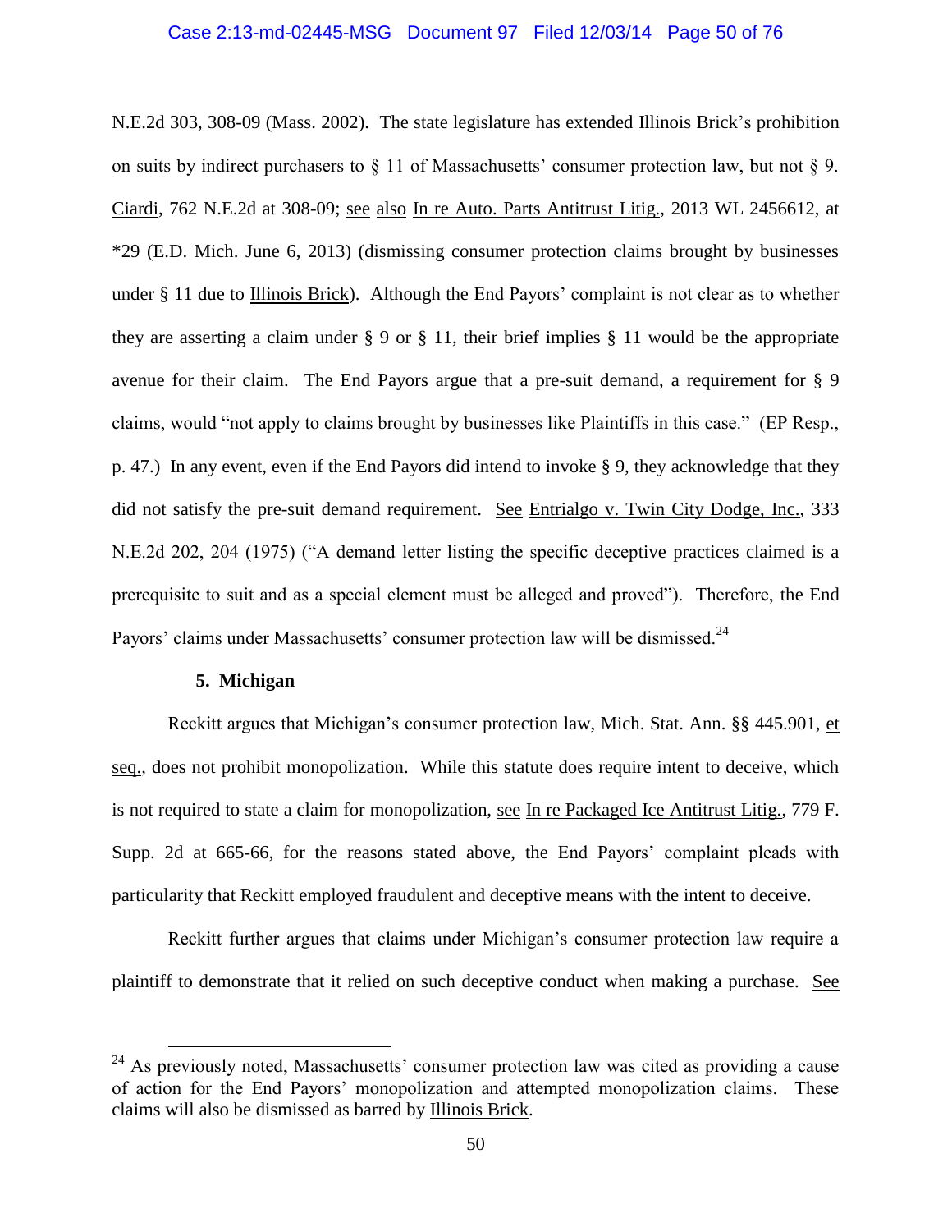N.E.2d 303, 308-09 (Mass. 2002). The state legislature has extended Illinois Brick's prohibition on suits by indirect purchasers to § 11 of Massachusetts' consumer protection law, but not § 9. Ciardi, 762 N.E.2d at 308-09; see also In re Auto. Parts Antitrust Litig., 2013 WL 2456612, at *29 (E.D. Mich. June 6, 2013) (dismissing consumer protection claims brought by businesses under § 11 due to Illinois Brick). Although the End Payors' complaint is not clear as to whether they are asserting a claim under § 9 or § 11, their brief implies § 11 would be the appropriate avenue for their claim. The End Payors argue that a pre-suit demand, a requirement for § 9 claims, would "not apply to claims brought by businesses like Plaintiffs in this case." (EP Resp., p. 47.) In any event, even if the End Payors did intend to invoke § 9, they acknowledge that they did not satisfy the pre-suit demand requirement. See Entrialgo v. Twin City Dodge, Inc., 333 N.E.2d 202, 204 (1975) ("A demand letter listing the specific deceptive practices claimed is a prerequisite to suit and as a special element must be alleged and proved"). Therefore, the End Payors' claims under Massachusetts' consumer protection law will be dismissed.[24]

**5. Michigan**

Reckitt argues that Michigan's consumer protection law, Mich. Stat. Ann. §§ 445.901, et seq., does not prohibit monopolization. While this statute does require intent to deceive, which is not required to state a claim for monopolization, see In re Packaged Ice Antitrust Litig., 779 F. Supp. 2d at 665-66, for the reasons stated above, the End Payors' complaint pleads with particularity that Reckitt employed fraudulent and deceptive means with the intent to deceive.

Reckitt further argues that claims under Michigan's consumer protection law require a plaintiff to demonstrate that it relied on such deceptive conduct when making a purchase. See

---

[24] As previously noted, Massachusetts' consumer protection law was cited as providing a cause of action for the End Payors' monopolization and attempted monopolization claims. These claims will also be dismissed as barred by Illinois Brick.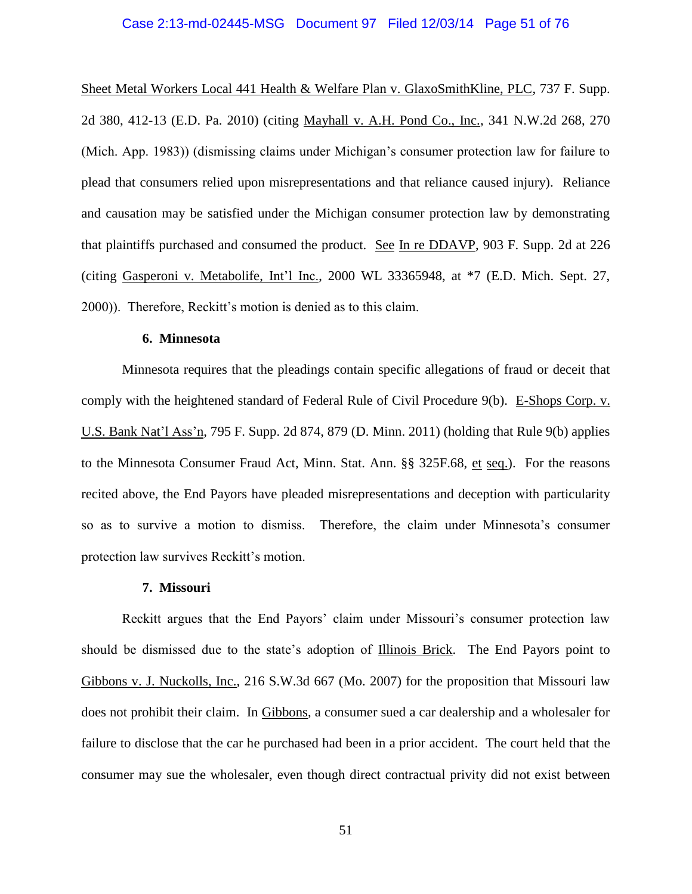Sheet Metal Workers Local 441 Health & Welfare Plan v. GlaxoSmithKline, PLC, 737 F. Supp. 2d 380, 412-13 (E.D. Pa. 2010) (citing Mayhall v. A.H. Pond Co., Inc., 341 N.W.2d 268, 270 (Mich. App. 1983)) (dismissing claims under Michigan's consumer protection law for failure to plead that consumers relied upon misrepresentations and that reliance caused injury). Reliance and causation may be satisfied under the Michigan consumer protection law by demonstrating that plaintiffs purchased and consumed the product. See In re DDAVP, 903 F. Supp. 2d at 226 (citing Gasperoni v. Metabolife, Int'l Inc., 2000 WL 33365948, at *7 (E.D. Mich. Sept. 27, 2000)). Therefore, Reckitt's motion is denied as to this claim.

**6. Minnesota**

Minnesota requires that the pleadings contain specific allegations of fraud or deceit that comply with the heightened standard of Federal Rule of Civil Procedure 9(b). E-Shops Corp. v. U.S. Bank Nat'l Ass'n, 795 F. Supp. 2d 874, 879 (D. Minn. 2011) (holding that Rule 9(b) applies to the Minnesota Consumer Fraud Act, Minn. Stat. Ann. §§ 325F.68, et seq.). For the reasons recited above, the End Payors have pleaded misrepresentations and deception with particularity so as to survive a motion to dismiss. Therefore, the claim under Minnesota's consumer protection law survives Reckitt's motion.

**7. Missouri**

Reckitt argues that the End Payors' claim under Missouri's consumer protection law should be dismissed due to the state's adoption of Illinois Brick. The End Payors point to Gibbons v. J. Nuckolls, Inc., 216 S.W.3d 667 (Mo. 2007) for the proposition that Missouri law does not prohibit their claim. In Gibbons, a consumer sued a car dealership and a wholesaler for failure to disclose that the car he purchased had been in a prior accident. The court held that the consumer may sue the wholesaler, even though direct contractual privity did not exist between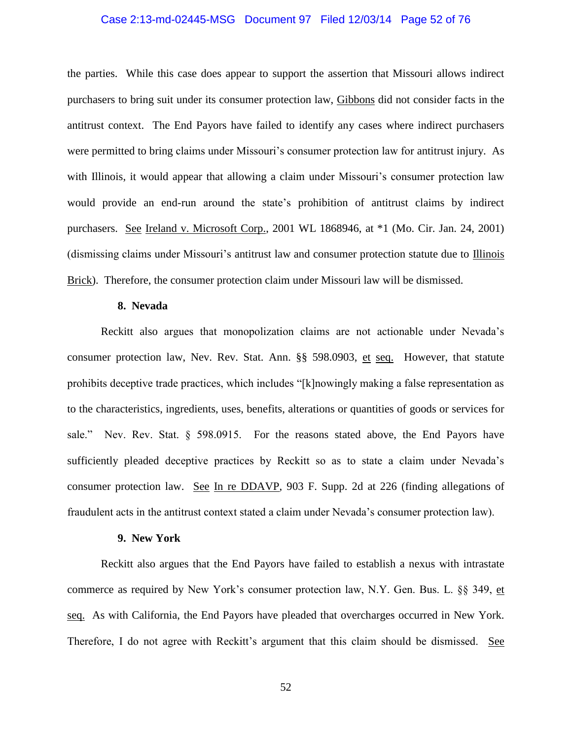the parties. While this case does appear to support the assertion that Missouri allows indirect purchasers to bring suit under its consumer protection law, Gibbons did not consider facts in the antitrust context. The End Payors have failed to identify any cases where indirect purchasers were permitted to bring claims under Missouri's consumer protection law for antitrust injury. As with Illinois, it would appear that allowing a claim under Missouri's consumer protection law would provide an end-run around the state's prohibition of antitrust claims by indirect purchasers. See Ireland v. Microsoft Corp., 2001 WL 1868946, at *1 (Mo. Cir. Jan. 24, 2001) (dismissing claims under Missouri's antitrust law and consumer protection statute due to Illinois Brick). Therefore, the consumer protection claim under Missouri law will be dismissed.

**8. Nevada**

Reckitt also argues that monopolization claims are not actionable under Nevada's consumer protection law, Nev. Rev. Stat. Ann. §§ 598.0903, et seq. However, that statute prohibits deceptive trade practices, which includes "[k]nowingly making a false representation as to the characteristics, ingredients, uses, benefits, alterations or quantities of goods or services for sale." Nev. Rev. Stat. § 598.0915. For the reasons stated above, the End Payors have sufficiently pleaded deceptive practices by Reckitt so as to state a claim under Nevada's consumer protection law. See In re DDAVP, 903 F. Supp. 2d at 226 (finding allegations of fraudulent acts in the antitrust context stated a claim under Nevada's consumer protection law).

**9. New York**

Reckitt also argues that the End Payors have failed to establish a nexus with intrastate commerce as required by New York's consumer protection law, N.Y. Gen. Bus. L. §§ 349, et seq. As with California, the End Payors have pleaded that overcharges occurred in New York. Therefore, I do not agree with Reckitt's argument that this claim should be dismissed. See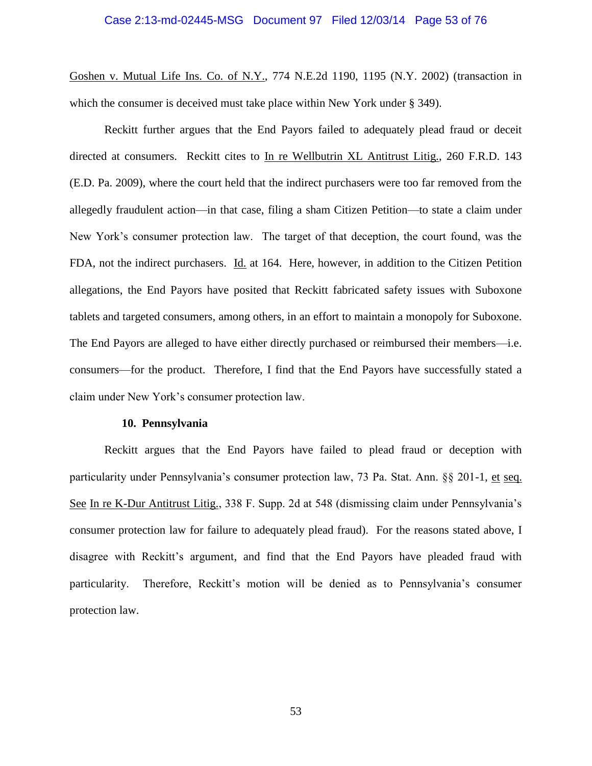Goshen v. Mutual Life Ins. Co. of N.Y., 774 N.E.2d 1190, 1195 (N.Y. 2002) (transaction in which the consumer is deceived must take place within New York under § 349).

Reckitt further argues that the End Payors failed to adequately plead fraud or deceit directed at consumers. Reckitt cites to In re Wellbutrin XL Antitrust Litig., 260 F.R.D. 143 (E.D. Pa. 2009), where the court held that the indirect purchasers were too far removed from the allegedly fraudulent action—in that case, filing a sham Citizen Petition—to state a claim under New York's consumer protection law. The target of that deception, the court found, was the FDA, not the indirect purchasers. Id. at 164. Here, however, in addition to the Citizen Petition allegations, the End Payors have posited that Reckitt fabricated safety issues with Suboxone tablets and targeted consumers, among others, in an effort to maintain a monopoly for Suboxone. The End Payors are alleged to have either directly purchased or reimbursed their members—i.e. consumers—for the product. Therefore, I find that the End Payors have successfully stated a claim under New York's consumer protection law.

#### 10. Pennsylvania

Reckitt argues that the End Payors have failed to plead fraud or deception with particularity under Pennsylvania's consumer protection law, 73 Pa. Stat. Ann. §§ 201-1, et seq. See In re K-Dur Antitrust Litig., 338 F. Supp. 2d at 548 (dismissing claim under Pennsylvania's consumer protection law for failure to adequately plead fraud). For the reasons stated above, I disagree with Reckitt's argument, and find that the End Payors have pleaded fraud with particularity. Therefore, Reckitt's motion will be denied as to Pennsylvania's consumer protection law.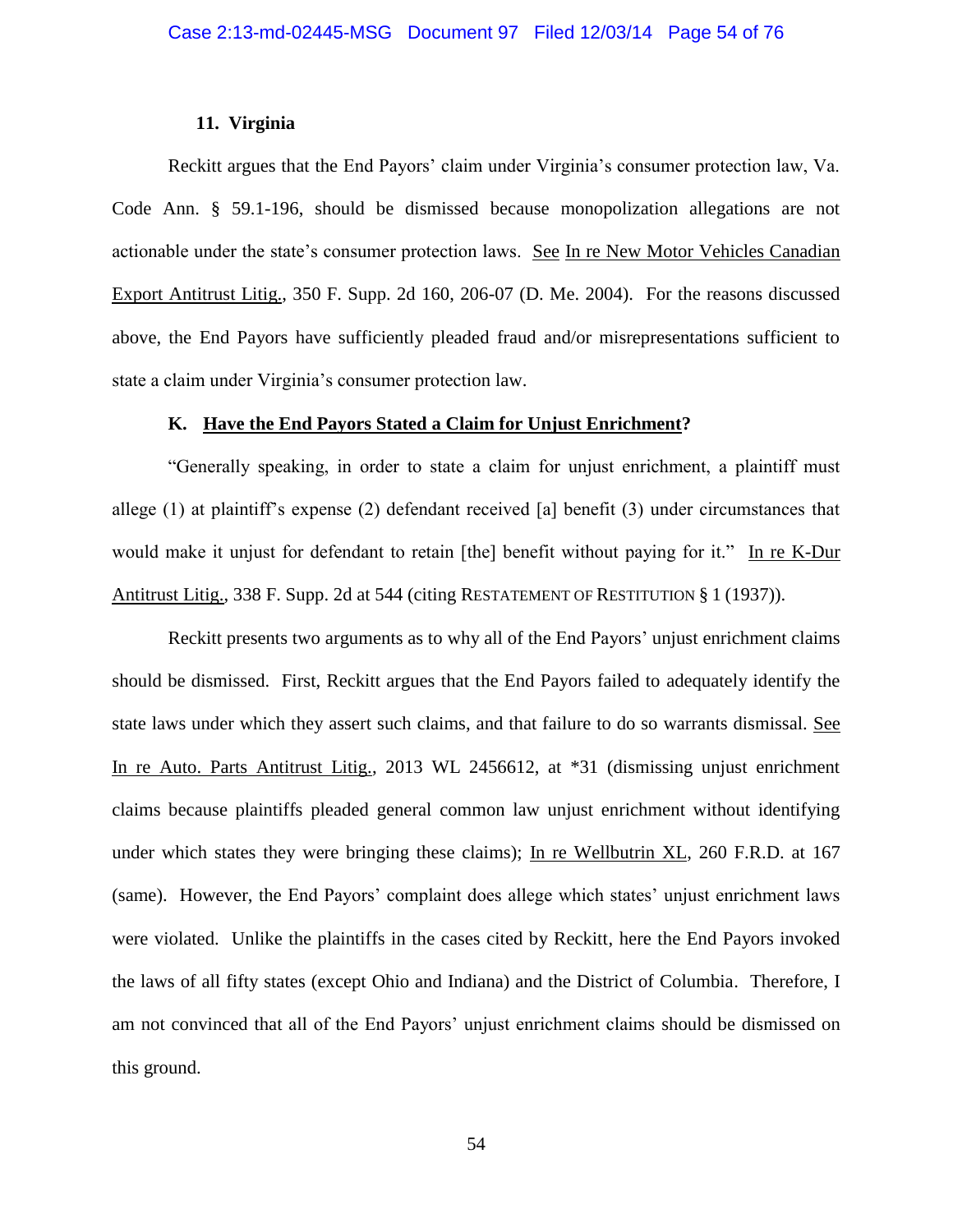### 11. Virginia

Reckitt argues that the End Payors' claim under Virginia's consumer protection law, Va. Code Ann. § 59.1-196, should be dismissed because monopolization allegations are not actionable under the state's consumer protection laws. See In re New Motor Vehicles Canadian Export Antitrust Litig., 350 F. Supp. 2d 160, 206-07 (D. Me. 2004). For the reasons discussed above, the End Payors have sufficiently pleaded fraud and/or misrepresentations sufficient to state a claim under Virginia's consumer protection law.

### K. Have the End Payors Stated a Claim for Unjust Enrichment?

"Generally speaking, in order to state a claim for unjust enrichment, a plaintiff must allege (1) at plaintiff's expense (2) defendant received [a] benefit (3) under circumstances that would make it unjust for defendant to retain [the] benefit without paying for it." In re K-Dur Antitrust Litig., 338 F. Supp. 2d at 544 (citing RESTATEMENT OF RESTITUTION § 1 (1937)).

Reckitt presents two arguments as to why all of the End Payors' unjust enrichment claims should be dismissed. First, Reckitt argues that the End Payors failed to adequately identify the state laws under which they assert such claims, and that failure to do so warrants dismissal. See In re Auto. Parts Antitrust Litig., 2013 WL 2456612, at *31 (dismissing unjust enrichment claims because plaintiffs pleaded general common law unjust enrichment without identifying under which states they were bringing these claims); In re Wellbutrin XL, 260 F.R.D. at 167 (same). However, the End Payors' complaint does allege which states' unjust enrichment laws were violated. Unlike the plaintiffs in the cases cited by Reckitt, here the End Payors invoked the laws of all fifty states (except Ohio and Indiana) and the District of Columbia. Therefore, I am not convinced that all of the End Payors' unjust enrichment claims should be dismissed on this ground.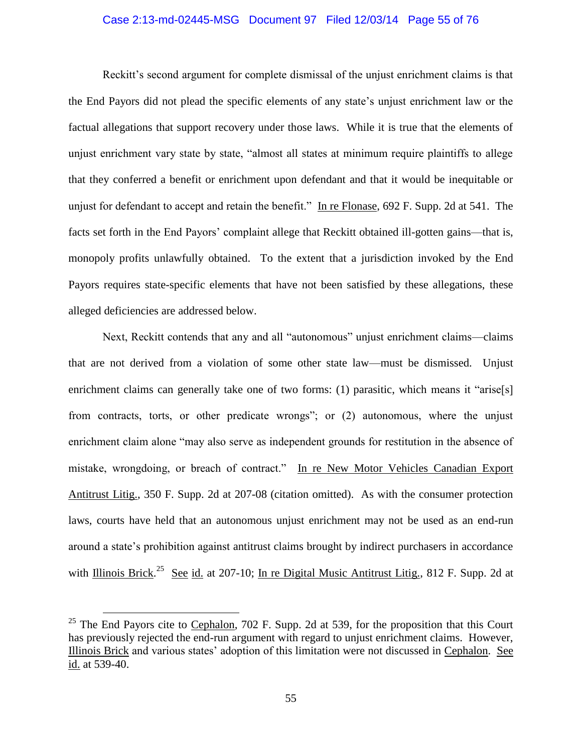Reckitt's second argument for complete dismissal of the unjust enrichment claims is that the End Payors did not plead the specific elements of any state's unjust enrichment law or the factual allegations that support recovery under those laws. While it is true that the elements of unjust enrichment vary state by state, "almost all states at minimum require plaintiffs to allege that they conferred a benefit or enrichment upon defendant and that it would be inequitable or unjust for defendant to accept and retain the benefit." In re Flonase, 692 F. Supp. 2d at 541. The facts set forth in the End Payors' complaint allege that Reckitt obtained ill-gotten gains—that is, monopoly profits unlawfully obtained. To the extent that a jurisdiction invoked by the End Payors requires state-specific elements that have not been satisfied by these allegations, these alleged deficiencies are addressed below.

Next, Reckitt contends that any and all "autonomous" unjust enrichment claims—claims that are not derived from a violation of some other state law—must be dismissed. Unjust enrichment claims can generally take one of two forms: (1) parasitic, which means it "arise[s] from contracts, torts, or other predicate wrongs"; or (2) autonomous, where the unjust enrichment claim alone "may also serve as independent grounds for restitution in the absence of mistake, wrongdoing, or breach of contract." In re New Motor Vehicles Canadian Export Antitrust Litig., 350 F. Supp. 2d at 207-08 (citation omitted). As with the consumer protection laws, courts have held that an autonomous unjust enrichment may not be used as an end-run around a state's prohibition against antitrust claims brought by indirect purchasers in accordance with Illinois Brick.[25] See id. at 207-10; In re Digital Music Antitrust Litig., 812 F. Supp. 2d at

[25] The End Payors cite to Cephalon, 702 F. Supp. 2d at 539, for the proposition that this Court has previously rejected the end-run argument with regard to unjust enrichment claims. However, Illinois Brick and various states' adoption of this limitation were not discussed in Cephalon. See id. at 539-40.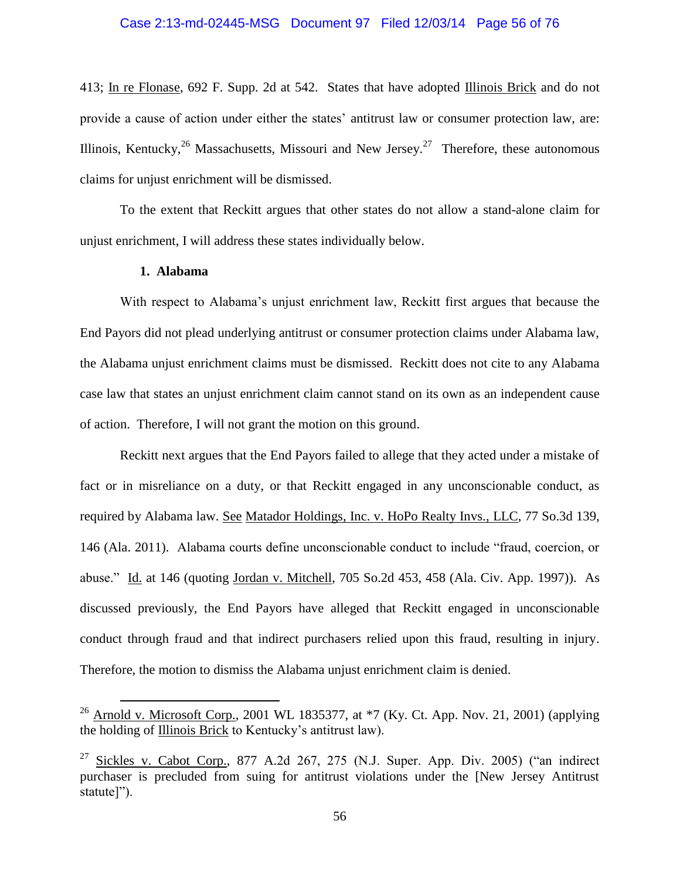413; In re Flonase, 692 F. Supp. 2d at 542. States that have adopted Illinois Brick and do not provide a cause of action under either the states' antitrust law or consumer protection law, are: Illinois, Kentucky,[26] Massachusetts, Missouri and New Jersey.[27] Therefore, these autonomous claims for unjust enrichment will be dismissed.

To the extent that Reckitt argues that other states do not allow a stand-alone claim for unjust enrichment, I will address these states individually below.

**1. Alabama**

With respect to Alabama's unjust enrichment law, Reckitt first argues that because the End Payors did not plead underlying antitrust or consumer protection claims under Alabama law, the Alabama unjust enrichment claims must be dismissed. Reckitt does not cite to any Alabama case law that states an unjust enrichment claim cannot stand on its own as an independent cause of action. Therefore, I will not grant the motion on this ground.

Reckitt next argues that the End Payors failed to allege that they acted under a mistake of fact or in misreliance on a duty, or that Reckitt engaged in any unconscionable conduct, as required by Alabama law. See Matador Holdings, Inc. v. HoPo Realty Invs., LLC, 77 So.3d 139, 146 (Ala. 2011). Alabama courts define unconscionable conduct to include "fraud, coercion, or abuse." Id. at 146 (quoting Jordan v. Mitchell, 705 So.2d 453, 458 (Ala. Civ. App. 1997)). As discussed previously, the End Payors have alleged that Reckitt engaged in unconscionable conduct through fraud and that indirect purchasers relied upon this fraud, resulting in injury. Therefore, the motion to dismiss the Alabama unjust enrichment claim is denied.

---

[26] Arnold v. Microsoft Corp., 2001 WL 1835377, at *7 (Ky. Ct. App. Nov. 21, 2001) (applying the holding of Illinois Brick to Kentucky's antitrust law).

[27] Sickles v. Cabot Corp., 877 A.2d 267, 275 (N.J. Super. App. Div. 2005) ("an indirect purchaser is precluded from suing for antitrust violations under the [New Jersey Antitrust statute]").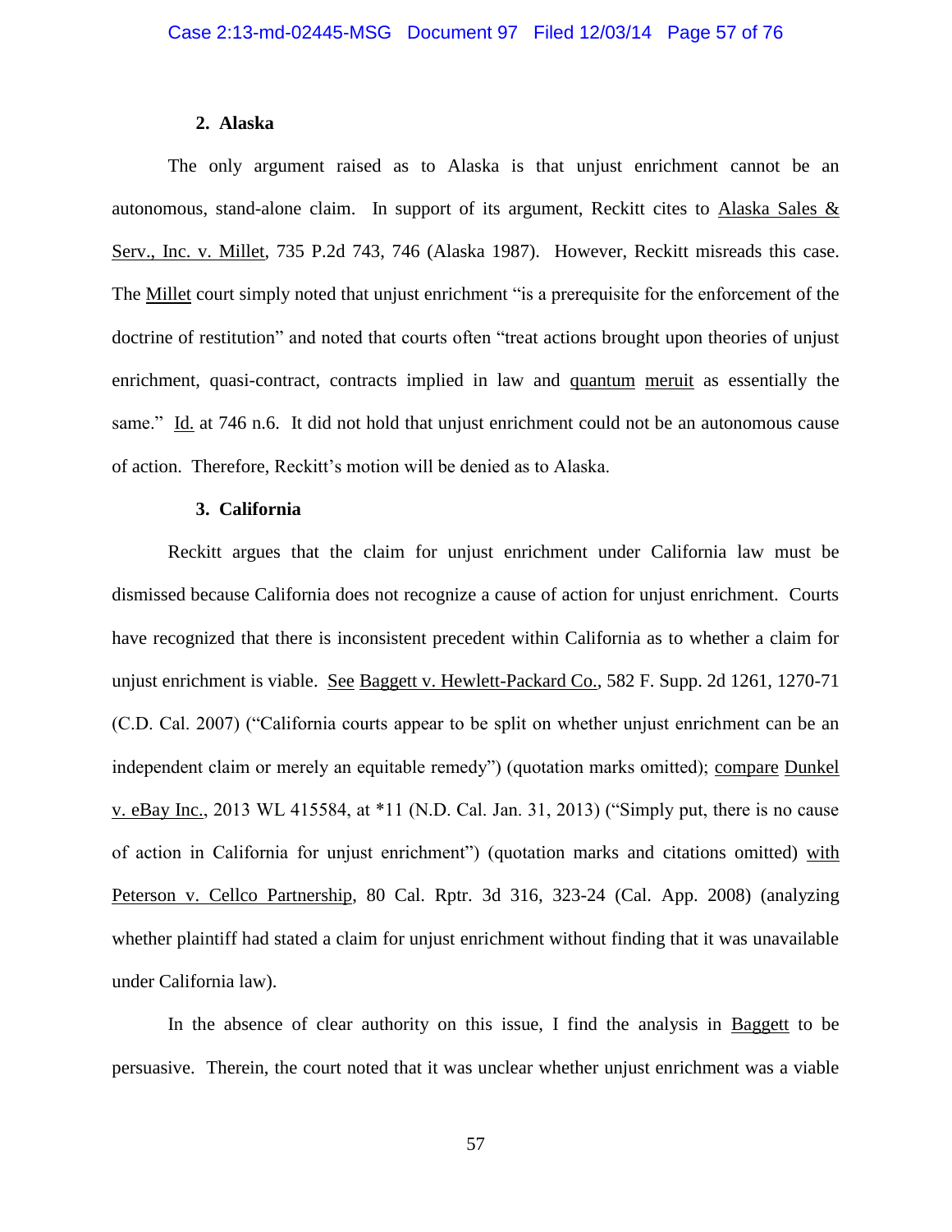**2. Alaska**

The only argument raised as to Alaska is that unjust enrichment cannot be an autonomous, stand-alone claim. In support of its argument, Reckitt cites to Alaska Sales & Serv., Inc. v. Millet, 735 P.2d 743, 746 (Alaska 1987). However, Reckitt misreads this case. The Millet court simply noted that unjust enrichment "is a prerequisite for the enforcement of the doctrine of restitution" and noted that courts often "treat actions brought upon theories of unjust enrichment, quasi-contract, contracts implied in law and quantum meruit as essentially the same." Id. at 746 n.6. It did not hold that unjust enrichment could not be an autonomous cause of action. Therefore, Reckitt's motion will be denied as to Alaska.

**3. California**

Reckitt argues that the claim for unjust enrichment under California law must be dismissed because California does not recognize a cause of action for unjust enrichment. Courts have recognized that there is inconsistent precedent within California as to whether a claim for unjust enrichment is viable. See Baggett v. Hewlett-Packard Co., 582 F. Supp. 2d 1261, 1270-71 (C.D. Cal. 2007) ("California courts appear to be split on whether unjust enrichment can be an independent claim or merely an equitable remedy") (quotation marks omitted); compare Dunkel v. eBay Inc., 2013 WL 415584, at *11 (N.D. Cal. Jan. 31, 2013) ("Simply put, there is no cause of action in California for unjust enrichment") (quotation marks and citations omitted) with Peterson v. Cellco Partnership, 80 Cal. Rptr. 3d 316, 323-24 (Cal. App. 2008) (analyzing whether plaintiff had stated a claim for unjust enrichment without finding that it was unavailable under California law).

In the absence of clear authority on this issue, I find the analysis in Baggett to be persuasive. Therein, the court noted that it was unclear whether unjust enrichment was a viable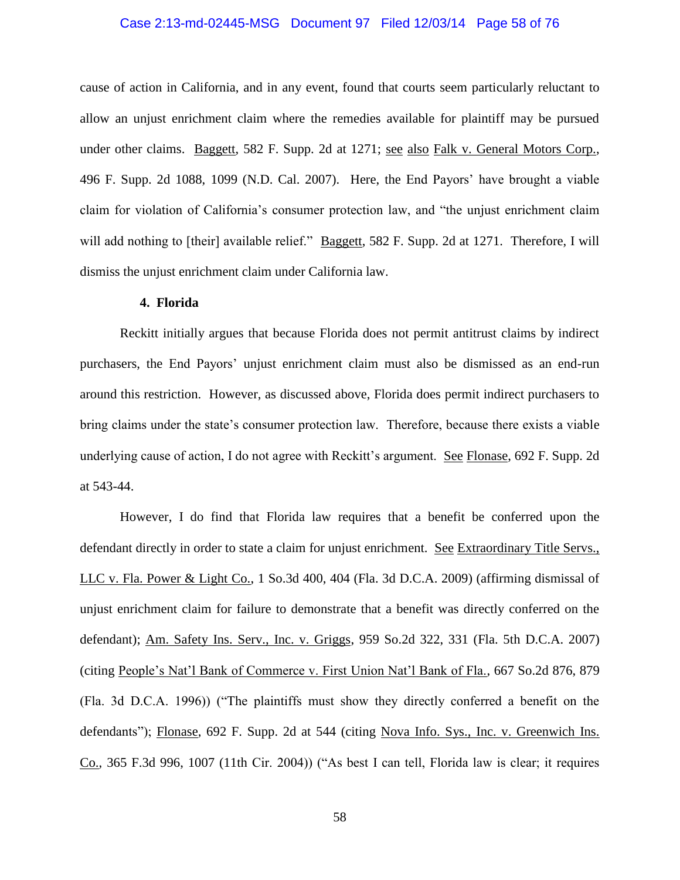cause of action in California, and in any event, found that courts seem particularly reluctant to allow an unjust enrichment claim where the remedies available for plaintiff may be pursued under other claims. Baggett, 582 F. Supp. 2d at 1271; see also Falk v. General Motors Corp., 496 F. Supp. 2d 1088, 1099 (N.D. Cal. 2007). Here, the End Payors' have brought a viable claim for violation of California's consumer protection law, and "the unjust enrichment claim will add nothing to [their] available relief." Baggett, 582 F. Supp. 2d at 1271. Therefore, I will dismiss the unjust enrichment claim under California law.

**4. Florida**

Reckitt initially argues that because Florida does not permit antitrust claims by indirect purchasers, the End Payors' unjust enrichment claim must also be dismissed as an end-run around this restriction. However, as discussed above, Florida does permit indirect purchasers to bring claims under the state's consumer protection law. Therefore, because there exists a viable underlying cause of action, I do not agree with Reckitt's argument. See Flonase, 692 F. Supp. 2d at 543-44.

However, I do find that Florida law requires that a benefit be conferred upon the defendant directly in order to state a claim for unjust enrichment. See Extraordinary Title Servs., LLC v. Fla. Power & Light Co., 1 So.3d 400, 404 (Fla. 3d D.C.A. 2009) (affirming dismissal of unjust enrichment claim for failure to demonstrate that a benefit was directly conferred on the defendant); Am. Safety Ins. Serv., Inc. v. Griggs, 959 So.2d 322, 331 (Fla. 5th D.C.A. 2007) (citing People's Nat'l Bank of Commerce v. First Union Nat'l Bank of Fla., 667 So.2d 876, 879 (Fla. 3d D.C.A. 1996)) ("The plaintiffs must show they directly conferred a benefit on the defendants"); Flonase, 692 F. Supp. 2d at 544 (citing Nova Info. Sys., Inc. v. Greenwich Ins. Co., 365 F.3d 996, 1007 (11th Cir. 2004)) ("As best I can tell, Florida law is clear; it requires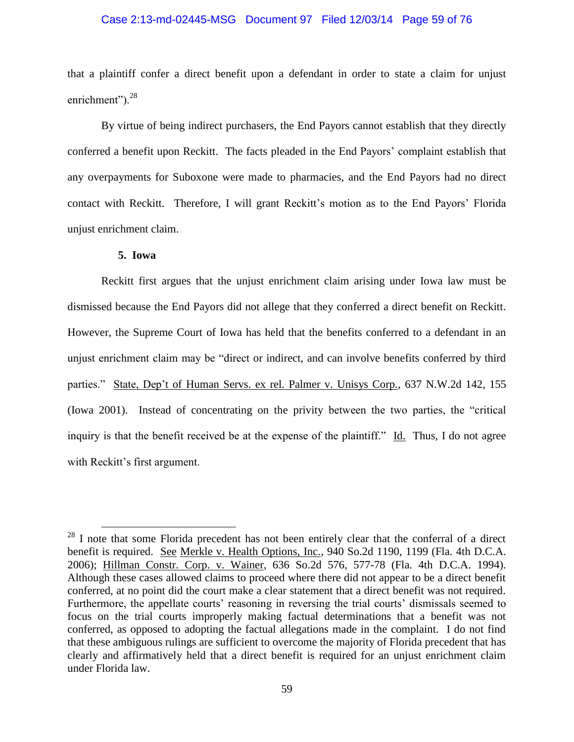that a plaintiff confer a direct benefit upon a defendant in order to state a claim for unjust enrichment").[28]

By virtue of being indirect purchasers, the End Payors cannot establish that they directly conferred a benefit upon Reckitt. The facts pleaded in the End Payors' complaint establish that any overpayments for Suboxone were made to pharmacies, and the End Payors had no direct contact with Reckitt. Therefore, I will grant Reckitt's motion as to the End Payors' Florida unjust enrichment claim.

### 5. Iowa

Reckitt first argues that the unjust enrichment claim arising under Iowa law must be dismissed because the End Payors did not allege that they conferred a direct benefit on Reckitt. However, the Supreme Court of Iowa has held that the benefits conferred to a defendant in an unjust enrichment claim may be "direct or indirect, and can involve benefits conferred by third parties." State, Dep't of Human Servs. ex rel. Palmer v. Unisys Corp., 637 N.W.2d 142, 155 (Iowa 2001). Instead of concentrating on the privity between the two parties, the "critical inquiry is that the benefit received be at the expense of the plaintiff." Id. Thus, I do not agree with Reckitt's first argument.

---

[28] I note that some Florida precedent has not been entirely clear that the conferral of a direct benefit is required. See Merkle v. Health Options, Inc., 940 So.2d 1190, 1199 (Fla. 4th D.C.A. 2006); Hillman Constr. Corp. v. Wainer, 636 So.2d 576, 577-78 (Fla. 4th D.C.A. 1994). Although these cases allowed claims to proceed where there did not appear to be a direct benefit conferred, at no point did the court make a clear statement that a direct benefit was not required. Furthermore, the appellate courts' reasoning in reversing the trial courts' dismissals seemed to focus on the trial courts improperly making factual determinations that a benefit was not conferred, as opposed to adopting the factual allegations made in the complaint. I do not find that these ambiguous rulings are sufficient to overcome the majority of Florida precedent that has clearly and affirmatively held that a direct benefit is required for an unjust enrichment claim under Florida law.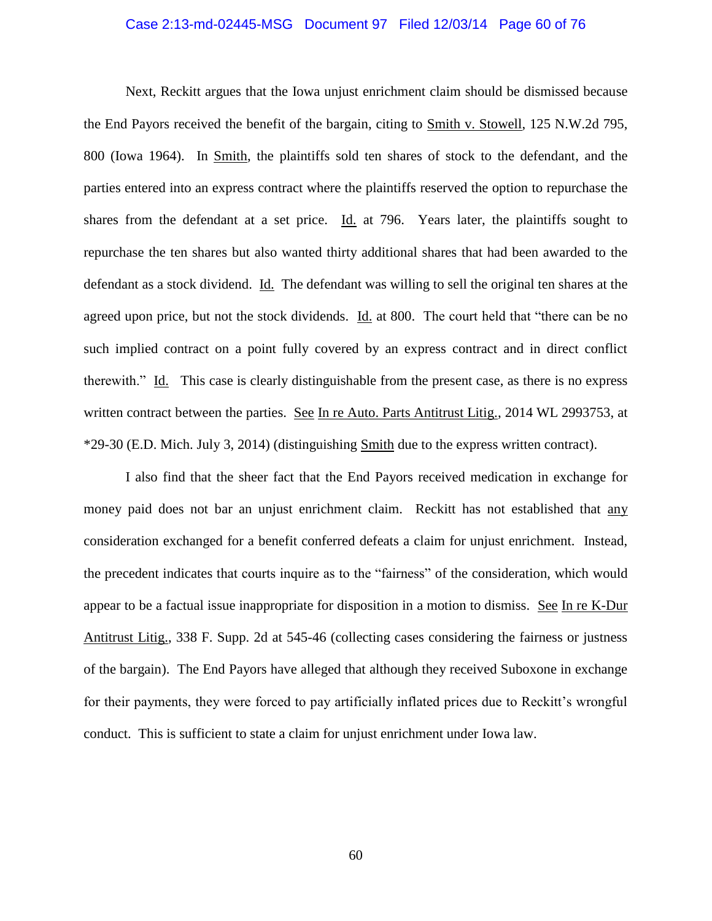Next, Reckitt argues that the Iowa unjust enrichment claim should be dismissed because the End Payors received the benefit of the bargain, citing to Smith v. Stowell, 125 N.W.2d 795, 800 (Iowa 1964). In Smith, the plaintiffs sold ten shares of stock to the defendant, and the parties entered into an express contract where the plaintiffs reserved the option to repurchase the shares from the defendant at a set price. Id. at 796. Years later, the plaintiffs sought to repurchase the ten shares but also wanted thirty additional shares that had been awarded to the defendant as a stock dividend. Id. The defendant was willing to sell the original ten shares at the agreed upon price, but not the stock dividends. Id. at 800. The court held that "there can be no such implied contract on a point fully covered by an express contract and in direct conflict therewith." Id. This case is clearly distinguishable from the present case, as there is no express written contract between the parties. See In re Auto. Parts Antitrust Litig., 2014 WL 2993753, at *29-30 (E.D. Mich. July 3, 2014) (distinguishing Smith due to the express written contract).

I also find that the sheer fact that the End Payors received medication in exchange for money paid does not bar an unjust enrichment claim. Reckitt has not established that any consideration exchanged for a benefit conferred defeats a claim for unjust enrichment. Instead, the precedent indicates that courts inquire as to the "fairness" of the consideration, which would appear to be a factual issue inappropriate for disposition in a motion to dismiss. See In re K-Dur Antitrust Litig., 338 F. Supp. 2d at 545-46 (collecting cases considering the fairness or justness of the bargain). The End Payors have alleged that although they received Suboxone in exchange for their payments, they were forced to pay artificially inflated prices due to Reckitt's wrongful conduct. This is sufficient to state a claim for unjust enrichment under Iowa law.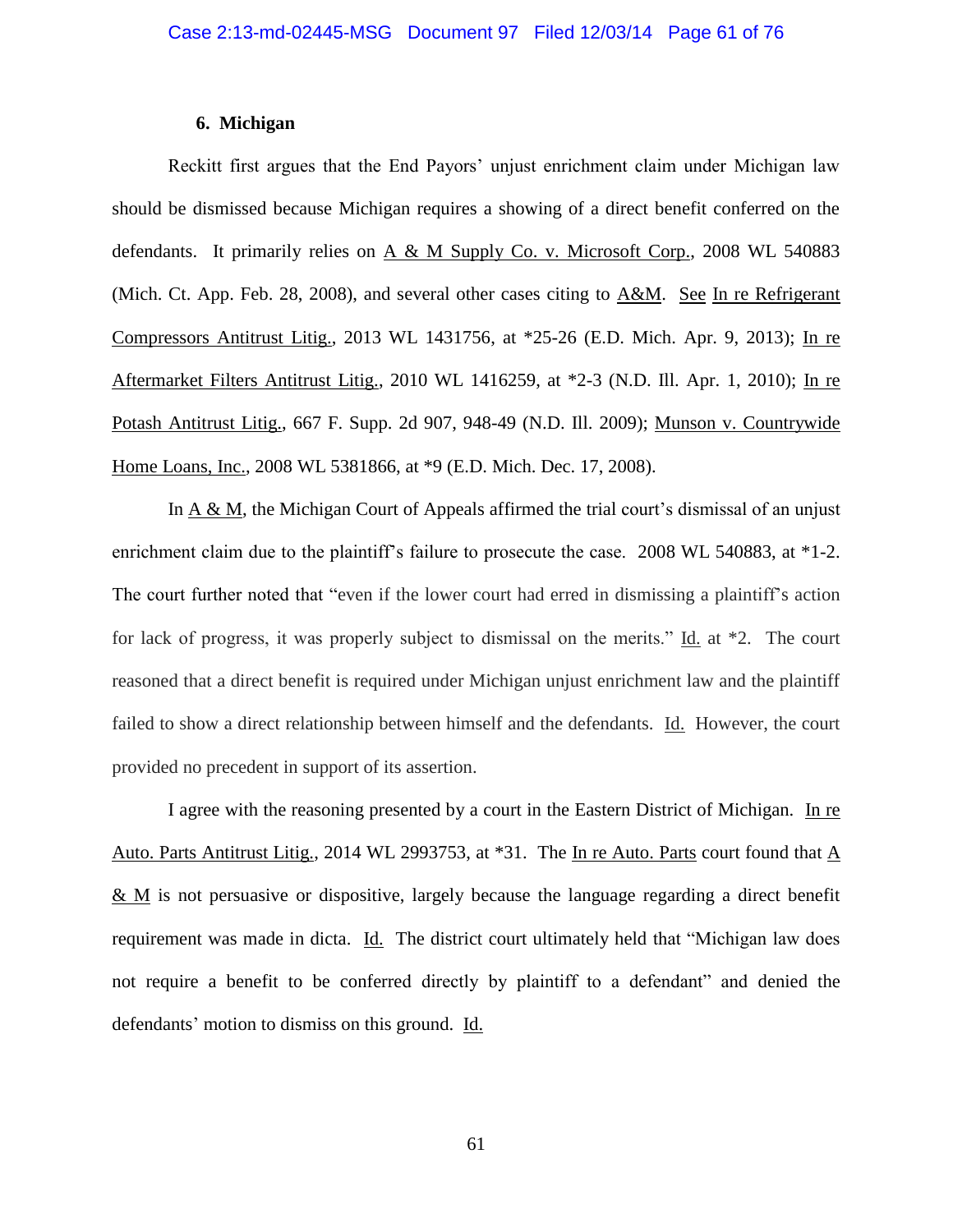### 6. Michigan

Reckitt first argues that the End Payors' unjust enrichment claim under Michigan law should be dismissed because Michigan requires a showing of a direct benefit conferred on the defendants. It primarily relies on A & M Supply Co. v. Microsoft Corp., 2008 WL 540883 (Mich. Ct. App. Feb. 28, 2008), and several other cases citing to A&M. See In re Refrigerant Compressors Antitrust Litig., 2013 WL 1431756, at *25-26 (E.D. Mich. Apr. 9, 2013); In re Aftermarket Filters Antitrust Litig., 2010 WL 1416259, at *2-3 (N.D. Ill. Apr. 1, 2010); In re Potash Antitrust Litig., 667 F. Supp. 2d 907, 948-49 (N.D. Ill. 2009); Munson v. Countrywide Home Loans, Inc., 2008 WL 5381866, at *9 (E.D. Mich. Dec. 17, 2008).

In A & M, the Michigan Court of Appeals affirmed the trial court's dismissal of an unjust enrichment claim due to the plaintiff's failure to prosecute the case. 2008 WL 540883, at *1-2. The court further noted that "even if the lower court had erred in dismissing a plaintiff's action for lack of progress, it was properly subject to dismissal on the merits." Id. at *2. The court reasoned that a direct benefit is required under Michigan unjust enrichment law and the plaintiff failed to show a direct relationship between himself and the defendants. Id. However, the court provided no precedent in support of its assertion.

I agree with the reasoning presented by a court in the Eastern District of Michigan. In re Auto. Parts Antitrust Litig., 2014 WL 2993753, at *31. The In re Auto. Parts court found that A & M is not persuasive or dispositive, largely because the language regarding a direct benefit requirement was made in dicta. Id. The district court ultimately held that "Michigan law does not require a benefit to be conferred directly by plaintiff to a defendant" and denied the defendants' motion to dismiss on this ground. Id.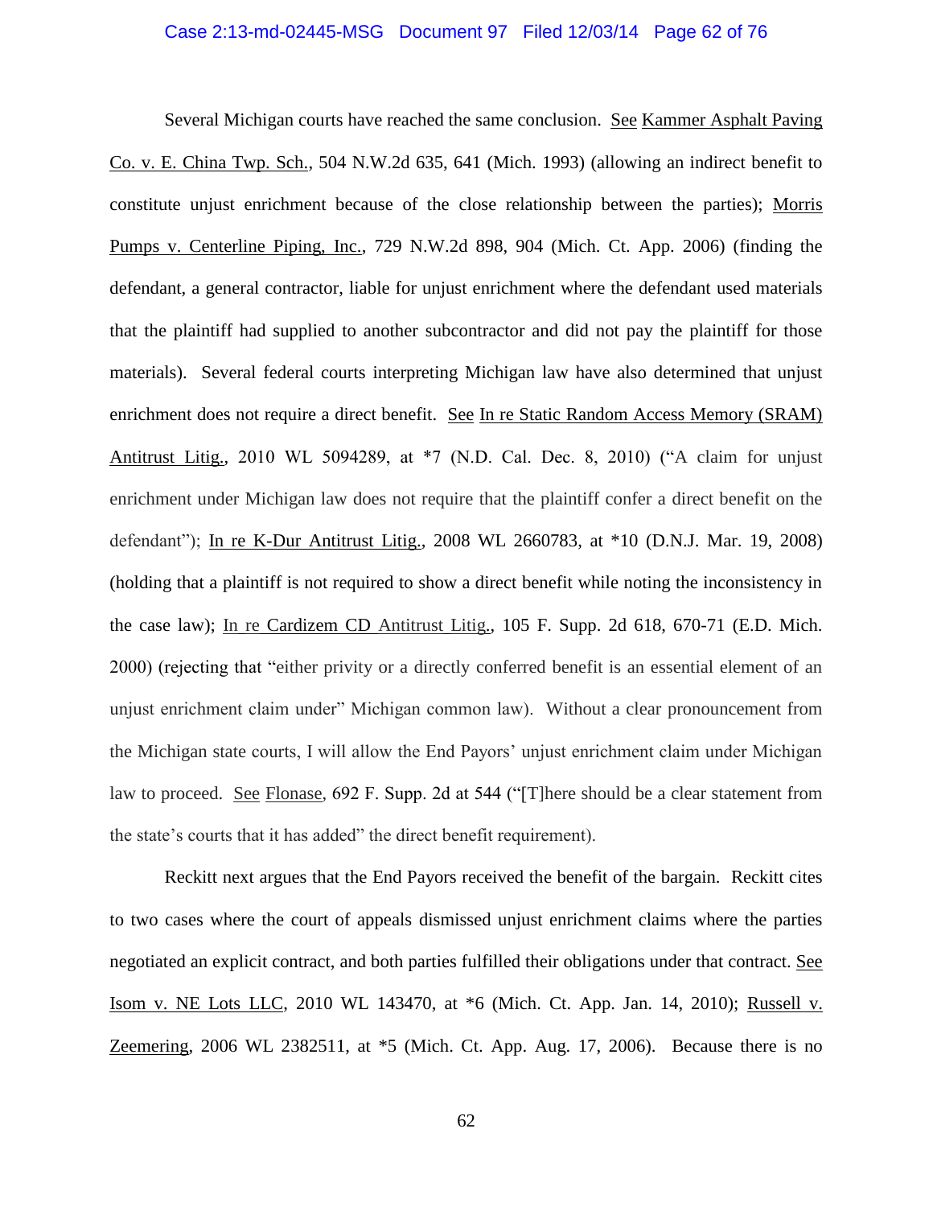Several Michigan courts have reached the same conclusion. See Kammer Asphalt Paving Co. v. E. China Twp. Sch., 504 N.W.2d 635, 641 (Mich. 1993) (allowing an indirect benefit to constitute unjust enrichment because of the close relationship between the parties); Morris Pumps v. Centerline Piping, Inc., 729 N.W.2d 898, 904 (Mich. Ct. App. 2006) (finding the defendant, a general contractor, liable for unjust enrichment where the defendant used materials that the plaintiff had supplied to another subcontractor and did not pay the plaintiff for those materials). Several federal courts interpreting Michigan law have also determined that unjust enrichment does not require a direct benefit. See In re Static Random Access Memory (SRAM) Antitrust Litig., 2010 WL 5094289, at *7 (N.D. Cal. Dec. 8, 2010) ("A claim for unjust enrichment under Michigan law does not require that the plaintiff confer a direct benefit on the defendant"); In re K-Dur Antitrust Litig., 2008 WL 2660783, at *10 (D.N.J. Mar. 19, 2008) (holding that a plaintiff is not required to show a direct benefit while noting the inconsistency in the case law); In re Cardizem CD Antitrust Litig., 105 F. Supp. 2d 618, 670-71 (E.D. Mich. 2000) (rejecting that "either privity or a directly conferred benefit is an essential element of an unjust enrichment claim under" Michigan common law). Without a clear pronouncement from the Michigan state courts, I will allow the End Payors' unjust enrichment claim under Michigan law to proceed. See Flonase, 692 F. Supp. 2d at 544 ("[T]here should be a clear statement from the state's courts that it has added" the direct benefit requirement).

Reckitt next argues that the End Payors received the benefit of the bargain. Reckitt cites to two cases where the court of appeals dismissed unjust enrichment claims where the parties negotiated an explicit contract, and both parties fulfilled their obligations under that contract. See Isom v. NE Lots LLC, 2010 WL 143470, at *6 (Mich. Ct. App. Jan. 14, 2010); Russell v. Zeemering, 2006 WL 2382511, at *5 (Mich. Ct. App. Aug. 17, 2006). Because there is no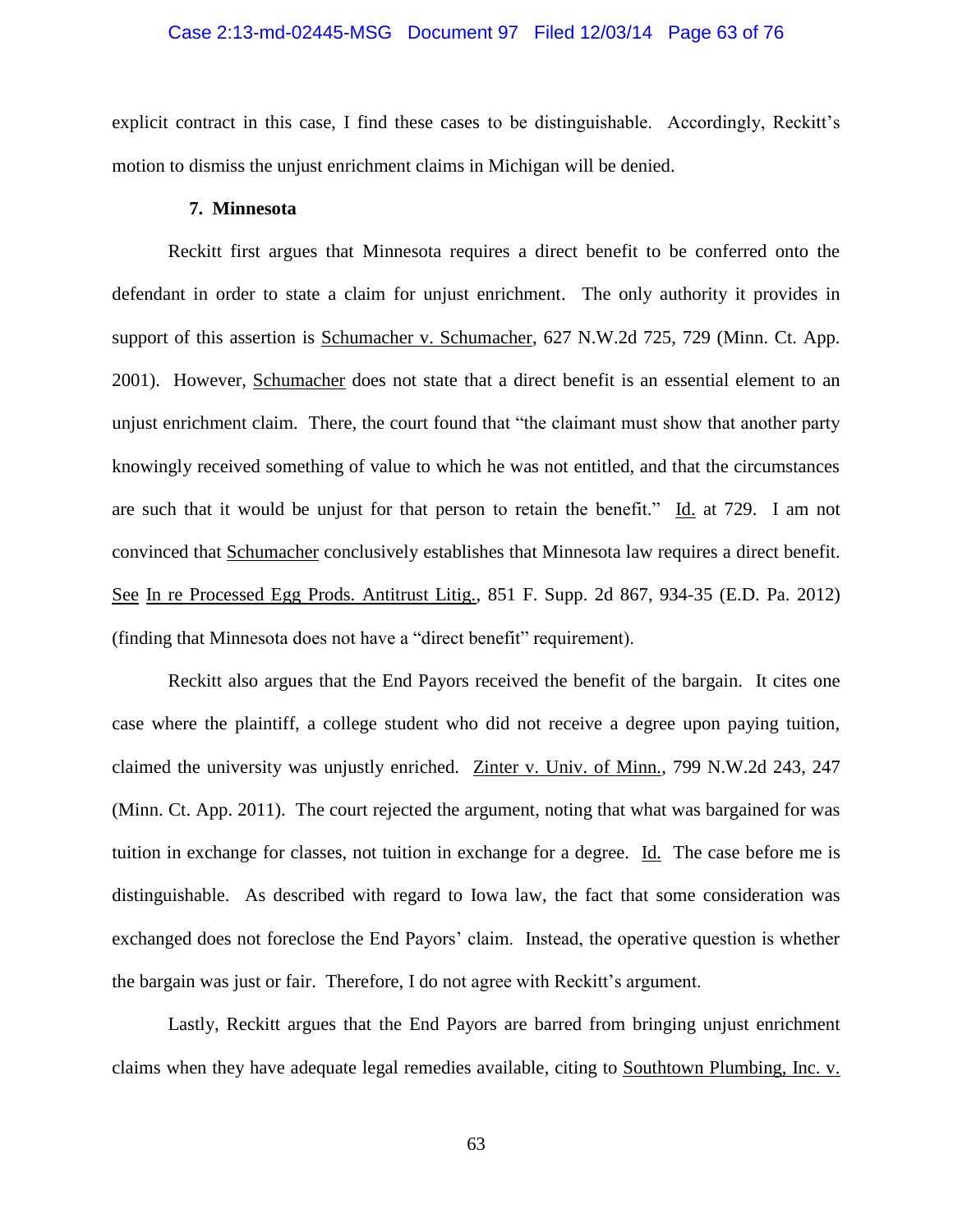explicit contract in this case, I find these cases to be distinguishable. Accordingly, Reckitt's motion to dismiss the unjust enrichment claims in Michigan will be denied.

#### 7. Minnesota

Reckitt first argues that Minnesota requires a direct benefit to be conferred onto the defendant in order to state a claim for unjust enrichment. The only authority it provides in support of this assertion is Schumacher v. Schumacher, 627 N.W.2d 725, 729 (Minn. Ct. App. 2001). However, Schumacher does not state that a direct benefit is an essential element to an unjust enrichment claim. There, the court found that "the claimant must show that another party knowingly received something of value to which he was not entitled, and that the circumstances are such that it would be unjust for that person to retain the benefit." Id. at 729. I am not convinced that Schumacher conclusively establishes that Minnesota law requires a direct benefit. See In re Processed Egg Prods. Antitrust Litig., 851 F. Supp. 2d 867, 934-35 (E.D. Pa. 2012) (finding that Minnesota does not have a "direct benefit" requirement).

Reckitt also argues that the End Payors received the benefit of the bargain. It cites one case where the plaintiff, a college student who did not receive a degree upon paying tuition, claimed the university was unjustly enriched. Zinter v. Univ. of Minn., 799 N.W.2d 243, 247 (Minn. Ct. App. 2011). The court rejected the argument, noting that what was bargained for was tuition in exchange for classes, not tuition in exchange for a degree. Id. The case before me is distinguishable. As described with regard to Iowa law, the fact that some consideration was exchanged does not foreclose the End Payors' claim. Instead, the operative question is whether the bargain was just or fair. Therefore, I do not agree with Reckitt's argument.

Lastly, Reckitt argues that the End Payors are barred from bringing unjust enrichment claims when they have adequate legal remedies available, citing to Southtown Plumbing, Inc. v.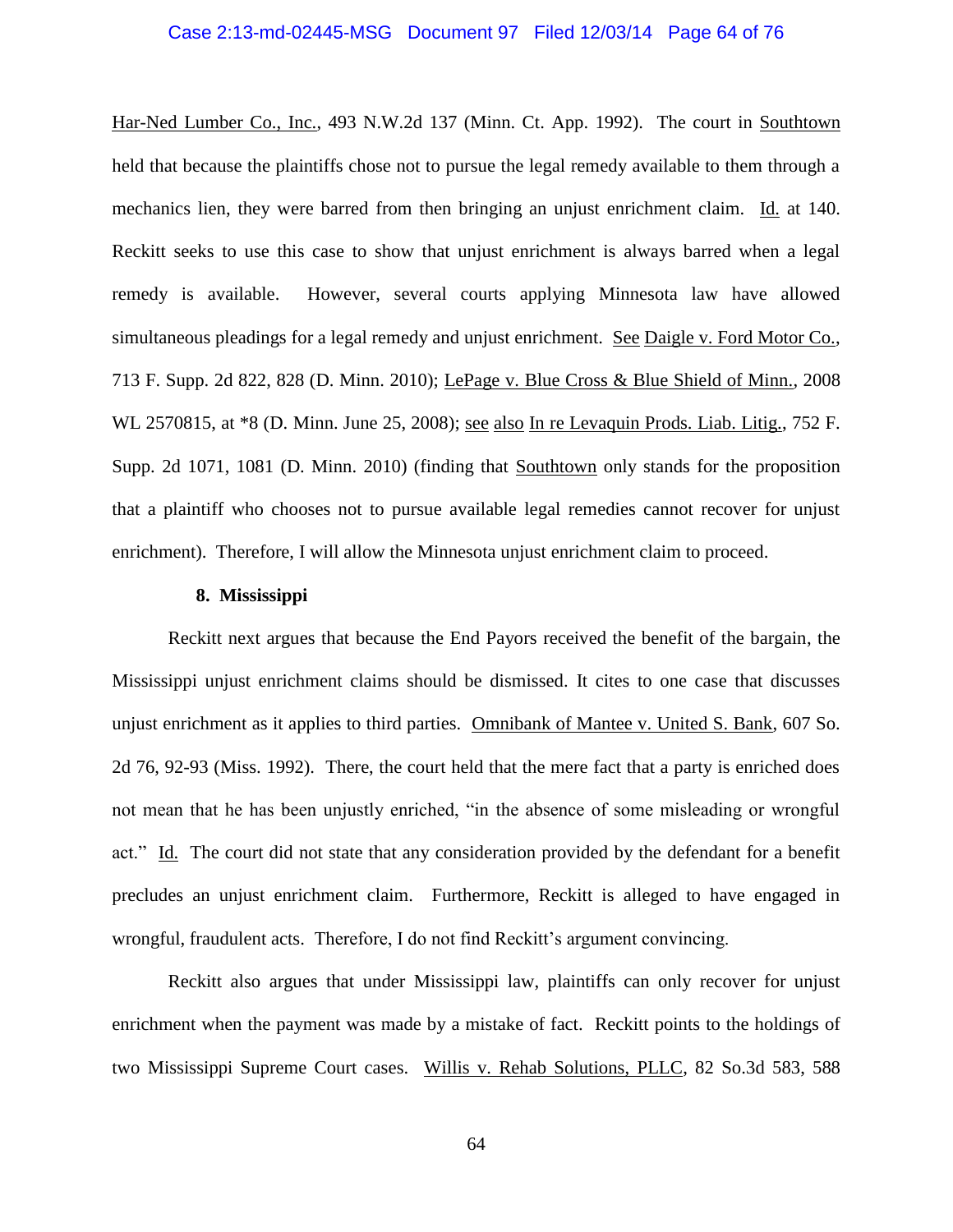Har-Ned Lumber Co., Inc., 493 N.W.2d 137 (Minn. Ct. App. 1992). The court in Southtown held that because the plaintiffs chose not to pursue the legal remedy available to them through a mechanics lien, they were barred from then bringing an unjust enrichment claim. Id. at 140. Reckitt seeks to use this case to show that unjust enrichment is always barred when a legal remedy is available. However, several courts applying Minnesota law have allowed simultaneous pleadings for a legal remedy and unjust enrichment. See Daigle v. Ford Motor Co., 713 F. Supp. 2d 822, 828 (D. Minn. 2010); LePage v. Blue Cross & Blue Shield of Minn., 2008 WL 2570815, at *8 (D. Minn. June 25, 2008); see also In re Levaquin Prods. Liab. Litig., 752 F. Supp. 2d 1071, 1081 (D. Minn. 2010) (finding that Southtown only stands for the proposition that a plaintiff who chooses not to pursue available legal remedies cannot recover for unjust enrichment). Therefore, I will allow the Minnesota unjust enrichment claim to proceed.

**8. Mississippi**

Reckitt next argues that because the End Payors received the benefit of the bargain, the Mississippi unjust enrichment claims should be dismissed. It cites to one case that discusses unjust enrichment as it applies to third parties. Omnibank of Mantee v. United S. Bank, 607 So. 2d 76, 92-93 (Miss. 1992). There, the court held that the mere fact that a party is enriched does not mean that he has been unjustly enriched, "in the absence of some misleading or wrongful act." Id. The court did not state that any consideration provided by the defendant for a benefit precludes an unjust enrichment claim. Furthermore, Reckitt is alleged to have engaged in wrongful, fraudulent acts. Therefore, I do not find Reckitt's argument convincing.

Reckitt also argues that under Mississippi law, plaintiffs can only recover for unjust enrichment when the payment was made by a mistake of fact. Reckitt points to the holdings of two Mississippi Supreme Court cases. Willis v. Rehab Solutions, PLLC, 82 So.3d 583, 588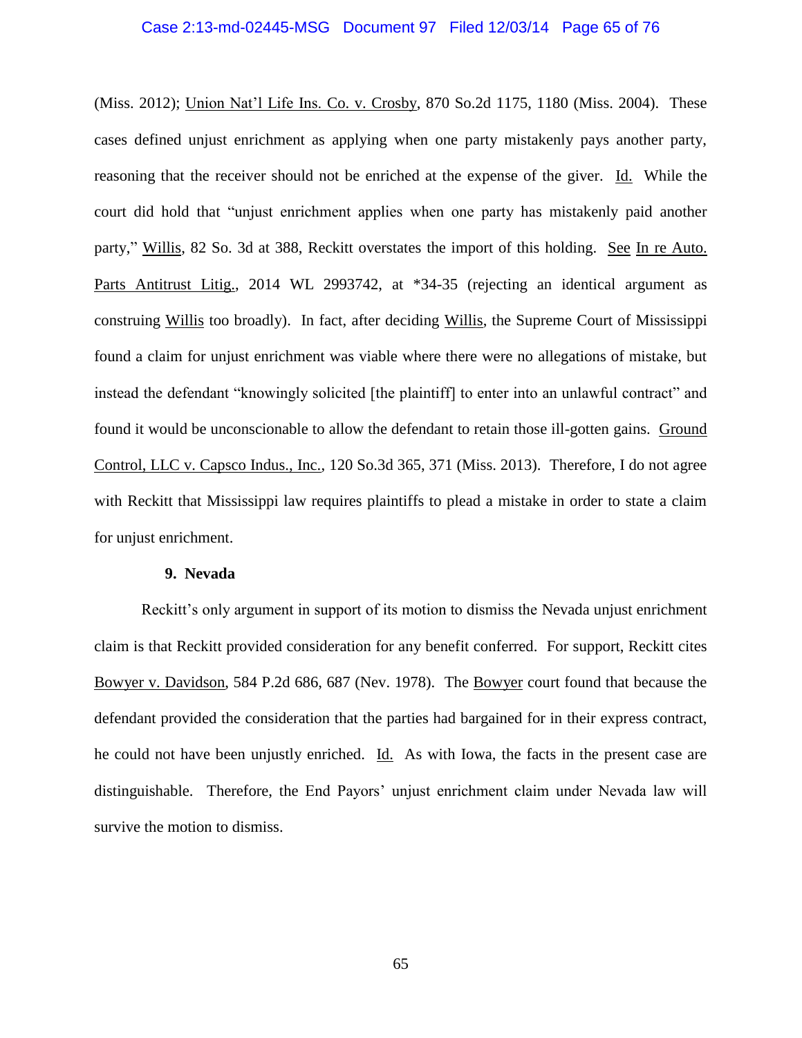(Miss. 2012); Union Nat'l Life Ins. Co. v. Crosby, 870 So.2d 1175, 1180 (Miss. 2004). These cases defined unjust enrichment as applying when one party mistakenly pays another party, reasoning that the receiver should not be enriched at the expense of the giver. Id. While the court did hold that "unjust enrichment applies when one party has mistakenly paid another party," Willis, 82 So. 3d at 388, Reckitt overstates the import of this holding. See In re Auto. Parts Antitrust Litig., 2014 WL 2993742, at *34-35 (rejecting an identical argument as construing Willis too broadly). In fact, after deciding Willis, the Supreme Court of Mississippi found a claim for unjust enrichment was viable where there were no allegations of mistake, but instead the defendant "knowingly solicited [the plaintiff] to enter into an unlawful contract" and found it would be unconscionable to allow the defendant to retain those ill-gotten gains. Ground Control, LLC v. Capsco Indus., Inc., 120 So.3d 365, 371 (Miss. 2013). Therefore, I do not agree with Reckitt that Mississippi law requires plaintiffs to plead a mistake in order to state a claim for unjust enrichment.

**9. Nevada**

Reckitt's only argument in support of its motion to dismiss the Nevada unjust enrichment claim is that Reckitt provided consideration for any benefit conferred. For support, Reckitt cites Bowyer v. Davidson, 584 P.2d 686, 687 (Nev. 1978). The Bowyer court found that because the defendant provided the consideration that the parties had bargained for in their express contract, he could not have been unjustly enriched. Id. As with Iowa, the facts in the present case are distinguishable. Therefore, the End Payors' unjust enrichment claim under Nevada law will survive the motion to dismiss.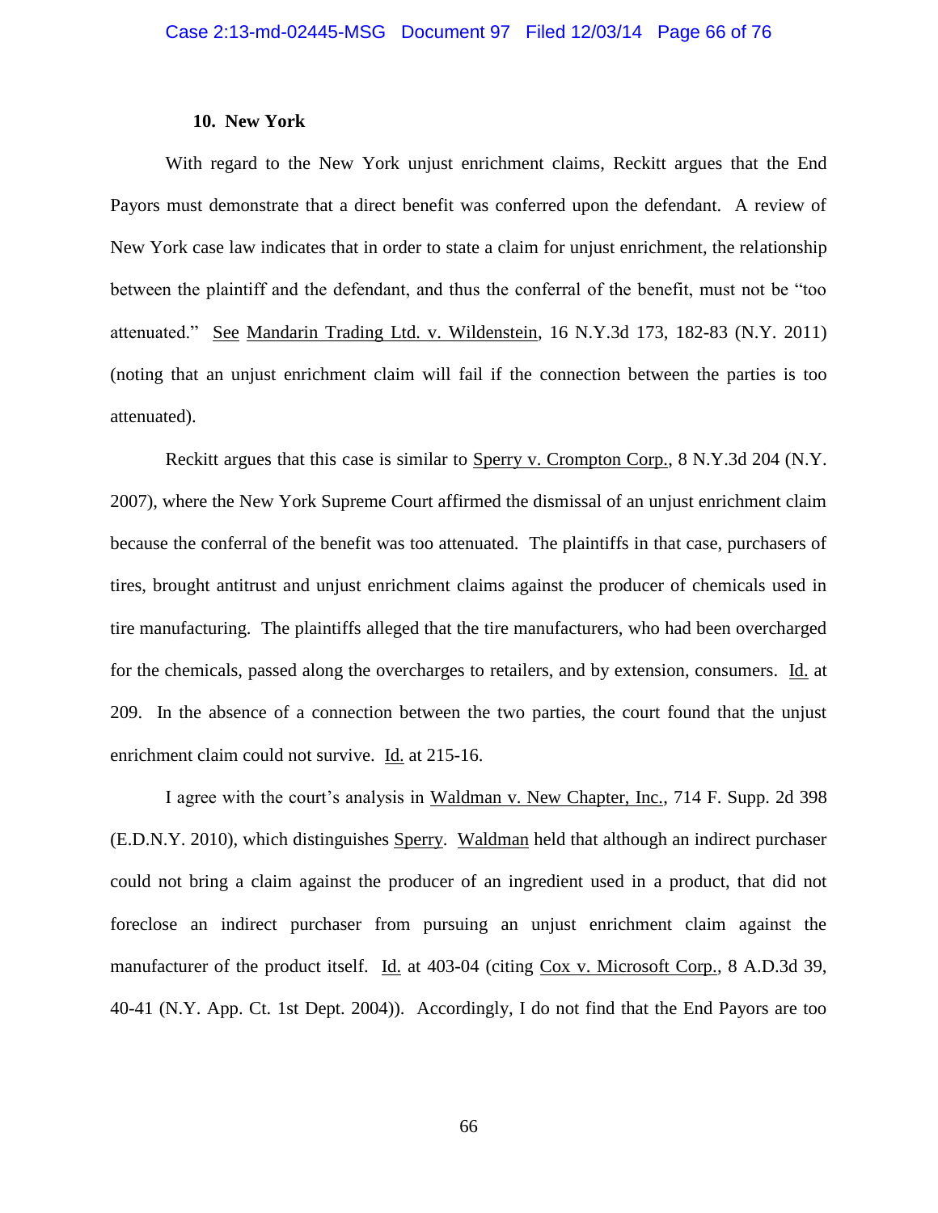### 10. New York

With regard to the New York unjust enrichment claims, Reckitt argues that the End Payors must demonstrate that a direct benefit was conferred upon the defendant. A review of New York case law indicates that in order to state a claim for unjust enrichment, the relationship between the plaintiff and the defendant, and thus the conferral of the benefit, must not be "too attenuated." See Mandarin Trading Ltd. v. Wildenstein, 16 N.Y.3d 173, 182-83 (N.Y. 2011) (noting that an unjust enrichment claim will fail if the connection between the parties is too attenuated).

Reckitt argues that this case is similar to Sperry v. Crompton Corp., 8 N.Y.3d 204 (N.Y. 2007), where the New York Supreme Court affirmed the dismissal of an unjust enrichment claim because the conferral of the benefit was too attenuated. The plaintiffs in that case, purchasers of tires, brought antitrust and unjust enrichment claims against the producer of chemicals used in tire manufacturing. The plaintiffs alleged that the tire manufacturers, who had been overcharged for the chemicals, passed along the overcharges to retailers, and by extension, consumers. Id. at 209. In the absence of a connection between the two parties, the court found that the unjust enrichment claim could not survive. Id. at 215-16.

I agree with the court's analysis in Waldman v. New Chapter, Inc., 714 F. Supp. 2d 398 (E.D.N.Y. 2010), which distinguishes Sperry. Waldman held that although an indirect purchaser could not bring a claim against the producer of an ingredient used in a product, that did not foreclose an indirect purchaser from pursuing an unjust enrichment claim against the manufacturer of the product itself. Id. at 403-04 (citing Cox v. Microsoft Corp., 8 A.D.3d 39, 40-41 (N.Y. App. Ct. 1st Dept. 2004)). Accordingly, I do not find that the End Payors are too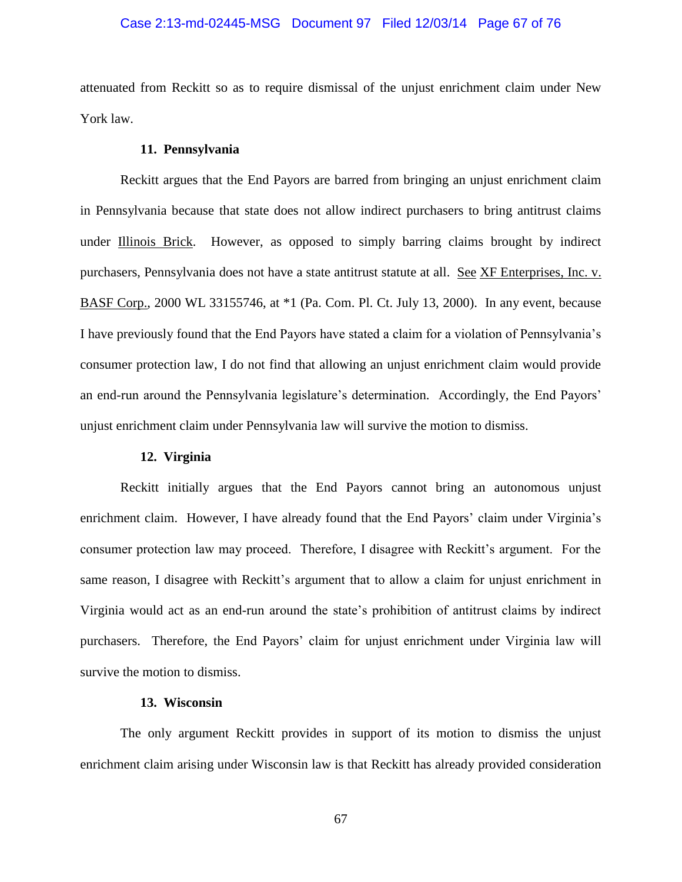attenuated from Reckitt so as to require dismissal of the unjust enrichment claim under New York law.

### 11. Pennsylvania

Reckitt argues that the End Payors are barred from bringing an unjust enrichment claim in Pennsylvania because that state does not allow indirect purchasers to bring antitrust claims under Illinois Brick. However, as opposed to simply barring claims brought by indirect purchasers, Pennsylvania does not have a state antitrust statute at all. See XF Enterprises, Inc. v. BASF Corp., 2000 WL 33155746, at *1 (Pa. Com. Pl. Ct. July 13, 2000). In any event, because I have previously found that the End Payors have stated a claim for a violation of Pennsylvania's consumer protection law, I do not find that allowing an unjust enrichment claim would provide an end-run around the Pennsylvania legislature's determination. Accordingly, the End Payors' unjust enrichment claim under Pennsylvania law will survive the motion to dismiss.

### 12. Virginia

Reckitt initially argues that the End Payors cannot bring an autonomous unjust enrichment claim. However, I have already found that the End Payors' claim under Virginia's consumer protection law may proceed. Therefore, I disagree with Reckitt's argument. For the same reason, I disagree with Reckitt's argument that to allow a claim for unjust enrichment in Virginia would act as an end-run around the state's prohibition of antitrust claims by indirect purchasers. Therefore, the End Payors' claim for unjust enrichment under Virginia law will survive the motion to dismiss.

### 13. Wisconsin

The only argument Reckitt provides in support of its motion to dismiss the unjust enrichment claim arising under Wisconsin law is that Reckitt has already provided consideration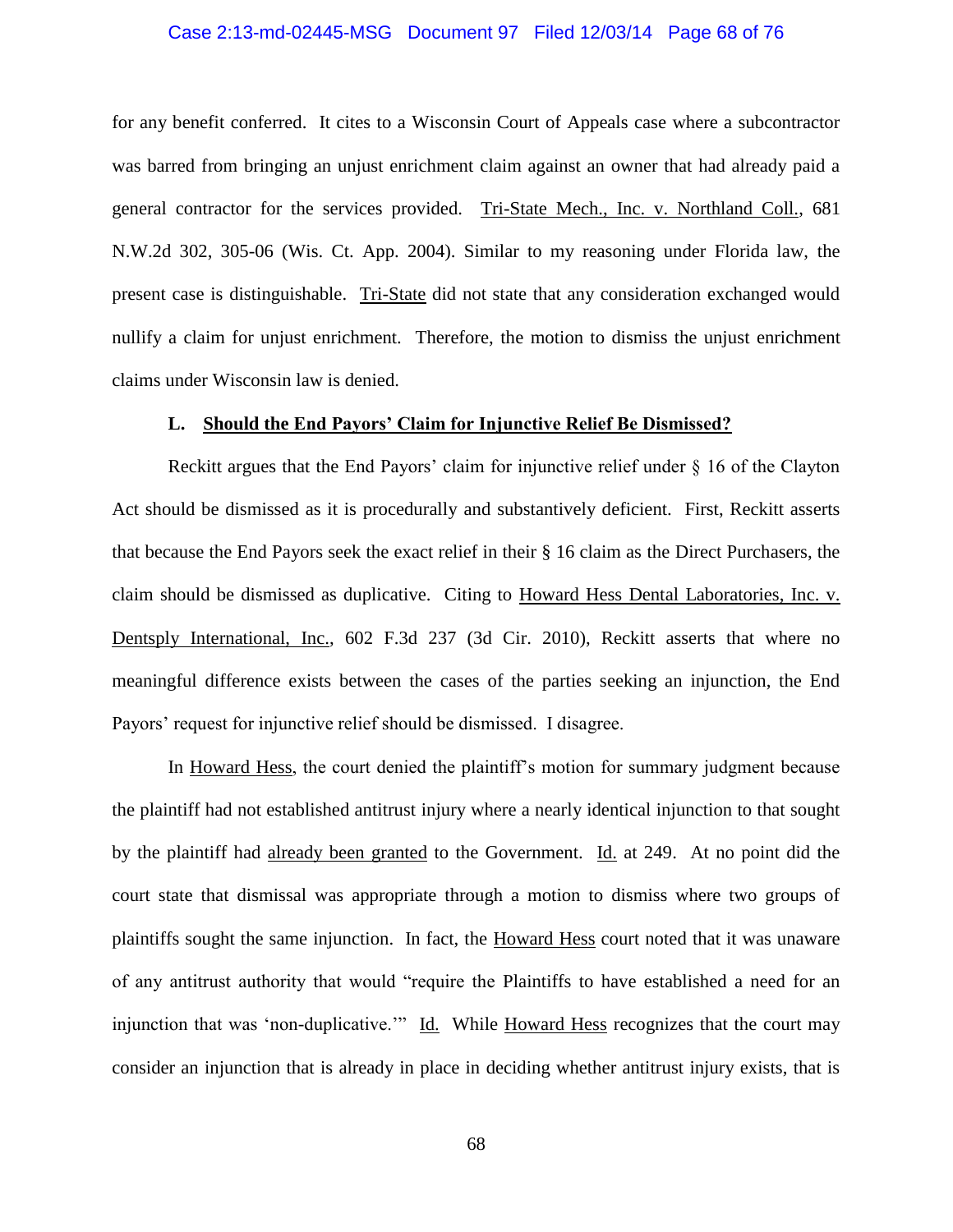for any benefit conferred. It cites to a Wisconsin Court of Appeals case where a subcontractor was barred from bringing an unjust enrichment claim against an owner that had already paid a general contractor for the services provided. Tri-State Mech., Inc. v. Northland Coll., 681 N.W.2d 302, 305-06 (Wis. Ct. App. 2004). Similar to my reasoning under Florida law, the present case is distinguishable. Tri-State did not state that any consideration exchanged would nullify a claim for unjust enrichment. Therefore, the motion to dismiss the unjust enrichment claims under Wisconsin law is denied.

### L. Should the End Payors' Claim for Injunctive Relief Be Dismissed?

Reckitt argues that the End Payors' claim for injunctive relief under § 16 of the Clayton Act should be dismissed as it is procedurally and substantively deficient. First, Reckitt asserts that because the End Payors seek the exact relief in their § 16 claim as the Direct Purchasers, the claim should be dismissed as duplicative. Citing to Howard Hess Dental Laboratories, Inc. v. Dentsply International, Inc., 602 F.3d 237 (3d Cir. 2010), Reckitt asserts that where no meaningful difference exists between the cases of the parties seeking an injunction, the End Payors' request for injunctive relief should be dismissed. I disagree.

In Howard Hess, the court denied the plaintiff's motion for summary judgment because the plaintiff had not established antitrust injury where a nearly identical injunction to that sought by the plaintiff had already been granted to the Government. Id. at 249. At no point did the court state that dismissal was appropriate through a motion to dismiss where two groups of plaintiffs sought the same injunction. In fact, the Howard Hess court noted that it was unaware of any antitrust authority that would "require the Plaintiffs to have established a need for an injunction that was 'non-duplicative.'" Id. While Howard Hess recognizes that the court may consider an injunction that is already in place in deciding whether antitrust injury exists, that is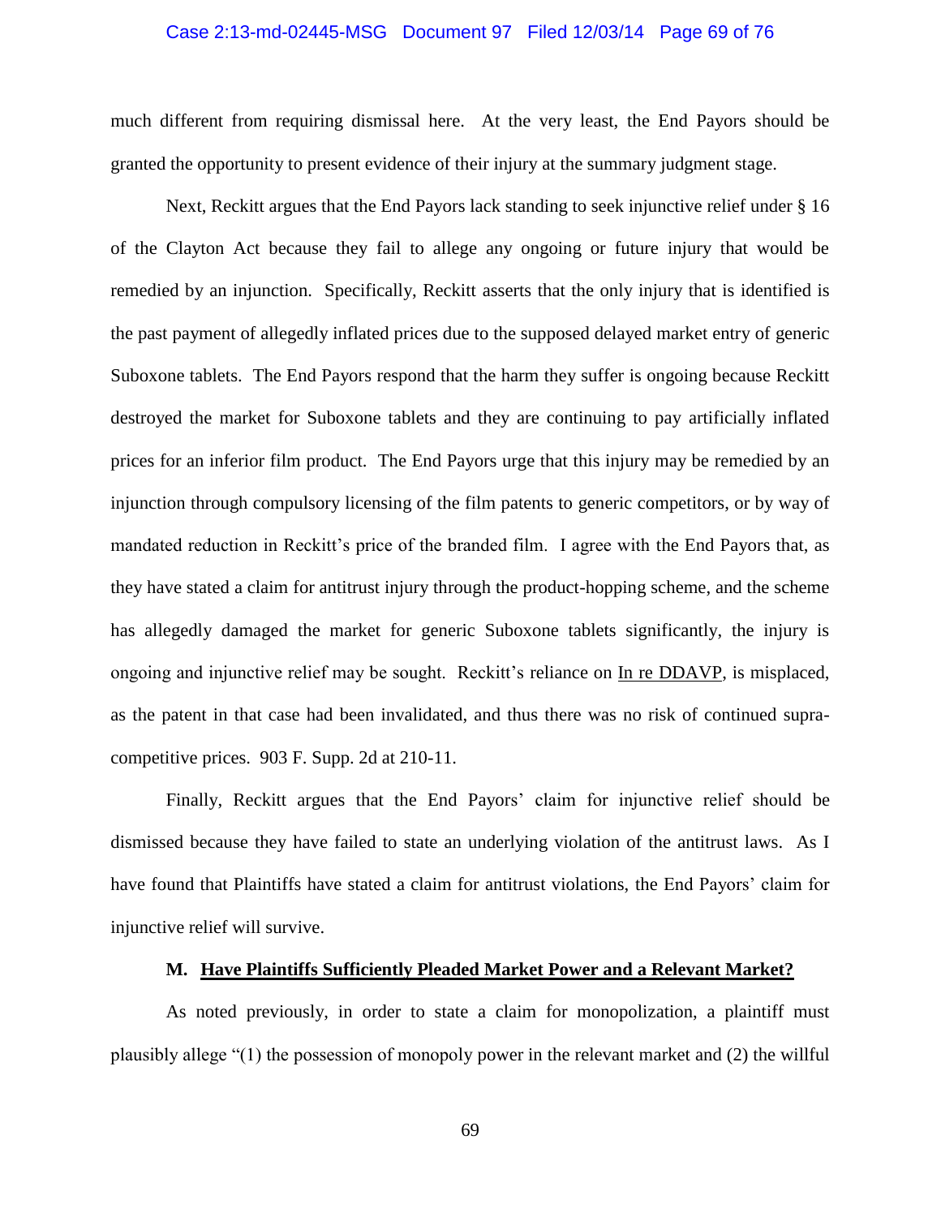much different from requiring dismissal here. At the very least, the End Payors should be granted the opportunity to present evidence of their injury at the summary judgment stage.

Next, Reckitt argues that the End Payors lack standing to seek injunctive relief under § 16 of the Clayton Act because they fail to allege any ongoing or future injury that would be remedied by an injunction. Specifically, Reckitt asserts that the only injury that is identified is the past payment of allegedly inflated prices due to the supposed delayed market entry of generic Suboxone tablets. The End Payors respond that the harm they suffer is ongoing because Reckitt destroyed the market for Suboxone tablets and they are continuing to pay artificially inflated prices for an inferior film product. The End Payors urge that this injury may be remedied by an injunction through compulsory licensing of the film patents to generic competitors, or by way of mandated reduction in Reckitt's price of the branded film. I agree with the End Payors that, as they have stated a claim for antitrust injury through the product-hopping scheme, and the scheme has allegedly damaged the market for generic Suboxone tablets significantly, the injury is ongoing and injunctive relief may be sought. Reckitt's reliance on In re DDAVP, is misplaced, as the patent in that case had been invalidated, and thus there was no risk of continued supra-competitive prices. 903 F. Supp. 2d at 210-11.

Finally, Reckitt argues that the End Payors' claim for injunctive relief should be dismissed because they have failed to state an underlying violation of the antitrust laws. As I have found that Plaintiffs have stated a claim for antitrust violations, the End Payors' claim for injunctive relief will survive.

### M. Have Plaintiffs Sufficiently Pleaded Market Power and a Relevant Market?

As noted previously, in order to state a claim for monopolization, a plaintiff must plausibly allege "(1) the possession of monopoly power in the relevant market and (2) the willful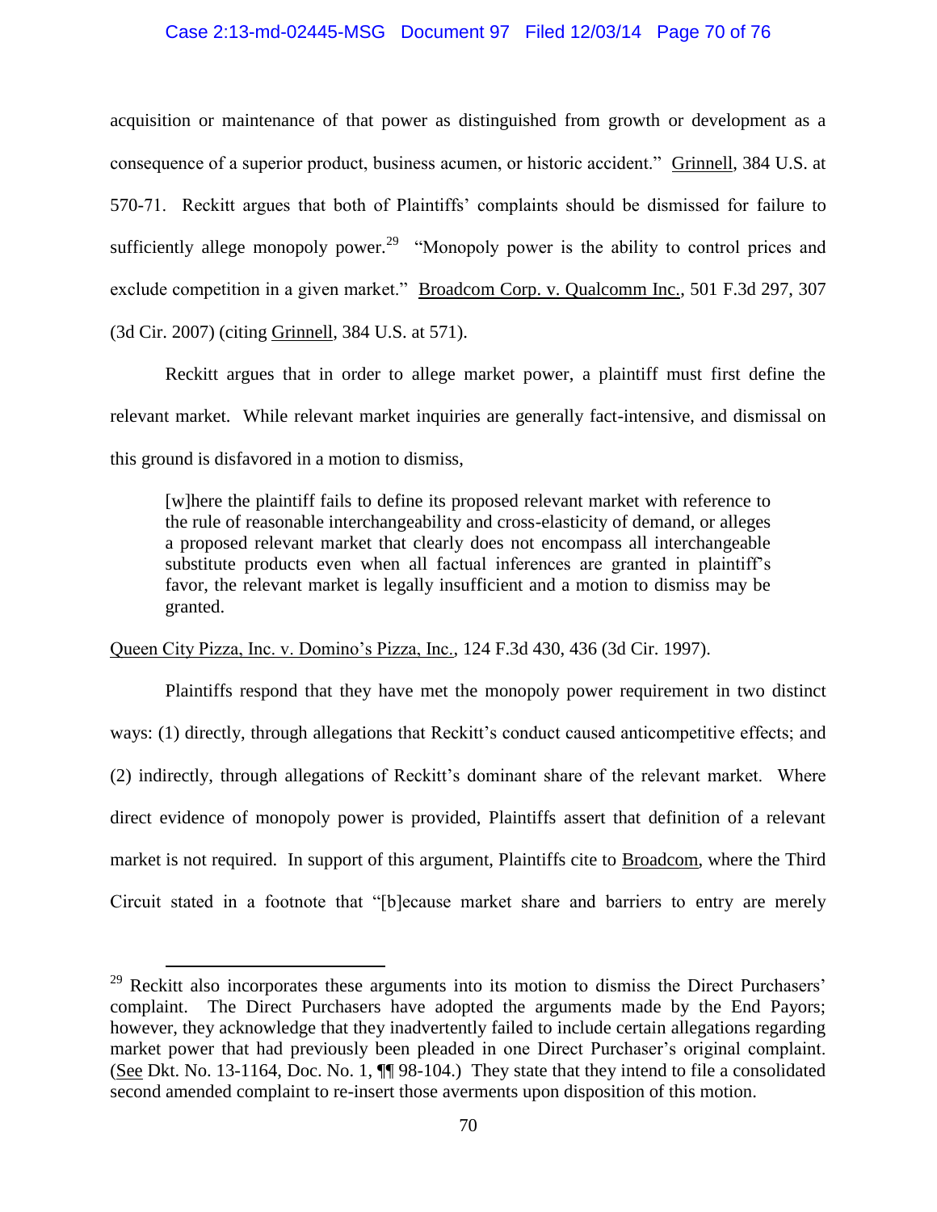acquisition or maintenance of that power as distinguished from growth or development as a consequence of a superior product, business acumen, or historic accident." Grinnell, 384 U.S. at 570-71. Reckitt argues that both of Plaintiffs' complaints should be dismissed for failure to sufficiently allege monopoly power.[29] "Monopoly power is the ability to control prices and exclude competition in a given market." Broadcom Corp. v. Qualcomm Inc., 501 F.3d 297, 307 (3d Cir. 2007) (citing Grinnell, 384 U.S. at 571).

Reckitt argues that in order to allege market power, a plaintiff must first define the relevant market. While relevant market inquiries are generally fact-intensive, and dismissal on this ground is disfavored in a motion to dismiss,

> [w]here the plaintiff fails to define its proposed relevant market with reference to the rule of reasonable interchangeability and cross-elasticity of demand, or alleges a proposed relevant market that clearly does not encompass all interchangeable substitute products even when all factual inferences are granted in plaintiff's favor, the relevant market is legally insufficient and a motion to dismiss may be granted.

Queen City Pizza, Inc. v. Domino's Pizza, Inc., 124 F.3d 430, 436 (3d Cir. 1997).

Plaintiffs respond that they have met the monopoly power requirement in two distinct ways: (1) directly, through allegations that Reckitt's conduct caused anticompetitive effects; and (2) indirectly, through allegations of Reckitt's dominant share of the relevant market. Where direct evidence of monopoly power is provided, Plaintiffs assert that definition of a relevant market is not required. In support of this argument, Plaintiffs cite to Broadcom, where the Third Circuit stated in a footnote that "[b]ecause market share and barriers to entry are merely

---

[29] Reckitt also incorporates these arguments into its motion to dismiss the Direct Purchasers' complaint. The Direct Purchasers have adopted the arguments made by the End Payors; however, they acknowledge that they inadvertently failed to include certain allegations regarding market power that had previously been pleaded in one Direct Purchaser's original complaint. (See Dkt. No. 13-1164, Doc. No. 1, ¶¶ 98-104.) They state that they intend to file a consolidated second amended complaint to re-insert those averments upon disposition of this motion.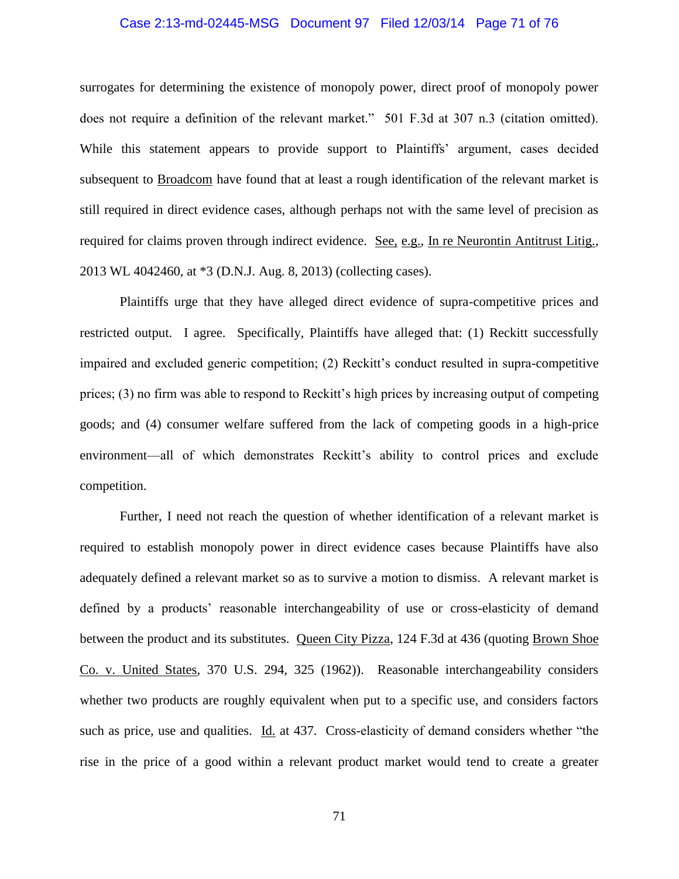surrogates for determining the existence of monopoly power, direct proof of monopoly power does not require a definition of the relevant market." 501 F.3d at 307 n.3 (citation omitted). While this statement appears to provide support to Plaintiffs' argument, cases decided subsequent to Broadcom have found that at least a rough identification of the relevant market is still required in direct evidence cases, although perhaps not with the same level of precision as required for claims proven through indirect evidence. See, e.g., In re Neurontin Antitrust Litig., 2013 WL 4042460, at *3 (D.N.J. Aug. 8, 2013) (collecting cases).

Plaintiffs urge that they have alleged direct evidence of supra-competitive prices and restricted output. I agree. Specifically, Plaintiffs have alleged that: (1) Reckitt successfully impaired and excluded generic competition; (2) Reckitt's conduct resulted in supra-competitive prices; (3) no firm was able to respond to Reckitt's high prices by increasing output of competing goods; and (4) consumer welfare suffered from the lack of competing goods in a high-price environment—all of which demonstrates Reckitt's ability to control prices and exclude competition.

Further, I need not reach the question of whether identification of a relevant market is required to establish monopoly power in direct evidence cases because Plaintiffs have also adequately defined a relevant market so as to survive a motion to dismiss. A relevant market is defined by a products' reasonable interchangeability of use or cross-elasticity of demand between the product and its substitutes. Queen City Pizza, 124 F.3d at 436 (quoting Brown Shoe Co. v. United States, 370 U.S. 294, 325 (1962)). Reasonable interchangeability considers whether two products are roughly equivalent when put to a specific use, and considers factors such as price, use and qualities. Id. at 437. Cross-elasticity of demand considers whether "the rise in the price of a good within a relevant product market would tend to create a greater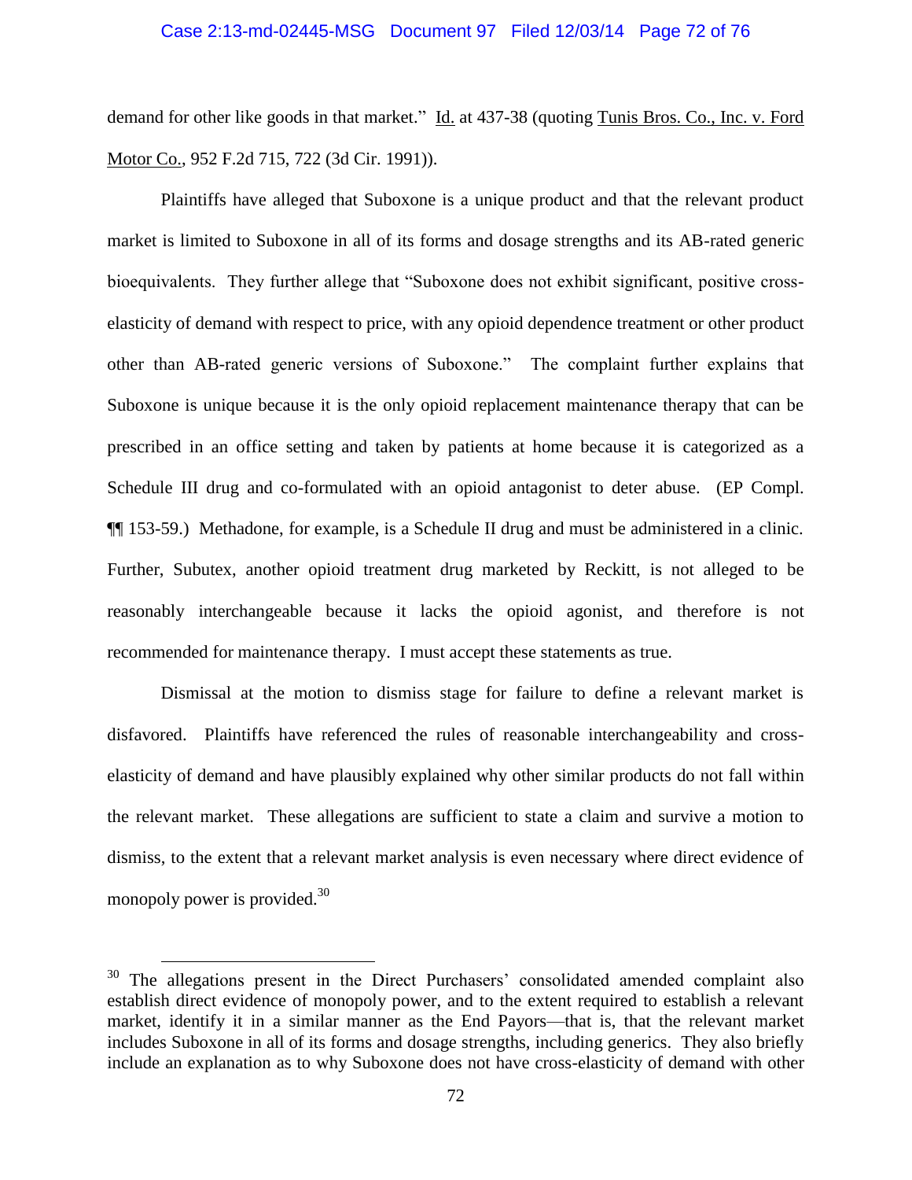demand for other like goods in that market." Id. at 437-38 (quoting Tunis Bros. Co., Inc. v. Ford Motor Co., 952 F.2d 715, 722 (3d Cir. 1991)).

Plaintiffs have alleged that Suboxone is a unique product and that the relevant product market is limited to Suboxone in all of its forms and dosage strengths and its AB-rated generic bioequivalents. They further allege that "Suboxone does not exhibit significant, positive cross-elasticity of demand with respect to price, with any opioid dependence treatment or other product other than AB-rated generic versions of Suboxone." The complaint further explains that Suboxone is unique because it is the only opioid replacement maintenance therapy that can be prescribed in an office setting and taken by patients at home because it is categorized as a Schedule III drug and co-formulated with an opioid antagonist to deter abuse. (EP Compl. ¶¶ 153-59.) Methadone, for example, is a Schedule II drug and must be administered in a clinic. Further, Subutex, another opioid treatment drug marketed by Reckitt, is not alleged to be reasonably interchangeable because it lacks the opioid agonist, and therefore is not recommended for maintenance therapy. I must accept these statements as true.

Dismissal at the motion to dismiss stage for failure to define a relevant market is disfavored. Plaintiffs have referenced the rules of reasonable interchangeability and cross-elasticity of demand and have plausibly explained why other similar products do not fall within the relevant market. These allegations are sufficient to state a claim and survive a motion to dismiss, to the extent that a relevant market analysis is even necessary where direct evidence of monopoly power is provided.[30]

---

[30] The allegations present in the Direct Purchasers' consolidated amended complaint also establish direct evidence of monopoly power, and to the extent required to establish a relevant market, identify it in a similar manner as the End Payors—that is, that the relevant market includes Suboxone in all of its forms and dosage strengths, including generics. They also briefly include an explanation as to why Suboxone does not have cross-elasticity of demand with other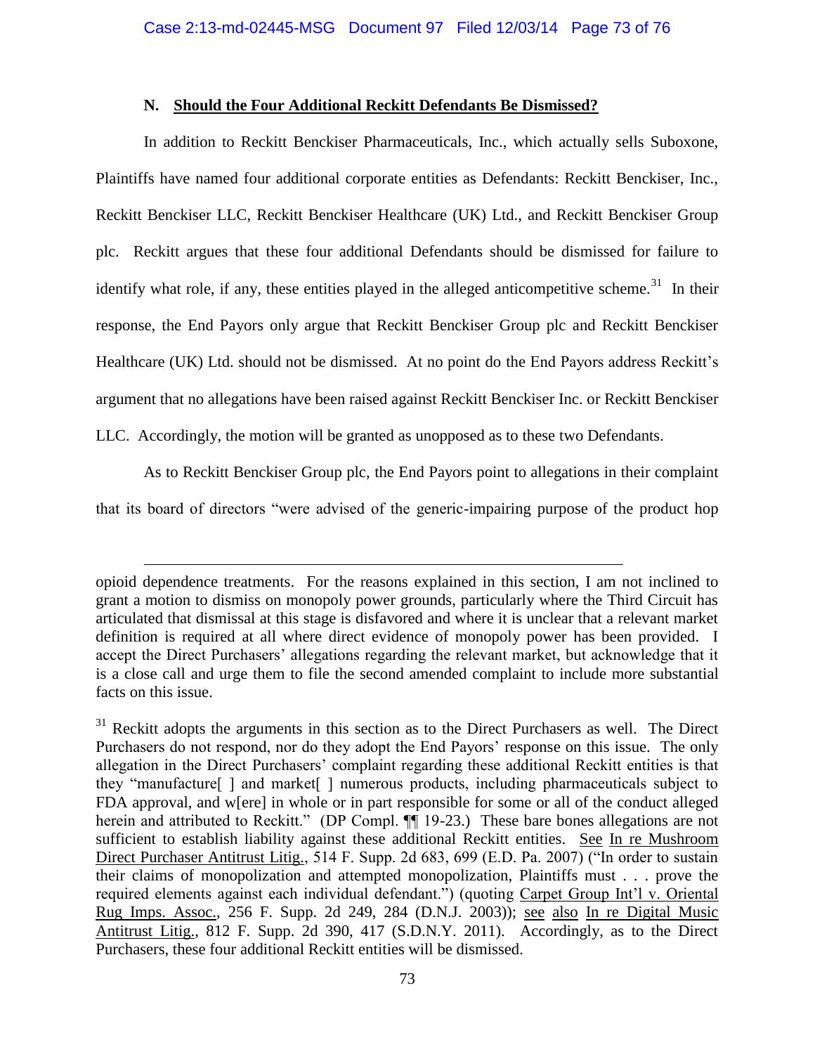### N. Should the Four Additional Reckitt Defendants Be Dismissed?

In addition to Reckitt Benckiser Pharmaceuticals, Inc., which actually sells Suboxone, Plaintiffs have named four additional corporate entities as Defendants: Reckitt Benckiser, Inc., Reckitt Benckiser LLC, Reckitt Benckiser Healthcare (UK) Ltd., and Reckitt Benckiser Group plc. Reckitt argues that these four additional Defendants should be dismissed for failure to identify what role, if any, these entities played in the alleged anticompetitive scheme.[31] In their response, the End Payors only argue that Reckitt Benckiser Group plc and Reckitt Benckiser Healthcare (UK) Ltd. should not be dismissed. At no point do the End Payors address Reckitt's argument that no allegations have been raised against Reckitt Benckiser Inc. or Reckitt Benckiser LLC. Accordingly, the motion will be granted as unopposed as to these two Defendants.

As to Reckitt Benckiser Group plc, the End Payors point to allegations in their complaint that its board of directors "were advised of the generic-impairing purpose of the product hop

---

opioid dependence treatments. For the reasons explained in this section, I am not inclined to grant a motion to dismiss on monopoly power grounds, particularly where the Third Circuit has articulated that dismissal at this stage is disfavored and where it is unclear that a relevant market definition is required at all where direct evidence of monopoly power has been provided. I accept the Direct Purchasers' allegations regarding the relevant market, but acknowledge that it is a close call and urge them to file the second amended complaint to include more substantial facts on this issue.

[31] Reckitt adopts the arguments in this section as to the Direct Purchasers as well. The Direct Purchasers do not respond, nor do they adopt the End Payors' response on this issue. The only allegation in the Direct Purchasers' complaint regarding these additional Reckitt entities is that they "manufacture[ ] and market[ ] numerous products, including pharmaceuticals subject to FDA approval, and w[ere] in whole or in part responsible for some or all of the conduct alleged herein and attributed to Reckitt." (DP Compl. ¶¶ 19-23.) These bare bones allegations are not sufficient to establish liability against these additional Reckitt entities. See In re Mushroom Direct Purchaser Antitrust Litig., 514 F. Supp. 2d 683, 699 (E.D. Pa. 2007) ("In order to sustain their claims of monopolization and attempted monopolization, Plaintiffs must . . . prove the required elements against each individual defendant.") (quoting Carpet Group Int'l v. Oriental Rug Imps. Assoc., 256 F. Supp. 2d 249, 284 (D.N.J. 2003)); see also In re Digital Music Antitrust Litig., 812 F. Supp. 2d 390, 417 (S.D.N.Y. 2011). Accordingly, as to the Direct Purchasers, these four additional Reckitt entities will be dismissed.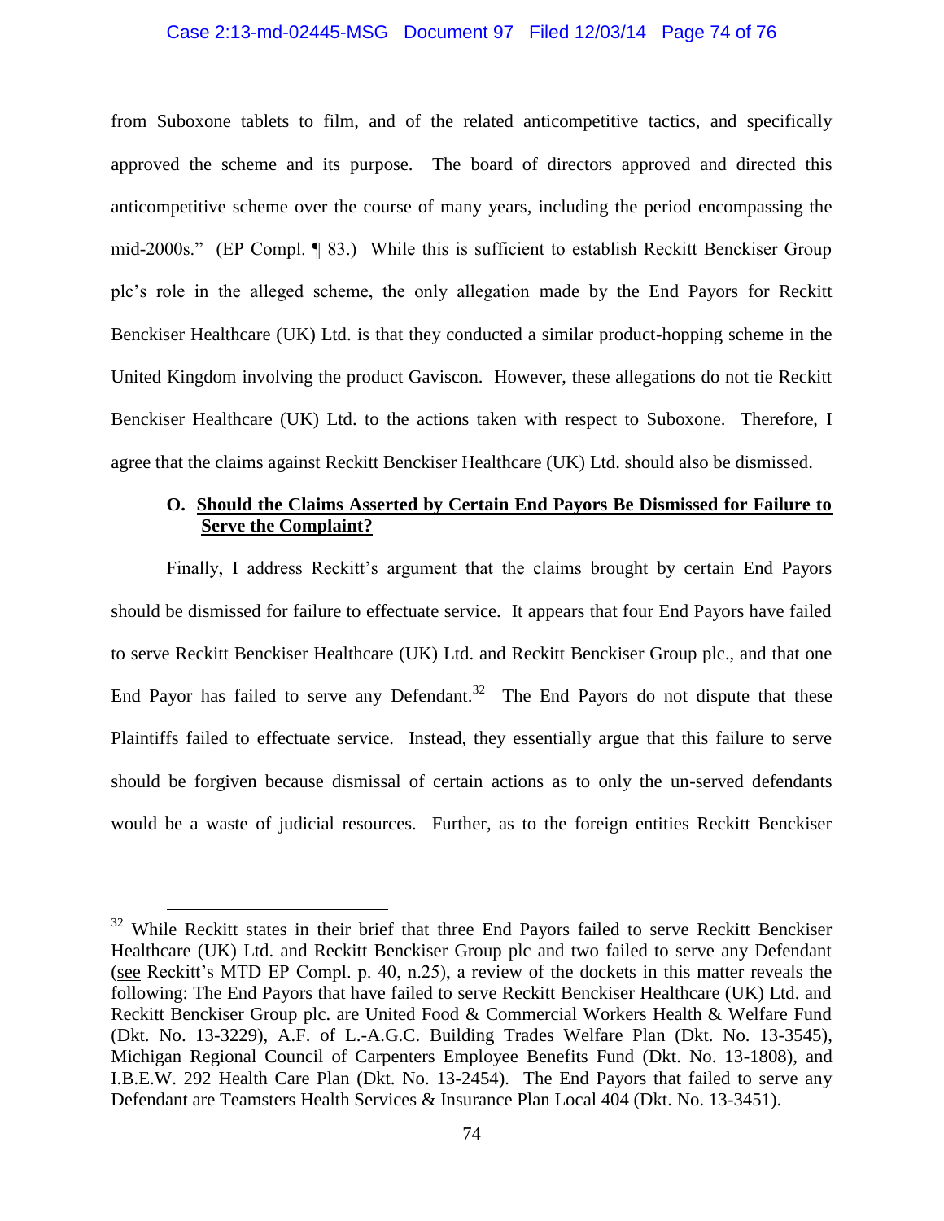from Suboxone tablets to film, and of the related anticompetitive tactics, and specifically approved the scheme and its purpose. The board of directors approved and directed this anticompetitive scheme over the course of many years, including the period encompassing the mid-2000s." (EP Compl. ¶ 83.) While this is sufficient to establish Reckitt Benckiser Group plc's role in the alleged scheme, the only allegation made by the End Payors for Reckitt Benckiser Healthcare (UK) Ltd. is that they conducted a similar product-hopping scheme in the United Kingdom involving the product Gaviscon. However, these allegations do not tie Reckitt Benckiser Healthcare (UK) Ltd. to the actions taken with respect to Suboxone. Therefore, I agree that the claims against Reckitt Benckiser Healthcare (UK) Ltd. should also be dismissed.

### O. Should the Claims Asserted by Certain End Payors Be Dismissed for Failure to Serve the Complaint?

Finally, I address Reckitt's argument that the claims brought by certain End Payors should be dismissed for failure to effectuate service. It appears that four End Payors have failed to serve Reckitt Benckiser Healthcare (UK) Ltd. and Reckitt Benckiser Group plc., and that one End Payor has failed to serve any Defendant.[32] The End Payors do not dispute that these Plaintiffs failed to effectuate service. Instead, they essentially argue that this failure to serve should be forgiven because dismissal of certain actions as to only the un-served defendants would be a waste of judicial resources. Further, as to the foreign entities Reckitt Benckiser

---

[32] While Reckitt states in their brief that three End Payors failed to serve Reckitt Benckiser Healthcare (UK) Ltd. and Reckitt Benckiser Group plc and two failed to serve any Defendant (see Reckitt's MTD EP Compl. p. 40, n.25), a review of the dockets in this matter reveals the following: The End Payors that have failed to serve Reckitt Benckiser Healthcare (UK) Ltd. and Reckitt Benckiser Group plc. are United Food & Commercial Workers Health & Welfare Fund (Dkt. No. 13-3229), A.F. of L.-A.G.C. Building Trades Welfare Plan (Dkt. No. 13-3545), Michigan Regional Council of Carpenters Employee Benefits Fund (Dkt. No. 13-1808), and I.B.E.W. 292 Health Care Plan (Dkt. No. 13-2454). The End Payors that failed to serve any Defendant are Teamsters Health Services & Insurance Plan Local 404 (Dkt. No. 13-3451).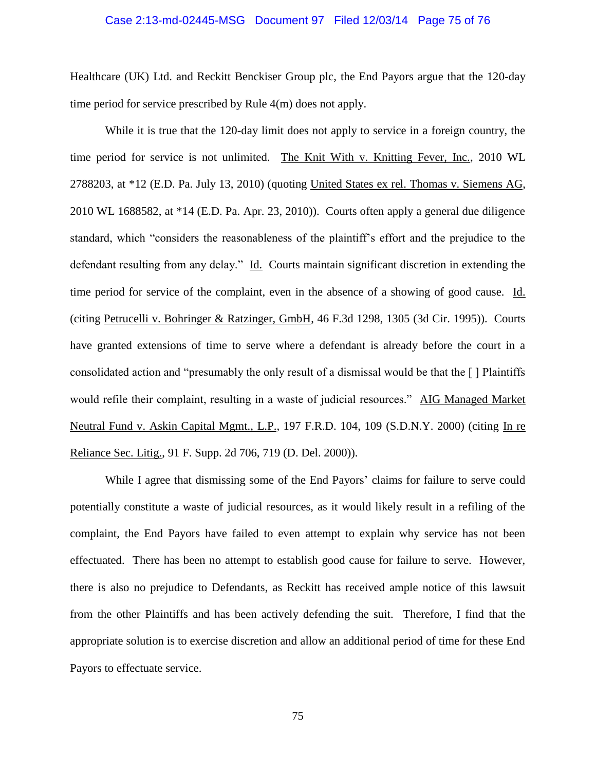Healthcare (UK) Ltd. and Reckitt Benckiser Group plc, the End Payors argue that the 120-day time period for service prescribed by Rule 4(m) does not apply.

While it is true that the 120-day limit does not apply to service in a foreign country, the time period for service is not unlimited. The Knit With v. Knitting Fever, Inc., 2010 WL 2788203, at *12 (E.D. Pa. July 13, 2010) (quoting United States ex rel. Thomas v. Siemens AG, 2010 WL 1688582, at *14 (E.D. Pa. Apr. 23, 2010)). Courts often apply a general due diligence standard, which "considers the reasonableness of the plaintiff's effort and the prejudice to the defendant resulting from any delay." Id. Courts maintain significant discretion in extending the time period for service of the complaint, even in the absence of a showing of good cause. Id. (citing Petrucelli v. Bohringer & Ratzinger, GmbH, 46 F.3d 1298, 1305 (3d Cir. 1995)). Courts have granted extensions of time to serve where a defendant is already before the court in a consolidated action and "presumably the only result of a dismissal would be that the [ ] Plaintiffs would refile their complaint, resulting in a waste of judicial resources." AIG Managed Market Neutral Fund v. Askin Capital Mgmt., L.P., 197 F.R.D. 104, 109 (S.D.N.Y. 2000) (citing In re Reliance Sec. Litig., 91 F. Supp. 2d 706, 719 (D. Del. 2000)).

While I agree that dismissing some of the End Payors' claims for failure to serve could potentially constitute a waste of judicial resources, as it would likely result in a refiling of the complaint, the End Payors have failed to even attempt to explain why service has not been effectuated. There has been no attempt to establish good cause for failure to serve. However, there is also no prejudice to Defendants, as Reckitt has received ample notice of this lawsuit from the other Plaintiffs and has been actively defending the suit. Therefore, I find that the appropriate solution is to exercise discretion and allow an additional period of time for these End Payors to effectuate service.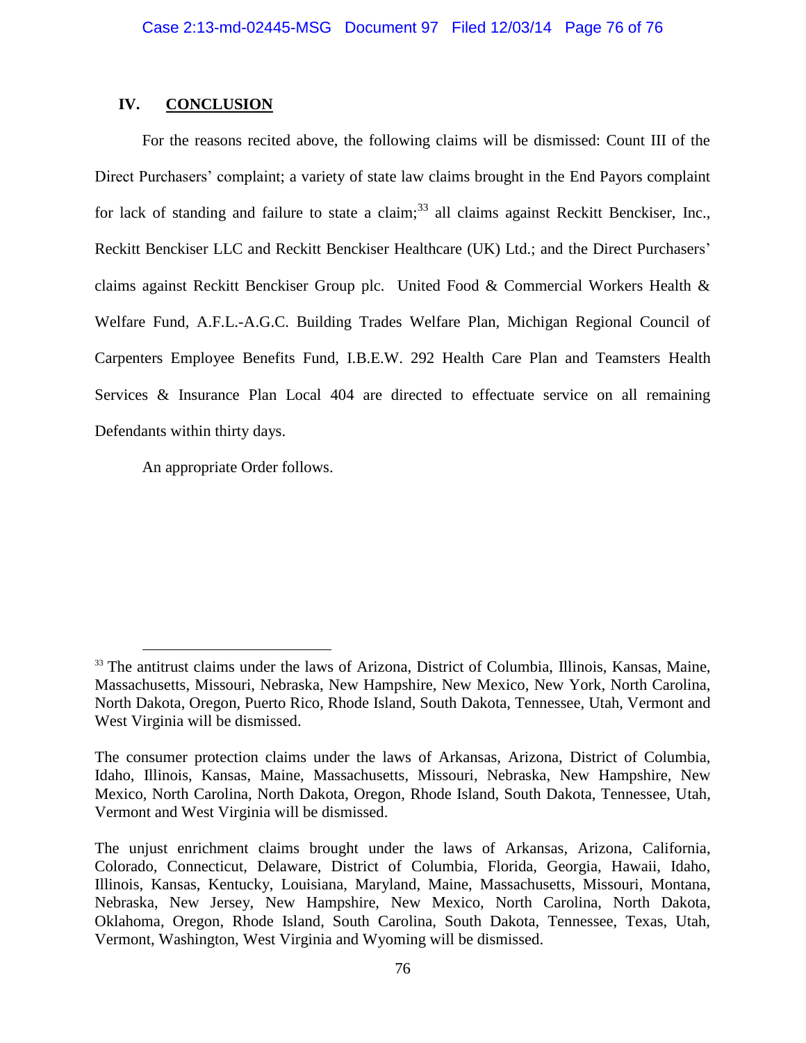## IV. CONCLUSION

For the reasons recited above, the following claims will be dismissed: Count III of the Direct Purchasers' complaint; a variety of state law claims brought in the End Payors complaint for lack of standing and failure to state a claim;[33] all claims against Reckitt Benckiser, Inc., Reckitt Benckiser LLC and Reckitt Benckiser Healthcare (UK) Ltd.; and the Direct Purchasers' claims against Reckitt Benckiser Group plc. United Food & Commercial Workers Health & Welfare Fund, A.F.L.-A.G.C. Building Trades Welfare Plan, Michigan Regional Council of Carpenters Employee Benefits Fund, I.B.E.W. 292 Health Care Plan and Teamsters Health Services & Insurance Plan Local 404 are directed to effectuate service on all remaining Defendants within thirty days.

An appropriate Order follows.

---

[33] The antitrust claims under the laws of Arizona, District of Columbia, Illinois, Kansas, Maine, Massachusetts, Missouri, Nebraska, New Hampshire, New Mexico, New York, North Carolina, North Dakota, Oregon, Puerto Rico, Rhode Island, South Dakota, Tennessee, Utah, Vermont and West Virginia will be dismissed.

The consumer protection claims under the laws of Arkansas, Arizona, District of Columbia, Idaho, Illinois, Kansas, Maine, Massachusetts, Missouri, Nebraska, New Hampshire, New Mexico, North Carolina, North Dakota, Oregon, Rhode Island, South Dakota, Tennessee, Utah, Vermont and West Virginia will be dismissed.

The unjust enrichment claims brought under the laws of Arkansas, Arizona, California, Colorado, Connecticut, Delaware, District of Columbia, Florida, Georgia, Hawaii, Idaho, Illinois, Kansas, Kentucky, Louisiana, Maryland, Maine, Massachusetts, Missouri, Montana, Nebraska, New Jersey, New Hampshire, New Mexico, North Carolina, North Dakota, Oklahoma, Oregon, Rhode Island, South Carolina, South Dakota, Tennessee, Texas, Utah, Vermont, Washington, West Virginia and Wyoming will be dismissed.